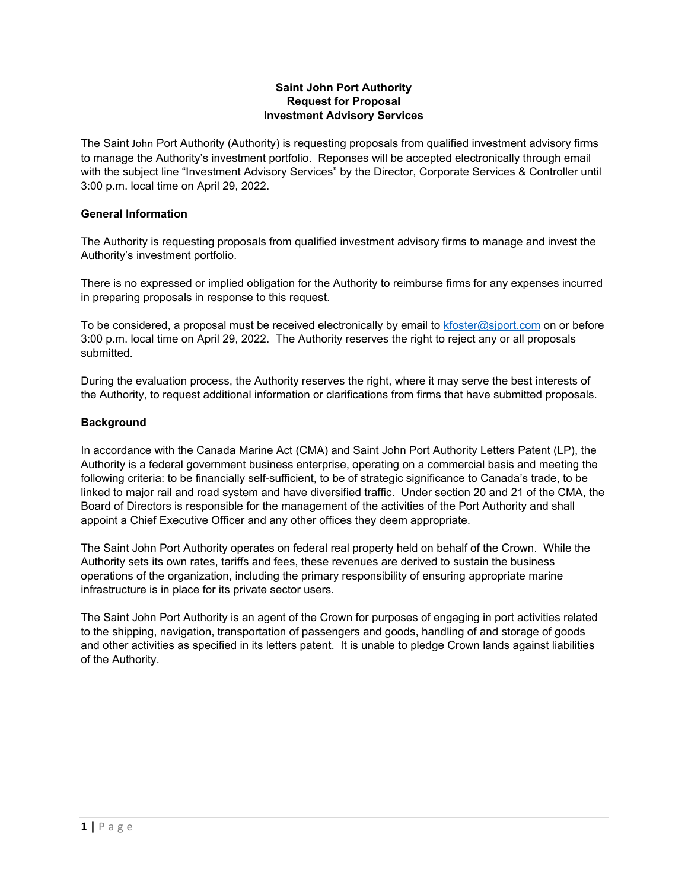**Saint John Port Authority**
**Request for Proposal**
**Investment Advisory Services**

The Saint John Port Authority (Authority) is requesting proposals from qualified investment advisory firms to manage the Authority's investment portfolio. Reponses will be accepted electronically through email with the subject line "Investment Advisory Services" by the Director, Corporate Services & Controller until 3:00 p.m. local time on April 29, 2022.

## General Information

The Authority is requesting proposals from qualified investment advisory firms to manage and invest the Authority's investment portfolio.

There is no expressed or implied obligation for the Authority to reimburse firms for any expenses incurred in preparing proposals in response to this request.

To be considered, a proposal must be received electronically by email to kfoster@sjport.com on or before 3:00 p.m. local time on April 29, 2022. The Authority reserves the right to reject any or all proposals submitted.

During the evaluation process, the Authority reserves the right, where it may serve the best interests of the Authority, to request additional information or clarifications from firms that have submitted proposals.

## Background

In accordance with the Canada Marine Act (CMA) and Saint John Port Authority Letters Patent (LP), the Authority is a federal government business enterprise, operating on a commercial basis and meeting the following criteria: to be financially self-sufficient, to be of strategic significance to Canada's trade, to be linked to major rail and road system and have diversified traffic. Under section 20 and 21 of the CMA, the Board of Directors is responsible for the management of the activities of the Port Authority and shall appoint a Chief Executive Officer and any other offices they deem appropriate.

The Saint John Port Authority operates on federal real property held on behalf of the Crown. While the Authority sets its own rates, tariffs and fees, these revenues are derived to sustain the business operations of the organization, including the primary responsibility of ensuring appropriate marine infrastructure is in place for its private sector users.

The Saint John Port Authority is an agent of the Crown for purposes of engaging in port activities related to the shipping, navigation, transportation of passengers and goods, handling of and storage of goods and other activities as specified in its letters patent. It is unable to pledge Crown lands against liabilities of the Authority.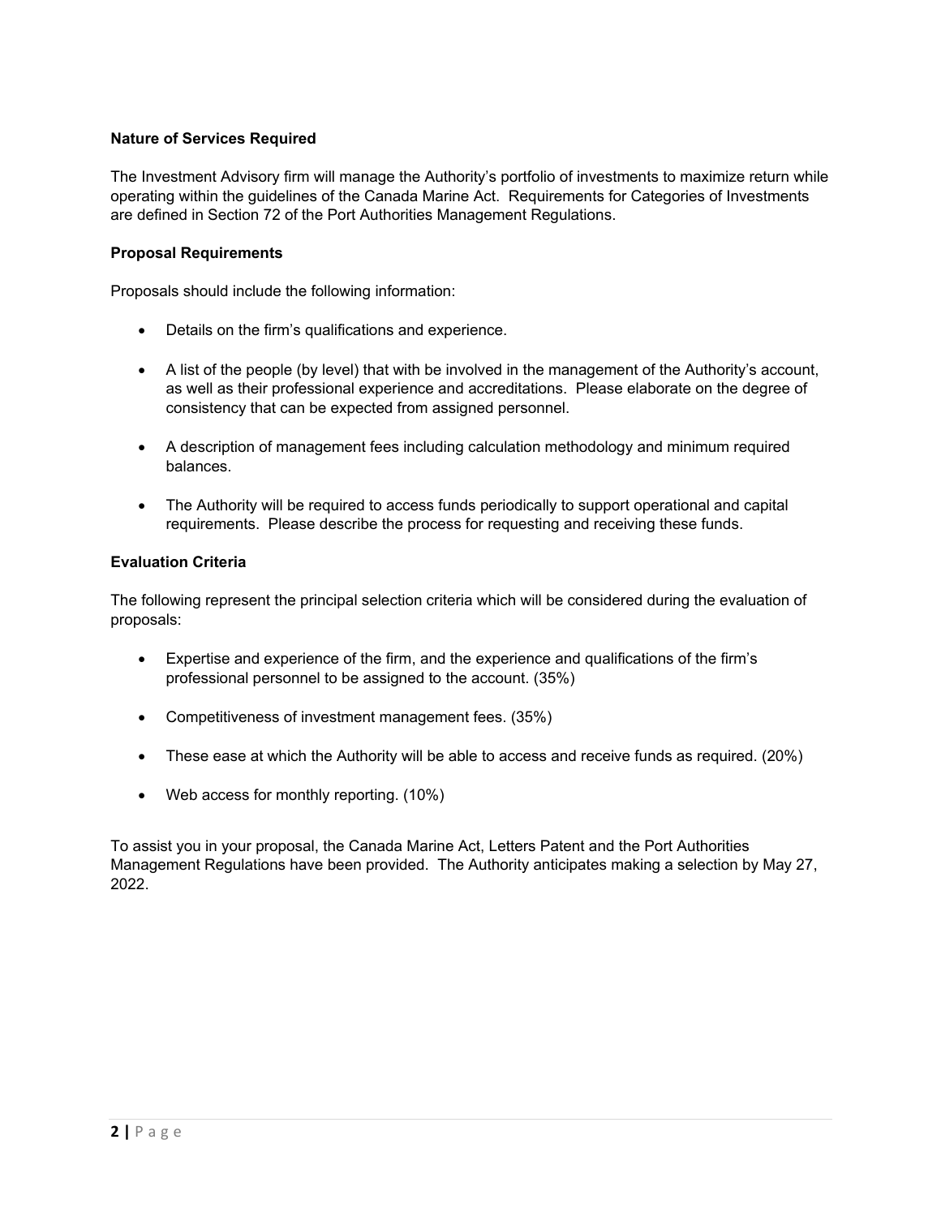**Nature of Services Required**

The Investment Advisory firm will manage the Authority's portfolio of investments to maximize return while operating within the guidelines of the Canada Marine Act. Requirements for Categories of Investments are defined in Section 72 of the Port Authorities Management Regulations.

**Proposal Requirements**

Proposals should include the following information:

- Details on the firm's qualifications and experience.
- A list of the people (by level) that with be involved in the management of the Authority's account, as well as their professional experience and accreditations. Please elaborate on the degree of consistency that can be expected from assigned personnel.
- A description of management fees including calculation methodology and minimum required balances.
- The Authority will be required to access funds periodically to support operational and capital requirements. Please describe the process for requesting and receiving these funds.

**Evaluation Criteria**

The following represent the principal selection criteria which will be considered during the evaluation of proposals:

- Expertise and experience of the firm, and the experience and qualifications of the firm's professional personnel to be assigned to the account. (35%)
- Competitiveness of investment management fees. (35%)
- These ease at which the Authority will be able to access and receive funds as required. (20%)
- Web access for monthly reporting. (10%)

To assist you in your proposal, the Canada Marine Act, Letters Patent and the Port Authorities Management Regulations have been provided. The Authority anticipates making a selection by May 27, 2022.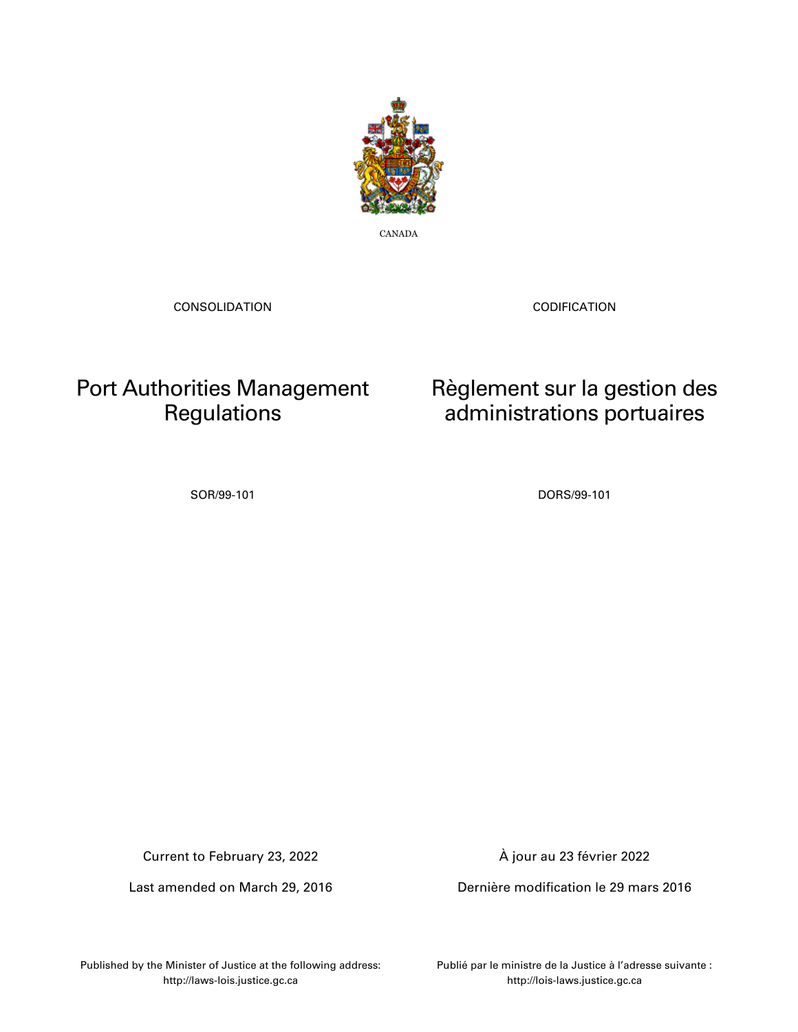CANADA

CONSOLIDATION

CODIFICATION

# Port Authorities Management Regulations

# Règlement sur la gestion des administrations portuaires

SOR/99-101

DORS/99-101

Current to February 23, 2022

À jour au 23 février 2022

Last amended on March 29, 2016

Dernière modification le 29 mars 2016

Published by the Minister of Justice at the following address: http://laws-lois.justice.gc.ca

Publié par le ministre de la Justice à l'adresse suivante : http://lois-laws.justice.gc.ca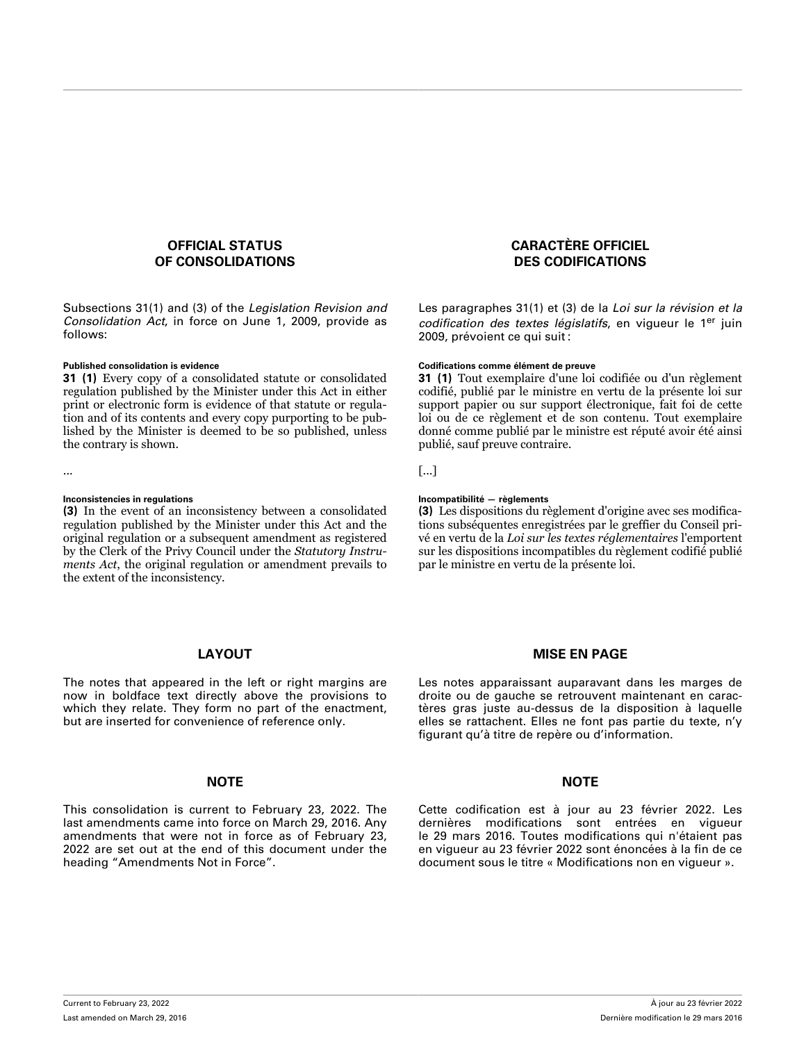## OFFICIAL STATUS OF CONSOLIDATIONS

Subsections 31(1) and (3) of the *Legislation Revision and Consolidation Act*, in force on June 1, 2009, provide as follows:

**Published consolidation is evidence**

**31 (1)** Every copy of a consolidated statute or consolidated regulation published by the Minister under this Act in either print or electronic form is evidence of that statute or regulation and of its contents and every copy purporting to be published by the Minister is deemed to be so published, unless the contrary is shown.

...

**Inconsistencies in regulations**

**(3)** In the event of an inconsistency between a consolidated regulation published by the Minister under this Act and the original regulation or a subsequent amendment as registered by the Clerk of the Privy Council under the *Statutory Instruments Act*, the original regulation or amendment prevails to the extent of the inconsistency.

## LAYOUT

The notes that appeared in the left or right margins are now in boldface text directly above the provisions to which they relate. They form no part of the enactment, but are inserted for convenience of reference only.

## NOTE

This consolidation is current to February 23, 2022. The last amendments came into force on March 29, 2016. Any amendments that were not in force as of February 23, 2022 are set out at the end of this document under the heading “Amendments Not in Force”.

## CARACTÈRE OFFICIEL DES CODIFICATIONS

Les paragraphes 31(1) et (3) de la *Loi sur la révision et la codification des textes législatifs*, en vigueur le 1er juin 2009, prévoient ce qui suit :

**Codifications comme élément de preuve**

**31 (1)** Tout exemplaire d'une loi codifiée ou d'un règlement codifié, publié par le ministre en vertu de la présente loi sur support papier ou sur support électronique, fait foi de cette loi ou de ce règlement et de son contenu. Tout exemplaire donné comme publié par le ministre est réputé avoir été ainsi publié, sauf preuve contraire.

[...]

**Incompatibilité — règlements**

**(3)** Les dispositions du règlement d'origine avec ses modifications subséquentes enregistrées par le greffier du Conseil privé en vertu de la *Loi sur les textes réglementaires* l'emportent sur les dispositions incompatibles du règlement codifié publié par le ministre en vertu de la présente loi.

## MISE EN PAGE

Les notes apparaissant auparavant dans les marges de droite ou de gauche se retrouvent maintenant en caractères gras juste au-dessus de la disposition à laquelle elles se rattachent. Elles ne font pas partie du texte, n’y figurant qu’à titre de repère ou d’information.

## NOTE

Cette codification est à jour au 23 février 2022. Les dernières modifications sont entrées en vigueur le 29 mars 2016. Toutes modifications qui n'étaient pas en vigueur au 23 février 2022 sont énoncées à la fin de ce document sous le titre « Modifications non en vigueur ».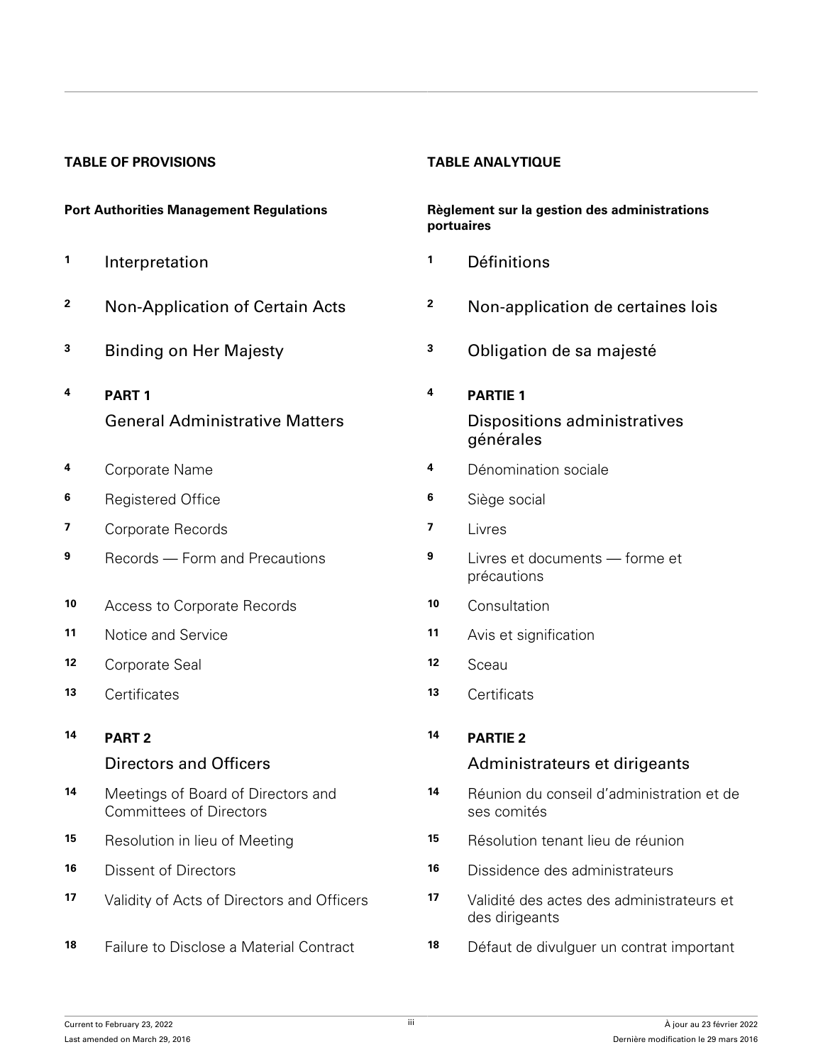## TABLE OF PROVISIONS

### Port Authorities Management Regulations

1 Interpretation

2 Non-Application of Certain Acts

3 Binding on Her Majesty

4 **PART 1**

General Administrative Matters

4 Corporate Name

6 Registered Office

7 Corporate Records

9 Records — Form and Precautions

10 Access to Corporate Records

11 Notice and Service

12 Corporate Seal

13 Certificates

14 **PART 2**

Directors and Officers

14 Meetings of Board of Directors and Committees of Directors

15 Resolution in lieu of Meeting

16 Dissent of Directors

17 Validity of Acts of Directors and Officers

18 Failure to Disclose a Material Contract

## TABLE ANALYTIQUE

### Règlement sur la gestion des administrations portuaires

1 Définitions

2 Non-application de certaines lois

3 Obligation de sa majesté

4 **PARTIE 1**

Dispositions administratives générales

4 Dénomination sociale

6 Siège social

7 Livres

9 Livres et documents — forme et précautions

10 Consultation

11 Avis et signification

12 Sceau

13 Certificats

14 **PARTIE 2**

Administrateurs et dirigeants

14 Réunion du conseil d'administration et de ses comités

15 Résolution tenant lieu de réunion

16 Dissidence des administrateurs

17 Validité des actes des administrateurs et des dirigeants

18 Défaut de divulguer un contrat important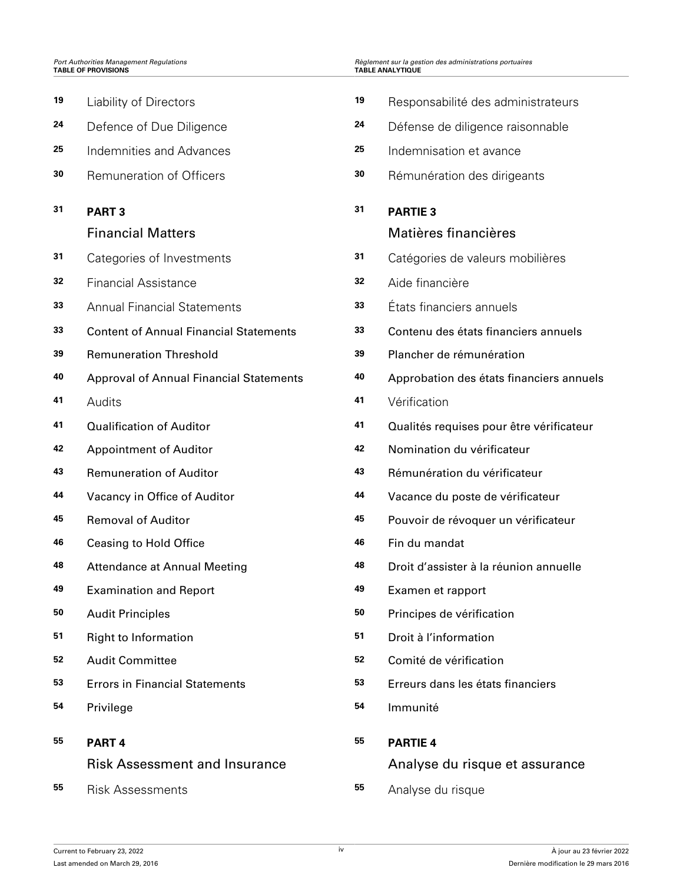| | | | |
|---|---|---|---|
| 19 | Liability of Directors | 19 | Responsabilité des administrateurs |
| 24 | Defence of Due Diligence | 24 | Défense de diligence raisonnable |
| 25 | Indemnities and Advances | 25 | Indemnisation et avance |
| 30 | Remuneration of Officers | 30 | Rémunération des dirigeants |
| 31 | **PART 3** Financial Matters | 31 | **PARTIE 3** Matières financières |
| 31 | Categories of Investments | 31 | Catégories de valeurs mobilières |
| 32 | Financial Assistance | 32 | Aide financière |
| 33 | Annual Financial Statements | 33 | États financiers annuels |
| 33 | Content of Annual Financial Statements | 33 | Contenu des états financiers annuels |
| 39 | Remuneration Threshold | 39 | Plancher de rémunération |
| 40 | Approval of Annual Financial Statements | 40 | Approbation des états financiers annuels |
| 41 | Audits | 41 | Vérification |
| 41 | Qualification of Auditor | 41 | Qualités requises pour être vérificateur |
| 42 | Appointment of Auditor | 42 | Nomination du vérificateur |
| 43 | Remuneration of Auditor | 43 | Rémunération du vérificateur |
| 44 | Vacancy in Office of Auditor | 44 | Vacance du poste de vérificateur |
| 45 | Removal of Auditor | 45 | Pouvoir de révoquer un vérificateur |
| 46 | Ceasing to Hold Office | 46 | Fin du mandat |
| 48 | Attendance at Annual Meeting | 48 | Droit d'assister à la réunion annuelle |
| 49 | Examination and Report | 49 | Examen et rapport |
| 50 | Audit Principles | 50 | Principes de vérification |
| 51 | Right to Information | 51 | Droit à l'information |
| 52 | Audit Committee | 52 | Comité de vérification |
| 53 | Errors in Financial Statements | 53 | Erreurs dans les états financiers |
| 54 | Privilege | 54 | Immunité |
| 55 | **PART 4** Risk Assessment and Insurance | 55 | **PARTIE 4** Analyse du risque et assurance |
| 55 | Risk Assessments | 55 | Analyse du risque |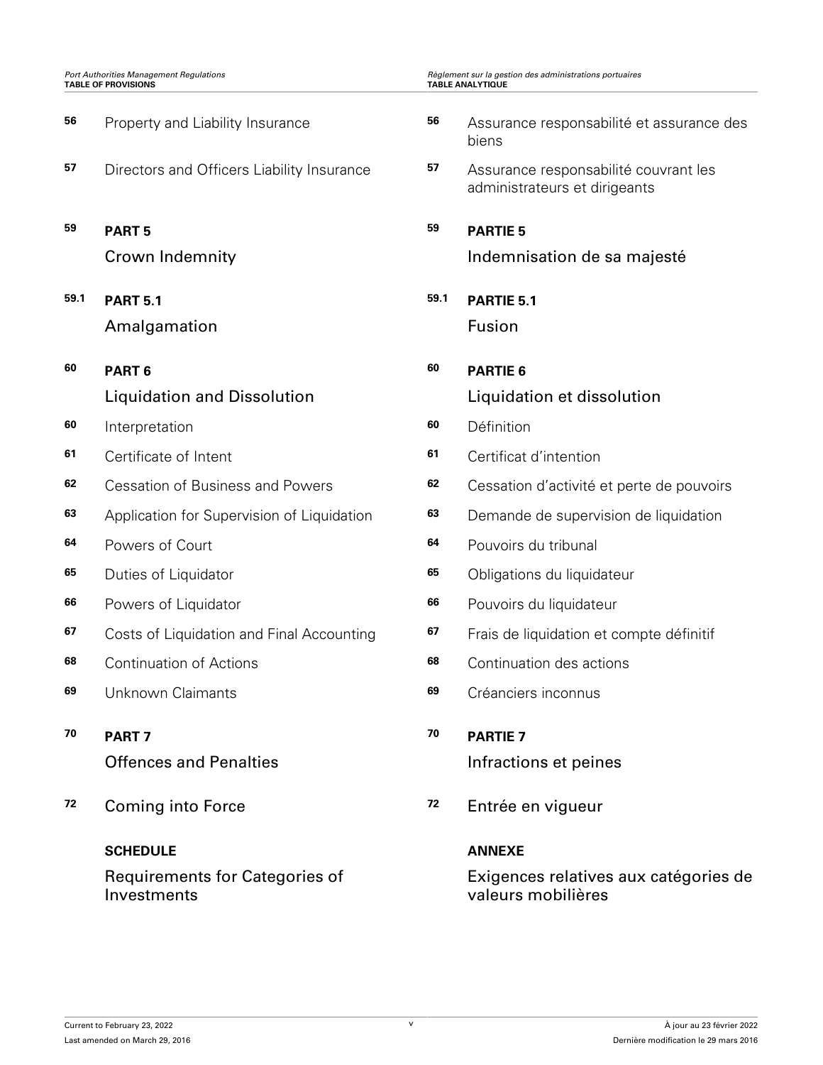| | | | |
|---|---|---|---|
| 56 | Property and Liability Insurance | 56 | Assurance responsabilité et assurance des biens |
| 57 | Directors and Officers Liability Insurance | 57 | Assurance responsabilité couvrant les administrateurs et dirigeants |
| 59 | **PART 5** Crown Indemnity | 59 | **PARTIE 5** Indemnisation de sa majesté |
| 59.1 | **PART 5.1** Amalgamation | 59.1 | **PARTIE 5.1** Fusion |
| 60 | **PART 6** Liquidation and Dissolution | 60 | **PARTIE 6** Liquidation et dissolution |
| 60 | Interpretation | 60 | Définition |
| 61 | Certificate of Intent | 61 | Certificat d’intention |
| 62 | Cessation of Business and Powers | 62 | Cessation d’activité et perte de pouvoirs |
| 63 | Application for Supervision of Liquidation | 63 | Demande de supervision de liquidation |
| 64 | Powers of Court | 64 | Pouvoirs du tribunal |
| 65 | Duties of Liquidator | 65 | Obligations du liquidateur |
| 66 | Powers of Liquidator | 66 | Pouvoirs du liquidateur |
| 67 | Costs of Liquidation and Final Accounting | 67 | Frais de liquidation et compte définitif |
| 68 | Continuation of Actions | 68 | Continuation des actions |
| 69 | Unknown Claimants | 69 | Créanciers inconnus |
| 70 | **PART 7** Offences and Penalties | 70 | **PARTIE 7** Infractions et peines |
| 72 | Coming into Force | 72 | Entrée en vigueur |
| | **SCHEDULE** Requirements for Categories of Investments | | **ANNEXE** Exigences relatives aux catégories de valeurs mobilières |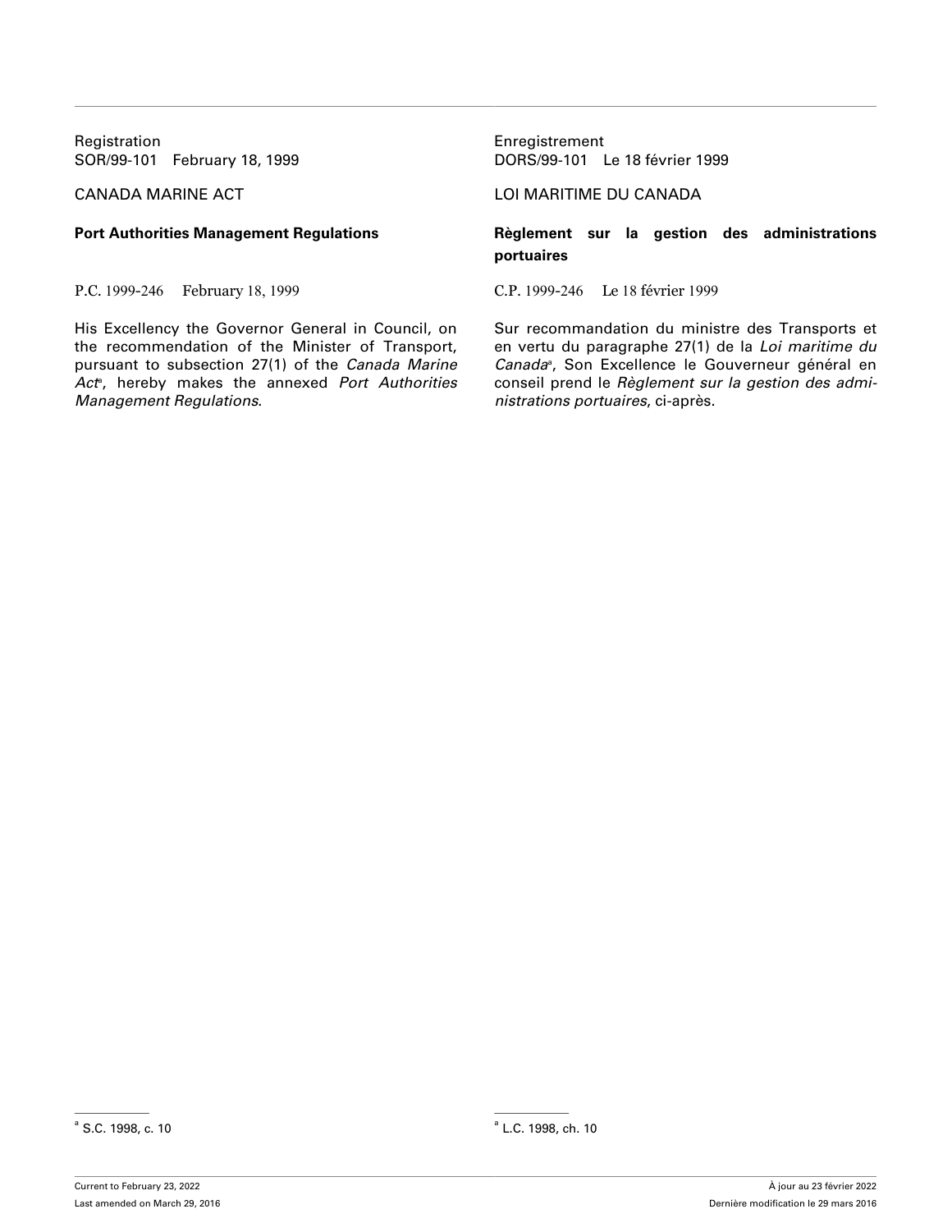Registration
SOR/99-101 February 18, 1999

CANADA MARINE ACT

**Port Authorities Management Regulations**

P.C. 1999-246 February 18, 1999

His Excellency the Governor General in Council, on the recommendation of the Minister of Transport, pursuant to subsection 27(1) of the *Canada Marine Act*[a], hereby makes the annexed *Port Authorities Management Regulations*.

[a] S.C. 1998, c. 10

Enregistrement
DORS/99-101 Le 18 février 1999

LOI MARITIME DU CANADA

**Règlement sur la gestion des administrations portuaires**

C.P. 1999-246 Le 18 février 1999

Sur recommandation du ministre des Transports et en vertu du paragraphe 27(1) de la *Loi maritime du Canada*[a], Son Excellence le Gouverneur général en conseil prend le *Règlement sur la gestion des administrations portuaires*, ci-après.

[a] L.C. 1998, ch. 10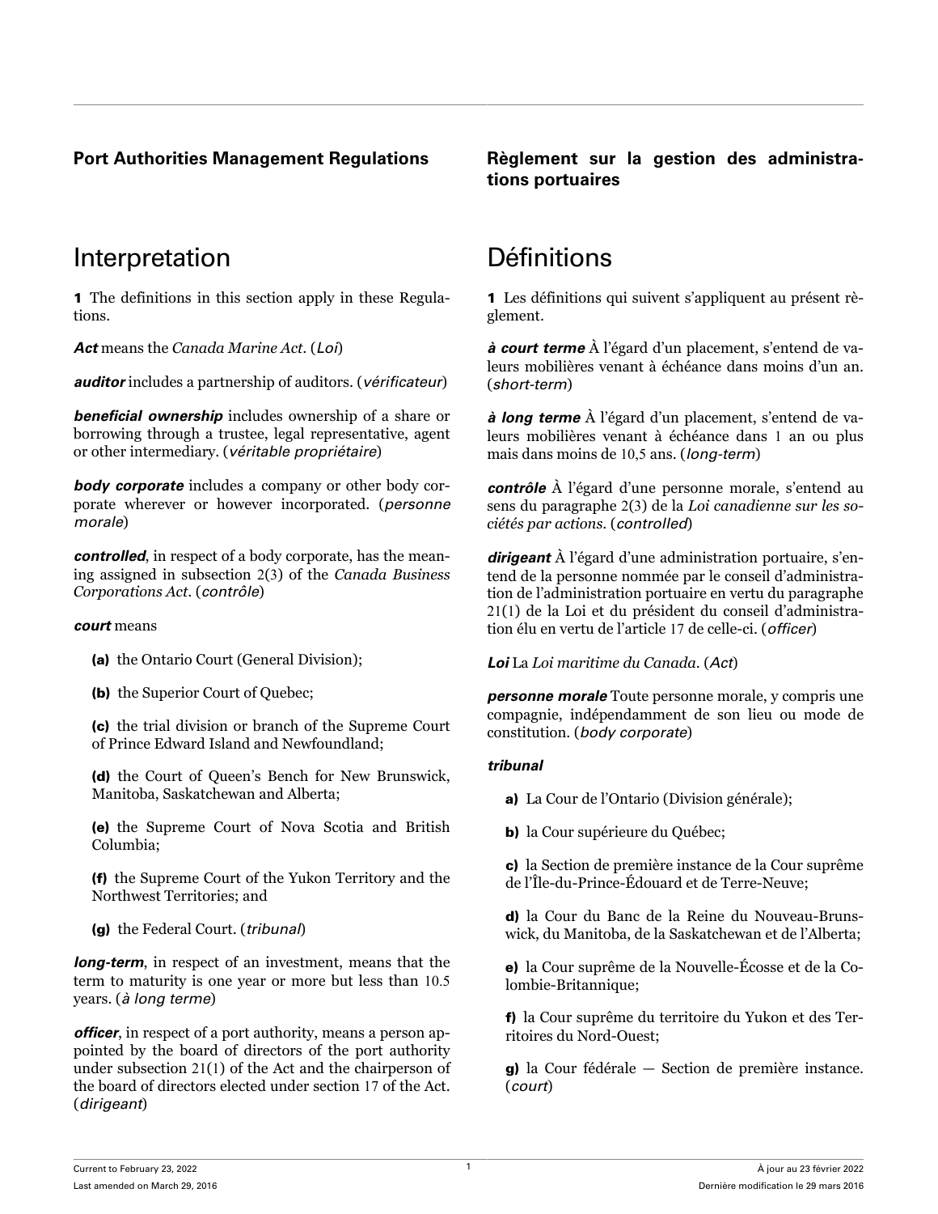**Port Authorities Management Regulations**

# Interpretation

**1** The definitions in this section apply in these Regulations.

***Act*** means the *Canada Marine Act*. (*Loi*)

***auditor*** includes a partnership of auditors. (*vérificateur*)

***beneficial ownership*** includes ownership of a share or borrowing through a trustee, legal representative, agent or other intermediary. (*véritable propriétaire*)

***body corporate*** includes a company or other body corporate wherever or however incorporated. (*personne morale*)

***controlled***, in respect of a body corporate, has the meaning assigned in subsection 2(3) of the *Canada Business Corporations Act*. (*contrôle*)

***court*** means

- **(a)** the Ontario Court (General Division);
- **(b)** the Superior Court of Quebec;
- **(c)** the trial division or branch of the Supreme Court of Prince Edward Island and Newfoundland;
- **(d)** the Court of Queen's Bench for New Brunswick, Manitoba, Saskatchewan and Alberta;
- **(e)** the Supreme Court of Nova Scotia and British Columbia;
- **(f)** the Supreme Court of the Yukon Territory and the Northwest Territories; and
- **(g)** the Federal Court. (*tribunal*)

***long-term***, in respect of an investment, means that the term to maturity is one year or more but less than 10.5 years. (*à long terme*)

***officer***, in respect of a port authority, means a person appointed by the board of directors of the port authority under subsection 21(1) of the Act and the chairperson of the board of directors elected under section 17 of the Act. (*dirigeant*)

**Règlement sur la gestion des administrations portuaires**

# Définitions

**1** Les définitions qui suivent s'appliquent au présent règlement.

***à court terme*** À l'égard d'un placement, s'entend de valeurs mobilières venant à échéance dans moins d'un an. (*short-term*)

***à long terme*** À l'égard d'un placement, s'entend de valeurs mobilières venant à échéance dans 1 an ou plus mais dans moins de 10,5 ans. (*long-term*)

***contrôle*** À l'égard d'une personne morale, s'entend au sens du paragraphe 2(3) de la *Loi canadienne sur les sociétés par actions*. (*controlled*)

***dirigeant*** À l'égard d'une administration portuaire, s'entend de la personne nommée par le conseil d'administration de l'administration portuaire en vertu du paragraphe 21(1) de la Loi et du président du conseil d'administration élu en vertu de l'article 17 de celle-ci. (*officer*)

***Loi*** La *Loi maritime du Canada*. (*Act*)

***personne morale*** Toute personne morale, y compris une compagnie, indépendamment de son lieu ou mode de constitution. (*body corporate*)

***tribunal***

- **a)** La Cour de l'Ontario (Division générale);
- **b)** la Cour supérieure du Québec;
- **c)** la Section de première instance de la Cour suprême de l'Île-du-Prince-Édouard et de Terre-Neuve;
- **d)** la Cour du Banc de la Reine du Nouveau-Brunswick, du Manitoba, de la Saskatchewan et de l'Alberta;
- **e)** la Cour suprême de la Nouvelle-Écosse et de la Colombie-Britannique;
- **f)** la Cour suprême du territoire du Yukon et des Territoires du Nord-Ouest;
- **g)** la Cour fédérale — Section de première instance. (*court*)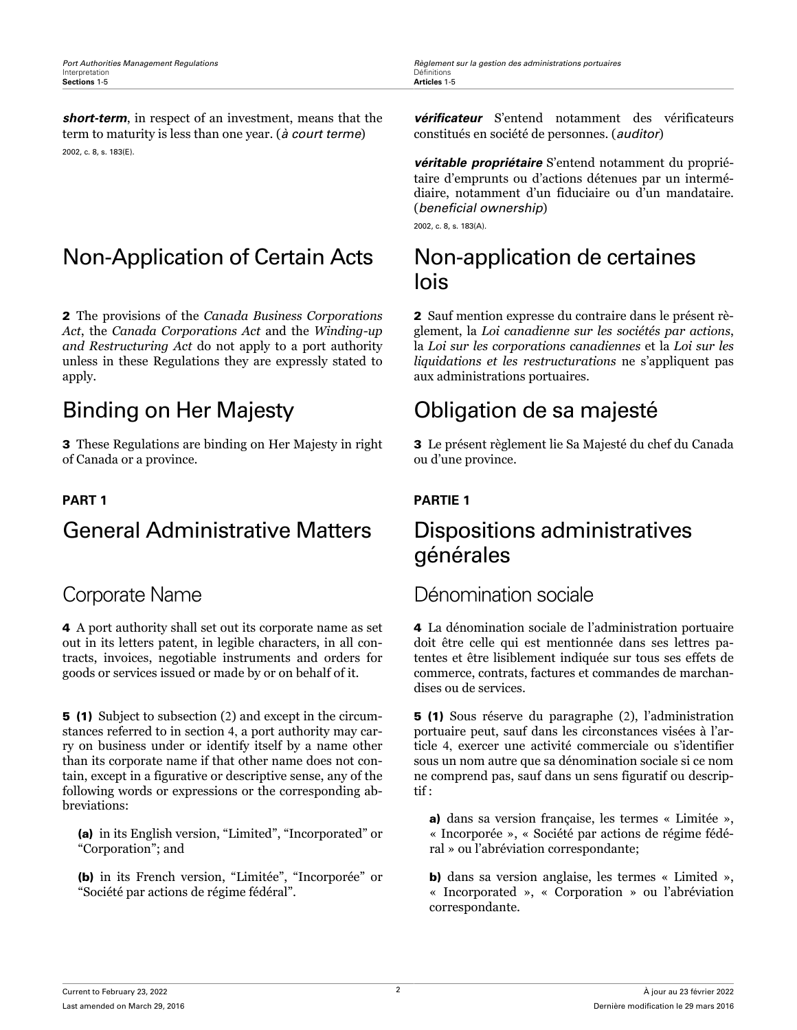***short-term***, in respect of an investment, means that the term to maturity is less than one year. (*à court terme*)

2002, c. 8, s. 183(E).

***vérificateur*** S’entend notamment des vérificateurs constitués en société de personnes. (*auditor*)

***véritable propriétaire*** S’entend notamment du propriétaire d’emprunts ou d’actions détenues par un intermédiaire, notamment d’un fiduciaire ou d’un mandataire. (*beneficial ownership*)

2002, c. 8, s. 183(A).

# Non-Application of Certain Acts

**2** The provisions of the *Canada Business Corporations Act*, the *Canada Corporations Act* and the *Winding-up and Restructuring Act* do not apply to a port authority unless in these Regulations they are expressly stated to apply.

# Non-application de certaines lois

**2** Sauf mention expresse du contraire dans le présent règlement, la *Loi canadienne sur les sociétés par actions*, la *Loi sur les corporations canadiennes* et la *Loi sur les liquidations et les restructurations* ne s’appliquent pas aux administrations portuaires.

# Binding on Her Majesty

**3** These Regulations are binding on Her Majesty in right of Canada or a province.

# Obligation de sa majesté

**3** Le présent règlement lie Sa Majesté du chef du Canada ou d’une province.

**PART 1**

# General Administrative Matters

## Corporate Name

**4** A port authority shall set out its corporate name as set out in its letters patent, in legible characters, in all contracts, invoices, negotiable instruments and orders for goods or services issued or made by or on behalf of it.

**5 (1)** Subject to subsection (2) and except in the circumstances referred to in section 4, a port authority may carry on business under or identify itself by a name other than its corporate name if that other name does not contain, except in a figurative or descriptive sense, any of the following words or expressions or the corresponding abbreviations:

**(a)** in its English version, “Limited”, “Incorporated” or “Corporation”; and

**(b)** in its French version, “Limitée”, “Incorporée” or “Société par actions de régime fédéral”.

**PARTIE 1**

# Dispositions administratives générales

## Dénomination sociale

**4** La dénomination sociale de l’administration portuaire doit être celle qui est mentionnée dans ses lettres patentes et être lisiblement indiquée sur tous ses effets de commerce, contrats, factures et commandes de marchandises ou de services.

**5 (1)** Sous réserve du paragraphe (2), l’administration portuaire peut, sauf dans les circonstances visées à l’article 4, exercer une activité commerciale ou s’identifier sous un nom autre que sa dénomination sociale si ce nom ne comprend pas, sauf dans un sens figuratif ou descriptif :

**a)** dans sa version française, les termes « Limitée », « Incorporée », « Société par actions de régime fédéral » ou l’abréviation correspondante;

**b)** dans sa version anglaise, les termes « Limited », « Incorporated », « Corporation » ou l’abréviation correspondante.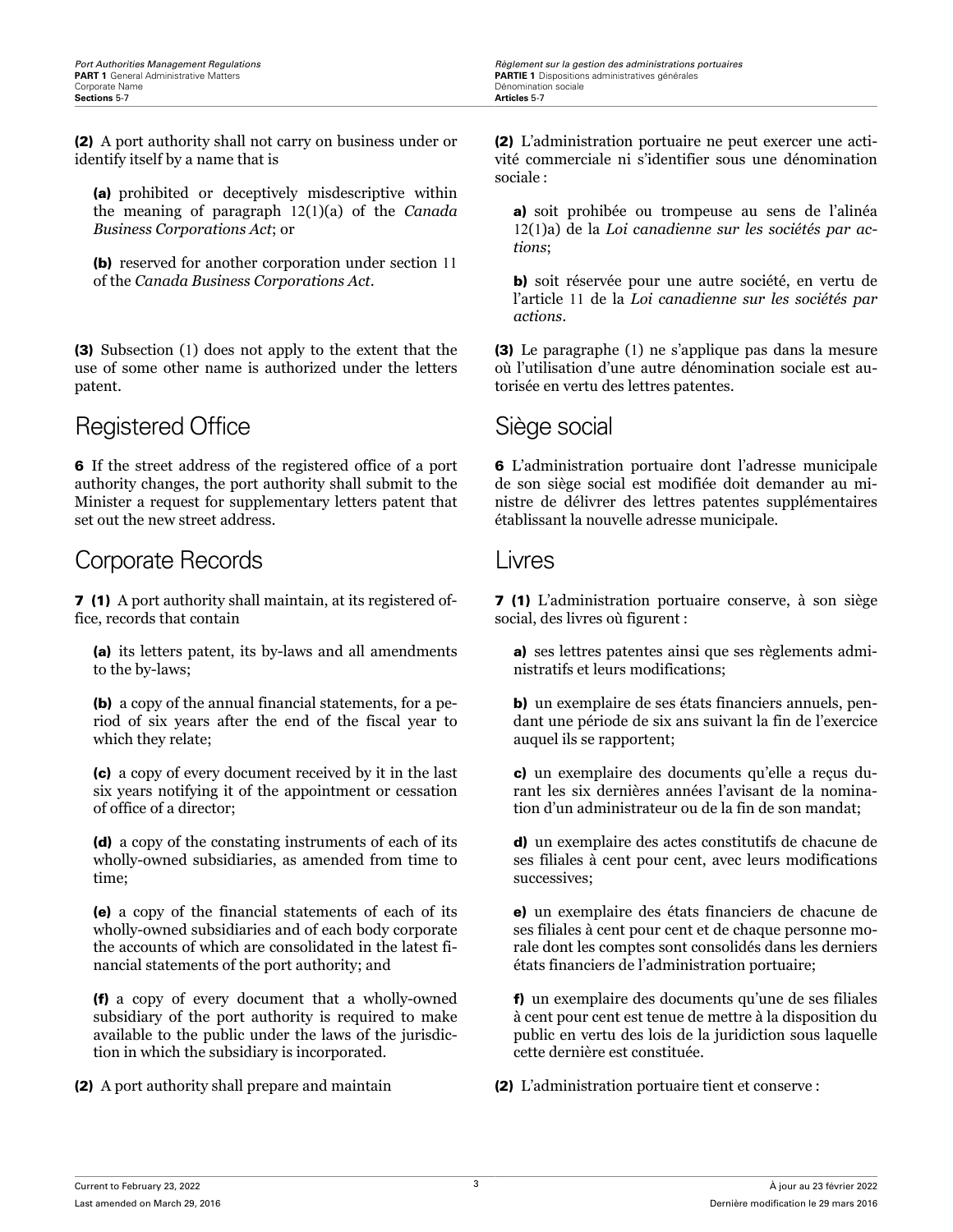**(2)** A port authority shall not carry on business under or identify itself by a name that is

**(a)** prohibited or deceptively misdescriptive within the meaning of paragraph 12(1)(a) of the *Canada Business Corporations Act*; or

**(b)** reserved for another corporation under section 11 of the *Canada Business Corporations Act*.

**(3)** Subsection (1) does not apply to the extent that the use of some other name is authorized under the letters patent.

## Registered Office

**6** If the street address of the registered office of a port authority changes, the port authority shall submit to the Minister a request for supplementary letters patent that set out the new street address.

## Corporate Records

**7 (1)** A port authority shall maintain, at its registered office, records that contain

**(a)** its letters patent, its by-laws and all amendments to the by-laws;

**(b)** a copy of the annual financial statements, for a period of six years after the end of the fiscal year to which they relate;

**(c)** a copy of every document received by it in the last six years notifying it of the appointment or cessation of office of a director;

**(d)** a copy of the constating instruments of each of its wholly-owned subsidiaries, as amended from time to time;

**(e)** a copy of the financial statements of each of its wholly-owned subsidiaries and of each body corporate the accounts of which are consolidated in the latest financial statements of the port authority; and

**(f)** a copy of every document that a wholly-owned subsidiary of the port authority is required to make available to the public under the laws of the jurisdiction in which the subsidiary is incorporated.

**(2)** A port authority shall prepare and maintain

**(2)** L'administration portuaire ne peut exercer une activité commerciale ni s'identifier sous une dénomination sociale :

**a)** soit prohibée ou trompeuse au sens de l'alinéa 12(1)a) de la *Loi canadienne sur les sociétés par actions*;

**b)** soit réservée pour une autre société, en vertu de l'article 11 de la *Loi canadienne sur les sociétés par actions*.

**(3)** Le paragraphe (1) ne s'applique pas dans la mesure où l'utilisation d'une autre dénomination sociale est autorisée en vertu des lettres patentes.

## Siège social

**6** L'administration portuaire dont l'adresse municipale de son siège social est modifiée doit demander au ministre de délivrer des lettres patentes supplémentaires établissant la nouvelle adresse municipale.

## Livres

**7 (1)** L'administration portuaire conserve, à son siège social, des livres où figurent :

**a)** ses lettres patentes ainsi que ses règlements administratifs et leurs modifications;

**b)** un exemplaire de ses états financiers annuels, pendant une période de six ans suivant la fin de l'exercice auquel ils se rapportent;

**c)** un exemplaire des documents qu'elle a reçus durant les six dernières années l'avisant de la nomination d'un administrateur ou de la fin de son mandat;

**d)** un exemplaire des actes constitutifs de chacune de ses filiales à cent pour cent, avec leurs modifications successives;

**e)** un exemplaire des états financiers de chacune de ses filiales à cent pour cent et de chaque personne morale dont les comptes sont consolidés dans les derniers états financiers de l'administration portuaire;

**f)** un exemplaire des documents qu'une de ses filiales à cent pour cent est tenue de mettre à la disposition du public en vertu des lois de la juridiction sous laquelle cette dernière est constituée.

**(2)** L'administration portuaire tient et conserve :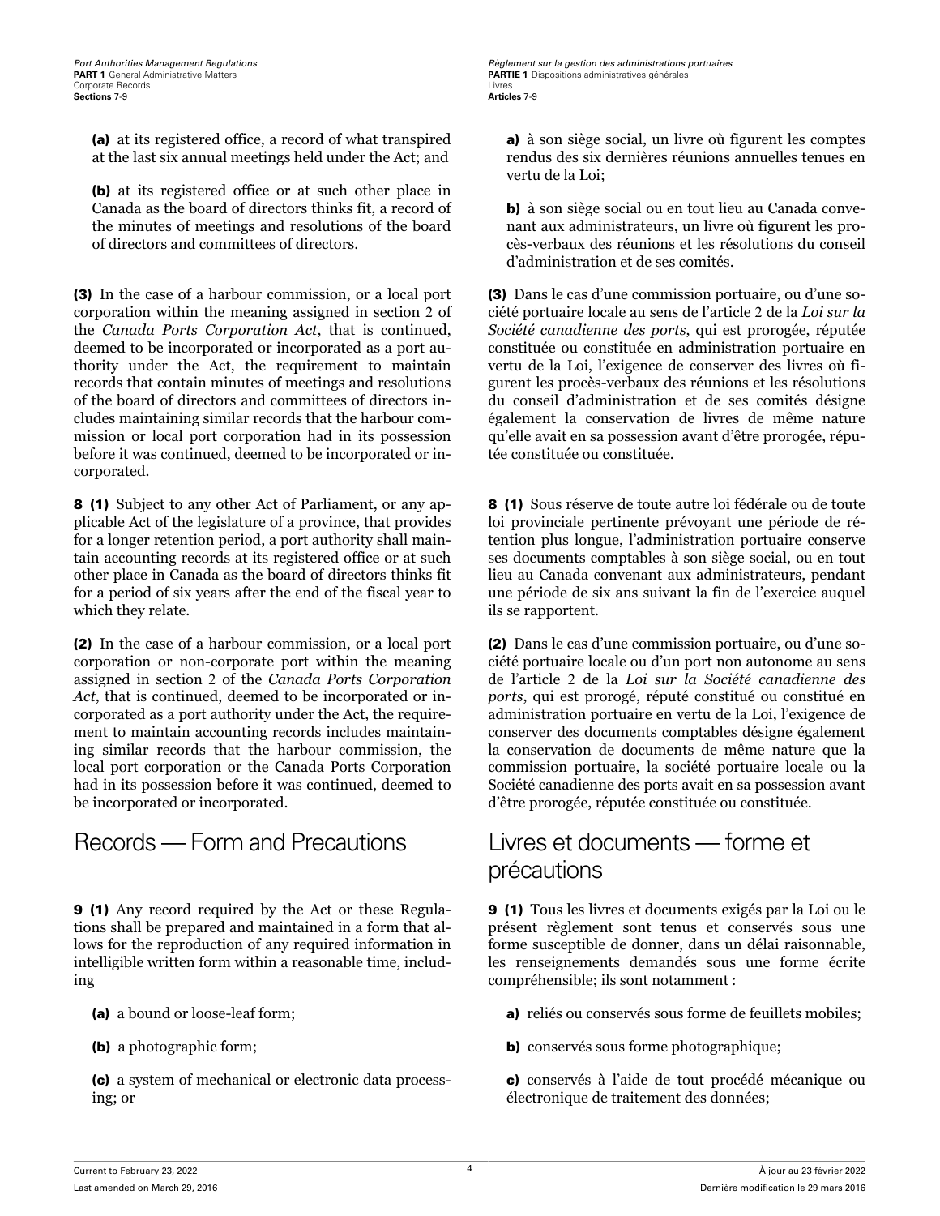**(a)** at its registered office, a record of what transpired at the last six annual meetings held under the Act; and

**(b)** at its registered office or at such other place in Canada as the board of directors thinks fit, a record of the minutes of meetings and resolutions of the board of directors and committees of directors.

**(3)** In the case of a harbour commission, or a local port corporation within the meaning assigned in section 2 of the *Canada Ports Corporation Act*, that is continued, deemed to be incorporated or incorporated as a port authority under the Act, the requirement to maintain records that contain minutes of meetings and resolutions of the board of directors and committees of directors includes maintaining similar records that the harbour commission or local port corporation had in its possession before it was continued, deemed to be incorporated or incorporated.

**8 (1)** Subject to any other Act of Parliament, or any applicable Act of the legislature of a province, that provides for a longer retention period, a port authority shall maintain accounting records at its registered office or at such other place in Canada as the board of directors thinks fit for a period of six years after the end of the fiscal year to which they relate.

**(2)** In the case of a harbour commission, or a local port corporation or non-corporate port within the meaning assigned in section 2 of the *Canada Ports Corporation Act*, that is continued, deemed to be incorporated or incorporated as a port authority under the Act, the requirement to maintain accounting records includes maintaining similar records that the harbour commission, the local port corporation or the Canada Ports Corporation had in its possession before it was continued, deemed to be incorporated or incorporated.

## Records — Form and Precautions

**9 (1)** Any record required by the Act or these Regulations shall be prepared and maintained in a form that allows for the reproduction of any required information in intelligible written form within a reasonable time, including

**(a)** a bound or loose-leaf form;

**(b)** a photographic form;

**(c)** a system of mechanical or electronic data processing; or

**a)** à son siège social, un livre où figurent les comptes rendus des six dernières réunions annuelles tenues en vertu de la Loi;

**b)** à son siège social ou en tout lieu au Canada convenant aux administrateurs, un livre où figurent les procès-verbaux des réunions et les résolutions du conseil d’administration et de ses comités.

**(3)** Dans le cas d’une commission portuaire, ou d’une société portuaire locale au sens de l’article 2 de la *Loi sur la Société canadienne des ports*, qui est prorogée, réputée constituée ou constituée en administration portuaire en vertu de la Loi, l’exigence de conserver des livres où figurent les procès-verbaux des réunions et les résolutions du conseil d’administration et de ses comités désigne également la conservation de livres de même nature qu’elle avait en sa possession avant d’être prorogée, réputée constituée ou constituée.

**8 (1)** Sous réserve de toute autre loi fédérale ou de toute loi provinciale pertinente prévoyant une période de rétention plus longue, l’administration portuaire conserve ses documents comptables à son siège social, ou en tout lieu au Canada convenant aux administrateurs, pendant une période de six ans suivant la fin de l’exercice auquel ils se rapportent.

**(2)** Dans le cas d’une commission portuaire, ou d’une société portuaire locale ou d’un port non autonome au sens de l’article 2 de la *Loi sur la Société canadienne des ports*, qui est prorogé, réputé constitué ou constitué en administration portuaire en vertu de la Loi, l’exigence de conserver des documents comptables désigne également la conservation de documents de même nature que la commission portuaire, la société portuaire locale ou la Société canadienne des ports avait en sa possession avant d’être prorogée, réputée constituée ou constituée.

## Livres et documents — forme et précautions

**9 (1)** Tous les livres et documents exigés par la Loi ou le présent règlement sont tenus et conservés sous une forme susceptible de donner, dans un délai raisonnable, les renseignements demandés sous une forme écrite compréhensible; ils sont notamment :

**a)** reliés ou conservés sous forme de feuillets mobiles;

**b)** conservés sous forme photographique;

**c)** conservés à l’aide de tout procédé mécanique ou électronique de traitement des données;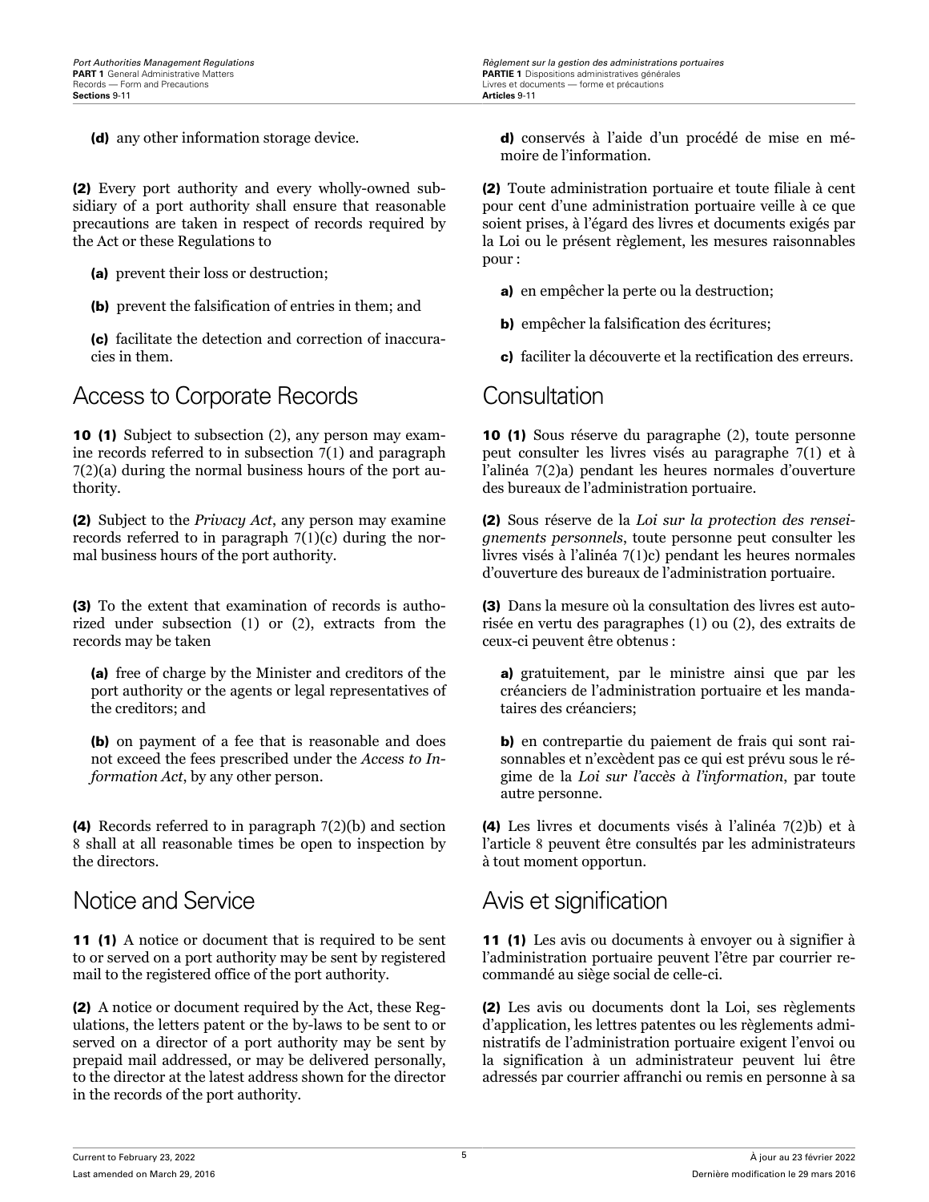**(d)** any other information storage device.

**(2)** Every port authority and every wholly-owned subsidiary of a port authority shall ensure that reasonable precautions are taken in respect of records required by the Act or these Regulations to

**(a)** prevent their loss or destruction;

**(b)** prevent the falsification of entries in them; and

**(c)** facilitate the detection and correction of inaccuracies in them.

## Access to Corporate Records

**10 (1)** Subject to subsection (2), any person may examine records referred to in subsection 7(1) and paragraph 7(2)(a) during the normal business hours of the port authority.

**(2)** Subject to the *Privacy Act*, any person may examine records referred to in paragraph 7(1)(c) during the normal business hours of the port authority.

**(3)** To the extent that examination of records is authorized under subsection (1) or (2), extracts from the records may be taken

**(a)** free of charge by the Minister and creditors of the port authority or the agents or legal representatives of the creditors; and

**(b)** on payment of a fee that is reasonable and does not exceed the fees prescribed under the *Access to Information Act*, by any other person.

**(4)** Records referred to in paragraph 7(2)(b) and section 8 shall at all reasonable times be open to inspection by the directors.

## Notice and Service

**11 (1)** A notice or document that is required to be sent to or served on a port authority may be sent by registered mail to the registered office of the port authority.

**(2)** A notice or document required by the Act, these Regulations, the letters patent or the by-laws to be sent to or served on a director of a port authority may be sent by prepaid mail addressed, or may be delivered personally, to the director at the latest address shown for the director in the records of the port authority.

**d)** conservés à l'aide d'un procédé de mise en mémoire de l'information.

**(2)** Toute administration portuaire et toute filiale à cent pour cent d'une administration portuaire veille à ce que soient prises, à l'égard des livres et documents exigés par la Loi ou le présent règlement, les mesures raisonnables pour :

**a)** en empêcher la perte ou la destruction;

**b)** empêcher la falsification des écritures;

**c)** faciliter la découverte et la rectification des erreurs.

## Consultation

**10 (1)** Sous réserve du paragraphe (2), toute personne peut consulter les livres visés au paragraphe 7(1) et à l'alinéa 7(2)a) pendant les heures normales d'ouverture des bureaux de l'administration portuaire.

**(2)** Sous réserve de la *Loi sur la protection des renseignements personnels*, toute personne peut consulter les livres visés à l'alinéa 7(1)c) pendant les heures normales d'ouverture des bureaux de l'administration portuaire.

**(3)** Dans la mesure où la consultation des livres est autorisée en vertu des paragraphes (1) ou (2), des extraits de ceux-ci peuvent être obtenus :

**a)** gratuitement, par le ministre ainsi que par les créanciers de l'administration portuaire et les mandataires des créanciers;

**b)** en contrepartie du paiement de frais qui sont raisonnables et n'excèdent pas ce qui est prévu sous le régime de la *Loi sur l'accès à l'information*, par toute autre personne.

**(4)** Les livres et documents visés à l'alinéa 7(2)b) et à l'article 8 peuvent être consultés par les administrateurs à tout moment opportun.

## Avis et signification

**11 (1)** Les avis ou documents à envoyer ou à signifier à l'administration portuaire peuvent l'être par courrier recommandé au siège social de celle-ci.

**(2)** Les avis ou documents dont la Loi, ses règlements d'application, les lettres patentes ou les règlements administratifs de l'administration portuaire exigent l'envoi ou la signification à un administrateur peuvent lui être adressés par courrier affranchi ou remis en personne à sa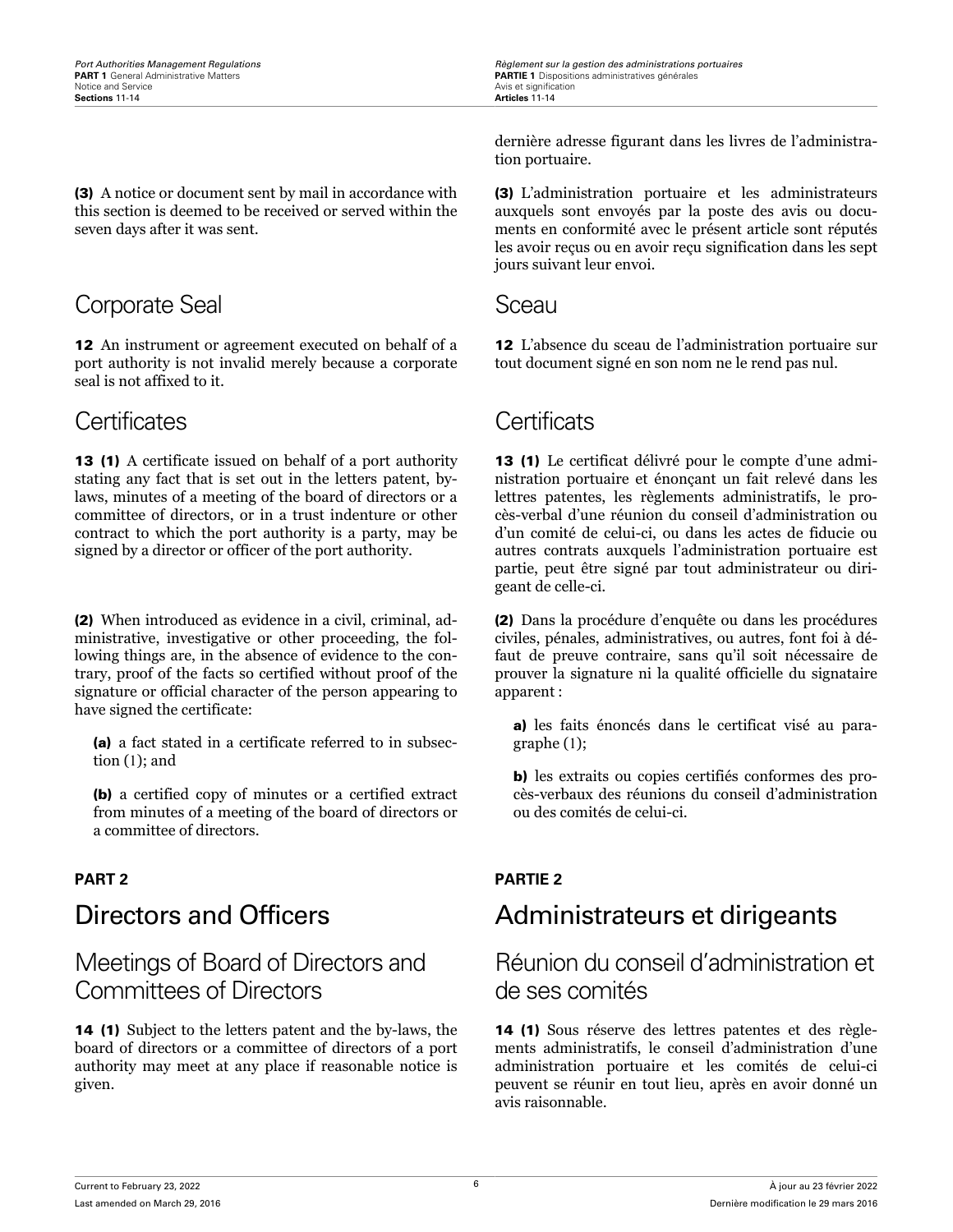dernière adresse figurant dans les livres de l’administration portuaire.

**(3)** A notice or document sent by mail in accordance with this section is deemed to be received or served within the seven days after it was sent.

**(3)** L’administration portuaire et les administrateurs auxquels sont envoyés par la poste des avis ou documents en conformité avec le présent article sont réputés les avoir reçus ou en avoir reçu signification dans les sept jours suivant leur envoi.

## Corporate Seal

**12** An instrument or agreement executed on behalf of a port authority is not invalid merely because a corporate seal is not affixed to it.

## Sceau

**12** L’absence du sceau de l’administration portuaire sur tout document signé en son nom ne le rend pas nul.

## Certificates

**13 (1)** A certificate issued on behalf of a port authority stating any fact that is set out in the letters patent, by-laws, minutes of a meeting of the board of directors or a committee of directors, or in a trust indenture or other contract to which the port authority is a party, may be signed by a director or officer of the port authority.

**(2)** When introduced as evidence in a civil, criminal, administrative, investigative or other proceeding, the following things are, in the absence of evidence to the contrary, proof of the facts so certified without proof of the signature or official character of the person appearing to have signed the certificate:

**(a)** a fact stated in a certificate referred to in subsection (1); and

**(b)** a certified copy of minutes or a certified extract from minutes of a meeting of the board of directors or a committee of directors.

## Certificats

**13 (1)** Le certificat délivré pour le compte d’une administration portuaire et énonçant un fait relevé dans les lettres patentes, les règlements administratifs, le procès-verbal d’une réunion du conseil d’administration ou d’un comité de celui-ci, ou dans les actes de fiducie ou autres contrats auxquels l’administration portuaire est partie, peut être signé par tout administrateur ou dirigeant de celle-ci.

**(2)** Dans la procédure d’enquête ou dans les procédures civiles, pénales, administratives, ou autres, font foi à défaut de preuve contraire, sans qu’il soit nécessaire de prouver la signature ni la qualité officielle du signataire apparent :

**a)** les faits énoncés dans le certificat visé au paragraphe (1);

**b)** les extraits ou copies certifiés conformes des procès-verbaux des réunions du conseil d’administration ou des comités de celui-ci.

**PART 2**

# Directors and Officers

## Meetings of Board of Directors and Committees of Directors

**14 (1)** Subject to the letters patent and the by-laws, the board of directors or a committee of directors of a port authority may meet at any place if reasonable notice is given.

**PARTIE 2**

# Administrateurs et dirigeants

## Réunion du conseil d’administration et de ses comités

**14 (1)** Sous réserve des lettres patentes et des règlements administratifs, le conseil d’administration d’une administration portuaire et les comités de celui-ci peuvent se réunir en tout lieu, après en avoir donné un avis raisonnable.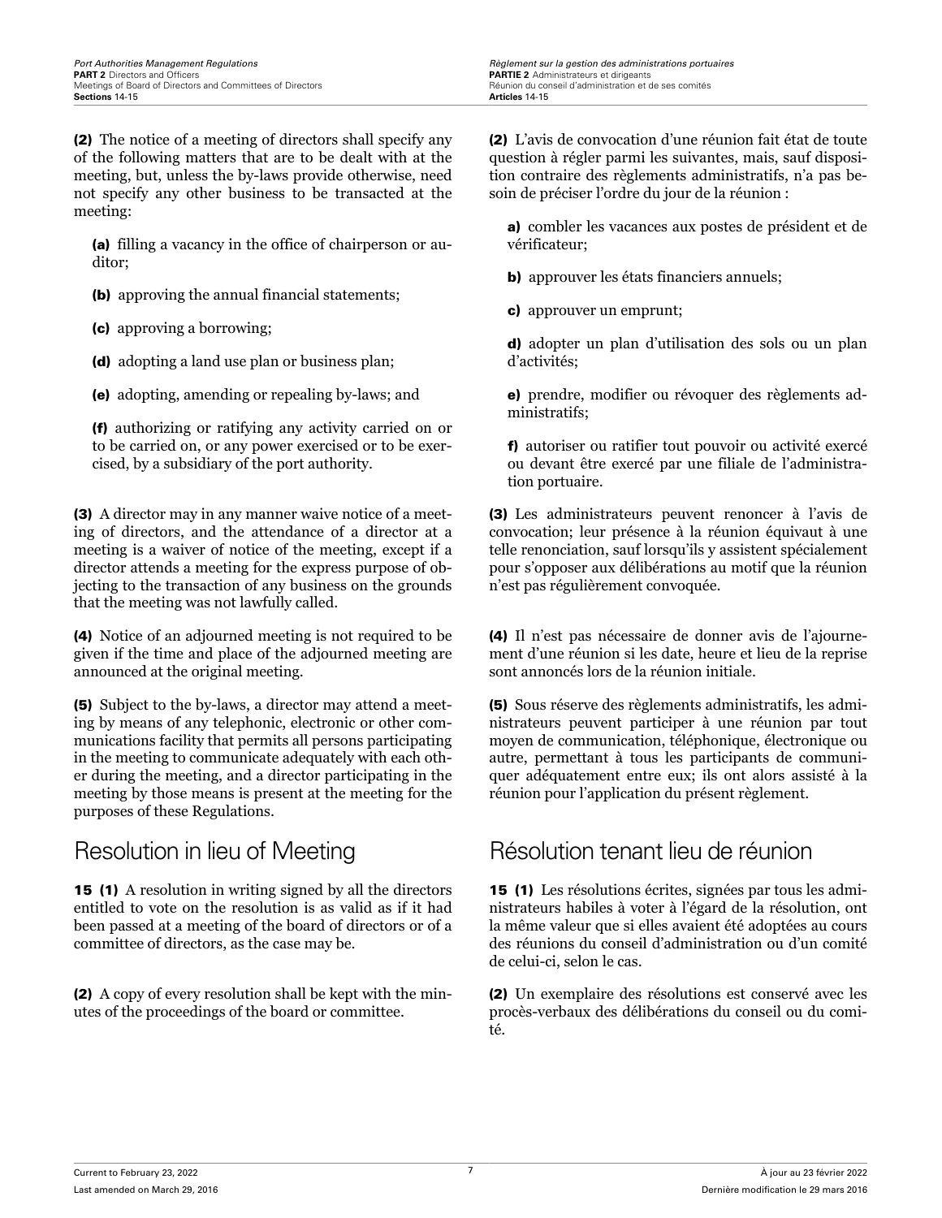**(2)** The notice of a meeting of directors shall specify any of the following matters that are to be dealt with at the meeting, but, unless the by-laws provide otherwise, need not specify any other business to be transacted at the meeting:

**(a)** filling a vacancy in the office of chairperson or auditor;

**(b)** approving the annual financial statements;

**(c)** approving a borrowing;

**(d)** adopting a land use plan or business plan;

**(e)** adopting, amending or repealing by-laws; and

**(f)** authorizing or ratifying any activity carried on or to be carried on, or any power exercised or to be exercised, by a subsidiary of the port authority.

**(3)** A director may in any manner waive notice of a meeting of directors, and the attendance of a director at a meeting is a waiver of notice of the meeting, except if a director attends a meeting for the express purpose of objecting to the transaction of any business on the grounds that the meeting was not lawfully called.

**(4)** Notice of an adjourned meeting is not required to be given if the time and place of the adjourned meeting are announced at the original meeting.

**(5)** Subject to the by-laws, a director may attend a meeting by means of any telephonic, electronic or other communications facility that permits all persons participating in the meeting to communicate adequately with each other during the meeting, and a director participating in the meeting by those means is present at the meeting for the purposes of these Regulations.

## Resolution in lieu of Meeting

**15 (1)** A resolution in writing signed by all the directors entitled to vote on the resolution is as valid as if it had been passed at a meeting of the board of directors or of a committee of directors, as the case may be.

**(2)** A copy of every resolution shall be kept with the minutes of the proceedings of the board or committee.

**(2)** L’avis de convocation d’une réunion fait état de toute question à régler parmi les suivantes, mais, sauf disposition contraire des règlements administratifs, n’a pas besoin de préciser l’ordre du jour de la réunion :

**a)** combler les vacances aux postes de président et de vérificateur;

**b)** approuver les états financiers annuels;

**c)** approuver un emprunt;

**d)** adopter un plan d’utilisation des sols ou un plan d’activités;

**e)** prendre, modifier ou révoquer des règlements administratifs;

**f)** autoriser ou ratifier tout pouvoir ou activité exercé ou devant être exercé par une filiale de l’administration portuaire.

**(3)** Les administrateurs peuvent renoncer à l’avis de convocation; leur présence à la réunion équivaut à une telle renonciation, sauf lorsqu’ils y assistent spécialement pour s’opposer aux délibérations au motif que la réunion n’est pas régulièrement convoquée.

**(4)** Il n’est pas nécessaire de donner avis de l’ajournement d’une réunion si les date, heure et lieu de la reprise sont annoncés lors de la réunion initiale.

**(5)** Sous réserve des règlements administratifs, les administrateurs peuvent participer à une réunion par tout moyen de communication, téléphonique, électronique ou autre, permettant à tous les participants de communiquer adéquatement entre eux; ils ont alors assisté à la réunion pour l’application du présent règlement.

## Résolution tenant lieu de réunion

**15 (1)** Les résolutions écrites, signées par tous les administrateurs habiles à voter à l’égard de la résolution, ont la même valeur que si elles avaient été adoptées au cours des réunions du conseil d’administration ou d’un comité de celui-ci, selon le cas.

**(2)** Un exemplaire des résolutions est conservé avec les procès-verbaux des délibérations du conseil ou du comité.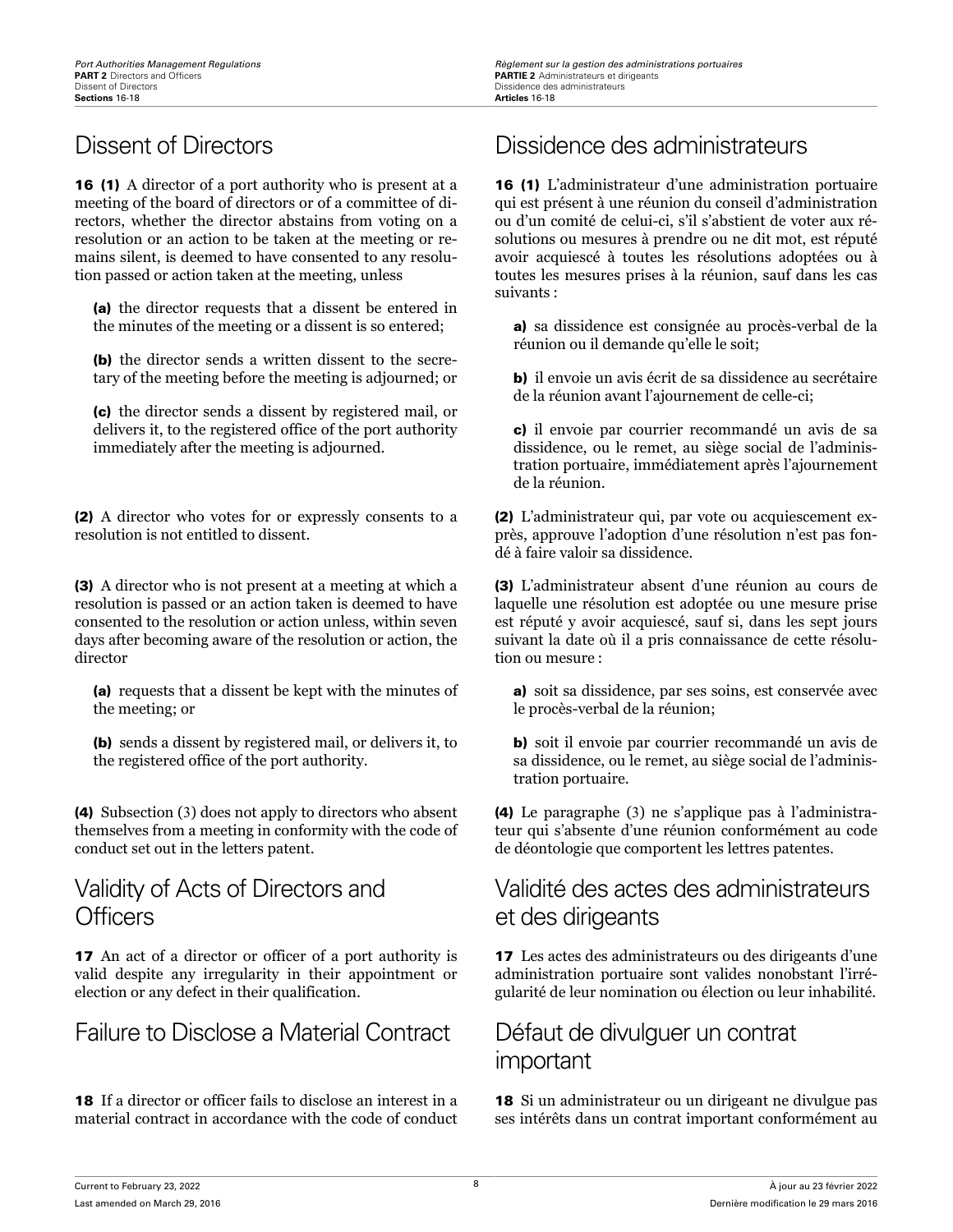## Dissent of Directors

**16 (1)** A director of a port authority who is present at a meeting of the board of directors or of a committee of directors, whether the director abstains from voting on a resolution or an action to be taken at the meeting or remains silent, is deemed to have consented to any resolution passed or action taken at the meeting, unless

**(a)** the director requests that a dissent be entered in the minutes of the meeting or a dissent is so entered;

**(b)** the director sends a written dissent to the secretary of the meeting before the meeting is adjourned; or

**(c)** the director sends a dissent by registered mail, or delivers it, to the registered office of the port authority immediately after the meeting is adjourned.

**(2)** A director who votes for or expressly consents to a resolution is not entitled to dissent.

**(3)** A director who is not present at a meeting at which a resolution is passed or an action taken is deemed to have consented to the resolution or action unless, within seven days after becoming aware of the resolution or action, the director

**(a)** requests that a dissent be kept with the minutes of the meeting; or

**(b)** sends a dissent by registered mail, or delivers it, to the registered office of the port authority.

**(4)** Subsection (3) does not apply to directors who absent themselves from a meeting in conformity with the code of conduct set out in the letters patent.

## Validity of Acts of Directors and Officers

**17** An act of a director or officer of a port authority is valid despite any irregularity in their appointment or election or any defect in their qualification.

## Failure to Disclose a Material Contract

**18** If a director or officer fails to disclose an interest in a material contract in accordance with the code of conduct

## Dissidence des administrateurs

**16 (1)** L'administrateur d'une administration portuaire qui est présent à une réunion du conseil d'administration ou d'un comité de celui-ci, s'il s'abstient de voter aux résolutions ou mesures à prendre ou ne dit mot, est réputé avoir acquiescé à toutes les résolutions adoptées ou à toutes les mesures prises à la réunion, sauf dans les cas suivants :

**a)** sa dissidence est consignée au procès-verbal de la réunion ou il demande qu'elle le soit;

**b)** il envoie un avis écrit de sa dissidence au secrétaire de la réunion avant l'ajournement de celle-ci;

**c)** il envoie par courrier recommandé un avis de sa dissidence, ou le remet, au siège social de l'administration portuaire, immédiatement après l'ajournement de la réunion.

**(2)** L'administrateur qui, par vote ou acquiescement exprès, approuve l'adoption d'une résolution n'est pas fondé à faire valoir sa dissidence.

**(3)** L'administrateur absent d'une réunion au cours de laquelle une résolution est adoptée ou une mesure prise est réputé y avoir acquiescé, sauf si, dans les sept jours suivant la date où il a pris connaissance de cette résolution ou mesure :

**a)** soit sa dissidence, par ses soins, est conservée avec le procès-verbal de la réunion;

**b)** soit il envoie par courrier recommandé un avis de sa dissidence, ou le remet, au siège social de l'administration portuaire.

**(4)** Le paragraphe (3) ne s'applique pas à l'administrateur qui s'absente d'une réunion conformément au code de déontologie que comportent les lettres patentes.

## Validité des actes des administrateurs et des dirigeants

**17** Les actes des administrateurs ou des dirigeants d'une administration portuaire sont valides nonobstant l'irrégularité de leur nomination ou élection ou leur inhabilité.

## Défaut de divulguer un contrat important

**18** Si un administrateur ou un dirigeant ne divulgue pas ses intérêts dans un contrat important conformément au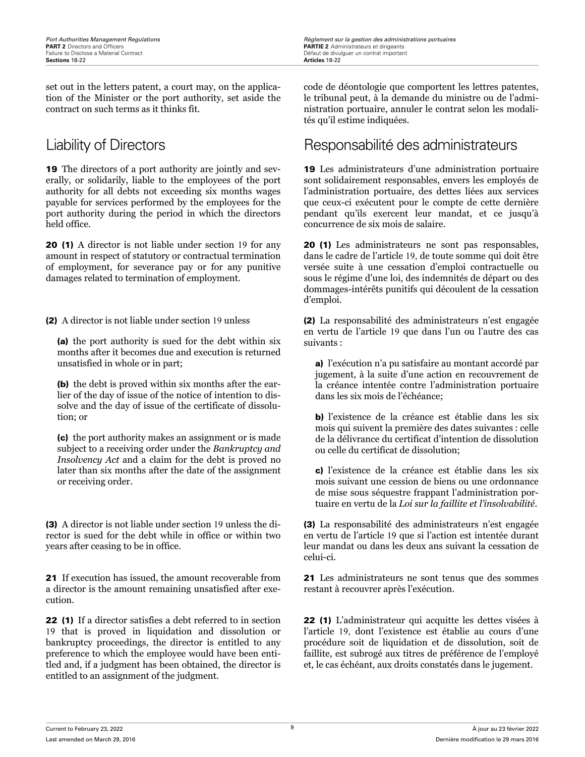set out in the letters patent, a court may, on the application of the Minister or the port authority, set aside the contract on such terms as it thinks fit.

## Liability of Directors

**19** The directors of a port authority are jointly and severally, or solidarily, liable to the employees of the port authority for all debts not exceeding six months wages payable for services performed by the employees for the port authority during the period in which the directors held office.

**20 (1)** A director is not liable under section 19 for any amount in respect of statutory or contractual termination of employment, for severance pay or for any punitive damages related to termination of employment.

**(2)** A director is not liable under section 19 unless

**(a)** the port authority is sued for the debt within six months after it becomes due and execution is returned unsatisfied in whole or in part;

**(b)** the debt is proved within six months after the earlier of the day of issue of the notice of intention to dissolve and the day of issue of the certificate of dissolution; or

**(c)** the port authority makes an assignment or is made subject to a receiving order under the *Bankruptcy and Insolvency Act* and a claim for the debt is proved no later than six months after the date of the assignment or receiving order.

**(3)** A director is not liable under section 19 unless the director is sued for the debt while in office or within two years after ceasing to be in office.

**21** If execution has issued, the amount recoverable from a director is the amount remaining unsatisfied after execution.

**22 (1)** If a director satisfies a debt referred to in section 19 that is proved in liquidation and dissolution or bankruptcy proceedings, the director is entitled to any preference to which the employee would have been entitled and, if a judgment has been obtained, the director is entitled to an assignment of the judgment.

code de déontologie que comportent les lettres patentes, le tribunal peut, à la demande du ministre ou de l'administration portuaire, annuler le contrat selon les modalités qu'il estime indiquées.

## Responsabilité des administrateurs

**19** Les administrateurs d'une administration portuaire sont solidairement responsables, envers les employés de l'administration portuaire, des dettes liées aux services que ceux-ci exécutent pour le compte de cette dernière pendant qu'ils exercent leur mandat, et ce jusqu'à concurrence de six mois de salaire.

**20 (1)** Les administrateurs ne sont pas responsables, dans le cadre de l'article 19, de toute somme qui doit être versée suite à une cessation d'emploi contractuelle ou sous le régime d'une loi, des indemnités de départ ou des dommages-intérêts punitifs qui découlent de la cessation d'emploi.

**(2)** La responsabilité des administrateurs n'est engagée en vertu de l'article 19 que dans l'un ou l'autre des cas suivants :

**a)** l'exécution n'a pu satisfaire au montant accordé par jugement, à la suite d'une action en recouvrement de la créance intentée contre l'administration portuaire dans les six mois de l'échéance;

**b)** l'existence de la créance est établie dans les six mois qui suivent la première des dates suivantes : celle de la délivrance du certificat d'intention de dissolution ou celle du certificat de dissolution;

**c)** l'existence de la créance est établie dans les six mois suivant une cession de biens ou une ordonnance de mise sous séquestre frappant l'administration portuaire en vertu de la *Loi sur la faillite et l'insolvabilité*.

**(3)** La responsabilité des administrateurs n'est engagée en vertu de l'article 19 que si l'action est intentée durant leur mandat ou dans les deux ans suivant la cessation de celui-ci.

**21** Les administrateurs ne sont tenus que des sommes restant à recouvrer après l'exécution.

**22 (1)** L'administrateur qui acquitte les dettes visées à l'article 19, dont l'existence est établie au cours d'une procédure soit de liquidation et de dissolution, soit de faillite, est subrogé aux titres de préférence de l'employé et, le cas échéant, aux droits constatés dans le jugement.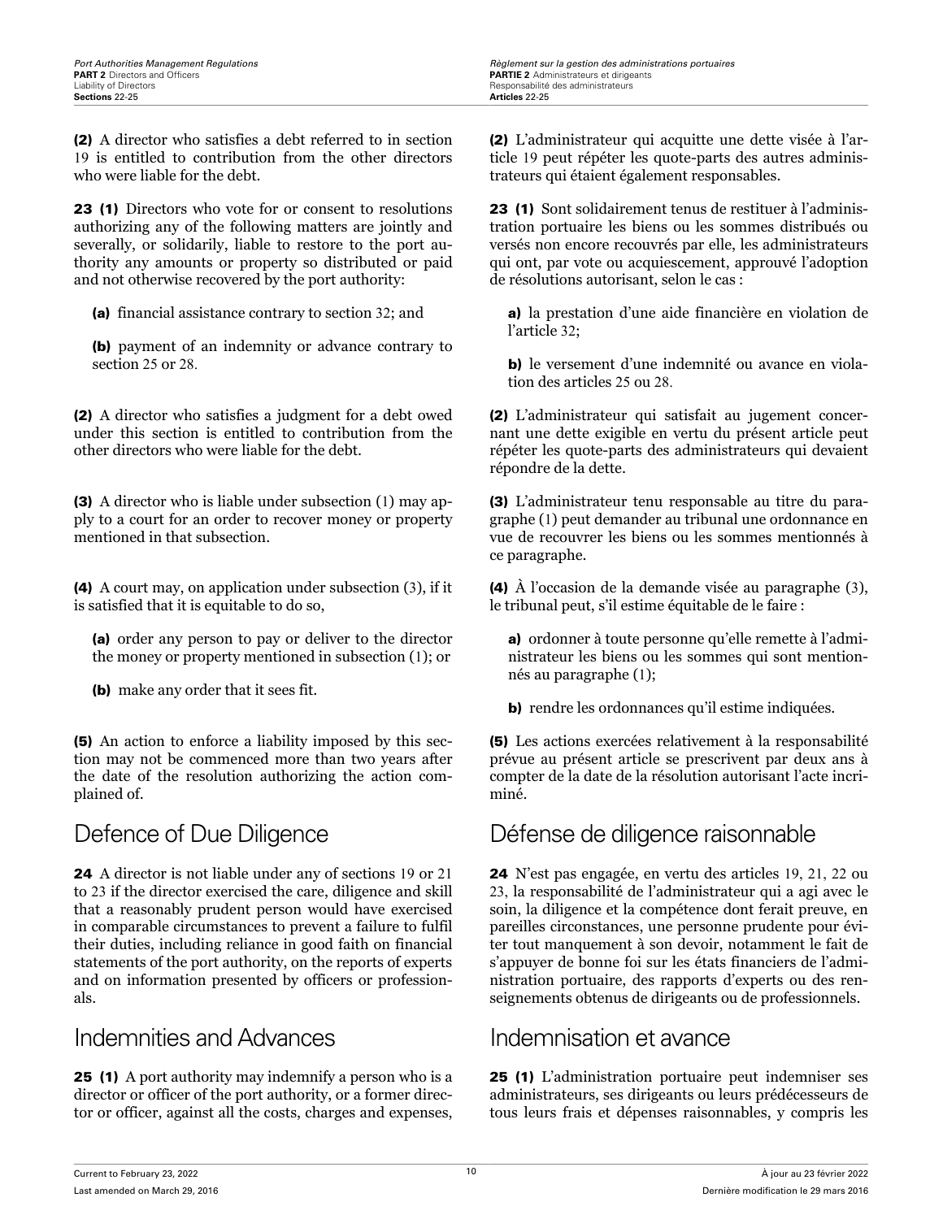**(2)** A director who satisfies a debt referred to in section 19 is entitled to contribution from the other directors who were liable for the debt.

**23 (1)** Directors who vote for or consent to resolutions authorizing any of the following matters are jointly and severally, or solidarily, liable to restore to the port authority any amounts or property so distributed or paid and not otherwise recovered by the port authority:

**(a)** financial assistance contrary to section 32; and

**(b)** payment of an indemnity or advance contrary to section 25 or 28.

**(2)** A director who satisfies a judgment for a debt owed under this section is entitled to contribution from the other directors who were liable for the debt.

**(3)** A director who is liable under subsection (1) may apply to a court for an order to recover money or property mentioned in that subsection.

**(4)** A court may, on application under subsection (3), if it is satisfied that it is equitable to do so,

**(a)** order any person to pay or deliver to the director the money or property mentioned in subsection (1); or

**(b)** make any order that it sees fit.

**(5)** An action to enforce a liability imposed by this section may not be commenced more than two years after the date of the resolution authorizing the action complained of.

## Defence of Due Diligence

**24** A director is not liable under any of sections 19 or 21 to 23 if the director exercised the care, diligence and skill that a reasonably prudent person would have exercised in comparable circumstances to prevent a failure to fulfil their duties, including reliance in good faith on financial statements of the port authority, on the reports of experts and on information presented by officers or professionals.

## Indemnities and Advances

**25 (1)** A port authority may indemnify a person who is a director or officer of the port authority, or a former director or officer, against all the costs, charges and expenses,

**(2)** L'administrateur qui acquitte une dette visée à l'article 19 peut répéter les quote-parts des autres administrateurs qui étaient également responsables.

**23 (1)** Sont solidairement tenus de restituer à l'administration portuaire les biens ou les sommes distribués ou versés non encore recouvrés par elle, les administrateurs qui ont, par vote ou acquiescement, approuvé l'adoption de résolutions autorisant, selon le cas :

**a)** la prestation d'une aide financière en violation de l'article 32;

**b)** le versement d'une indemnité ou avance en violation des articles 25 ou 28.

**(2)** L'administrateur qui satisfait au jugement concernant une dette exigible en vertu du présent article peut répéter les quote-parts des administrateurs qui devaient répondre de la dette.

**(3)** L'administrateur tenu responsable au titre du paragraphe (1) peut demander au tribunal une ordonnance en vue de recouvrer les biens ou les sommes mentionnés à ce paragraphe.

**(4)** À l'occasion de la demande visée au paragraphe (3), le tribunal peut, s'il estime équitable de le faire :

**a)** ordonner à toute personne qu'elle remette à l'administrateur les biens ou les sommes qui sont mentionnés au paragraphe (1);

**b)** rendre les ordonnances qu'il estime indiquées.

**(5)** Les actions exercées relativement à la responsabilité prévue au présent article se prescrivent par deux ans à compter de la date de la résolution autorisant l'acte incriminé.

## Défense de diligence raisonnable

**24** N'est pas engagée, en vertu des articles 19, 21, 22 ou 23, la responsabilité de l'administrateur qui a agi avec le soin, la diligence et la compétence dont ferait preuve, en pareilles circonstances, une personne prudente pour éviter tout manquement à son devoir, notamment le fait de s'appuyer de bonne foi sur les états financiers de l'administration portuaire, des rapports d'experts ou des renseignements obtenus de dirigeants ou de professionnels.

## Indemnisation et avance

**25 (1)** L'administration portuaire peut indemniser ses administrateurs, ses dirigeants ou leurs prédécesseurs de tous leurs frais et dépenses raisonnables, y compris les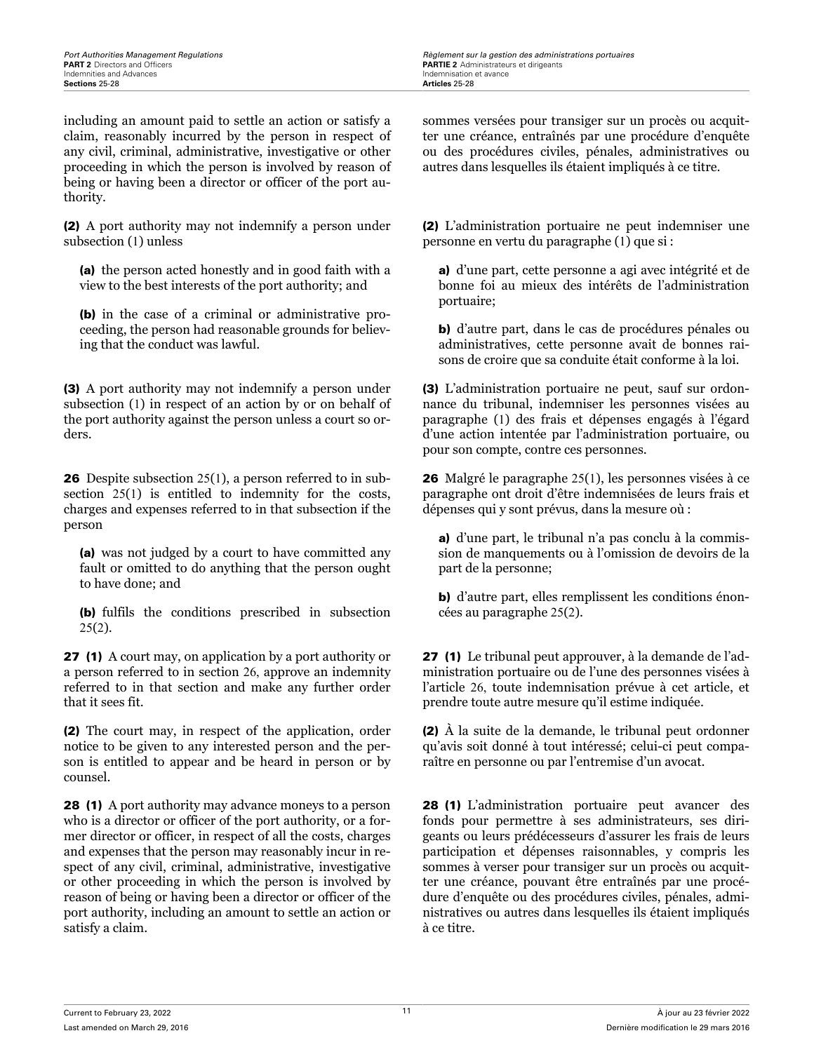including an amount paid to settle an action or satisfy a claim, reasonably incurred by the person in respect of any civil, criminal, administrative, investigative or other proceeding in which the person is involved by reason of being or having been a director or officer of the port authority.

**(2)** A port authority may not indemnify a person under subsection (1) unless

**(a)** the person acted honestly and in good faith with a view to the best interests of the port authority; and

**(b)** in the case of a criminal or administrative proceeding, the person had reasonable grounds for believing that the conduct was lawful.

**(3)** A port authority may not indemnify a person under subsection (1) in respect of an action by or on behalf of the port authority against the person unless a court so orders.

**26** Despite subsection 25(1), a person referred to in subsection 25(1) is entitled to indemnity for the costs, charges and expenses referred to in that subsection if the person

**(a)** was not judged by a court to have committed any fault or omitted to do anything that the person ought to have done; and

**(b)** fulfils the conditions prescribed in subsection 25(2).

**27 (1)** A court may, on application by a port authority or a person referred to in section 26, approve an indemnity referred to in that section and make any further order that it sees fit.

**(2)** The court may, in respect of the application, order notice to be given to any interested person and the person is entitled to appear and be heard in person or by counsel.

**28 (1)** A port authority may advance moneys to a person who is a director or officer of the port authority, or a former director or officer, in respect of all the costs, charges and expenses that the person may reasonably incur in respect of any civil, criminal, administrative, investigative or other proceeding in which the person is involved by reason of being or having been a director or officer of the port authority, including an amount to settle an action or satisfy a claim.

sommes versées pour transiger sur un procès ou acquitter une créance, entraînés par une procédure d'enquête ou des procédures civiles, pénales, administratives ou autres dans lesquelles ils étaient impliqués à ce titre.

**(2)** L'administration portuaire ne peut indemniser une personne en vertu du paragraphe (1) que si :

**a)** d'une part, cette personne a agi avec intégrité et de bonne foi au mieux des intérêts de l'administration portuaire;

**b)** d'autre part, dans le cas de procédures pénales ou administratives, cette personne avait de bonnes raisons de croire que sa conduite était conforme à la loi.

**(3)** L'administration portuaire ne peut, sauf sur ordonnance du tribunal, indemniser les personnes visées au paragraphe (1) des frais et dépenses engagés à l'égard d'une action intentée par l'administration portuaire, ou pour son compte, contre ces personnes.

**26** Malgré le paragraphe 25(1), les personnes visées à ce paragraphe ont droit d'être indemnisées de leurs frais et dépenses qui y sont prévus, dans la mesure où :

**a)** d'une part, le tribunal n'a pas conclu à la commission de manquements ou à l'omission de devoirs de la part de la personne;

**b)** d'autre part, elles remplissent les conditions énoncées au paragraphe 25(2).

**27 (1)** Le tribunal peut approuver, à la demande de l'administration portuaire ou de l'une des personnes visées à l'article 26, toute indemnisation prévue à cet article, et prendre toute autre mesure qu'il estime indiquée.

**(2)** À la suite de la demande, le tribunal peut ordonner qu'avis soit donné à tout intéressé; celui-ci peut comparaître en personne ou par l'entremise d'un avocat.

**28 (1)** L'administration portuaire peut avancer des fonds pour permettre à ses administrateurs, ses dirigeants ou leurs prédécesseurs d'assurer les frais de leurs participation et dépenses raisonnables, y compris les sommes à verser pour transiger sur un procès ou acquitter une créance, pouvant être entraînés par une procédure d'enquête ou des procédures civiles, pénales, administratives ou autres dans lesquelles ils étaient impliqués à ce titre.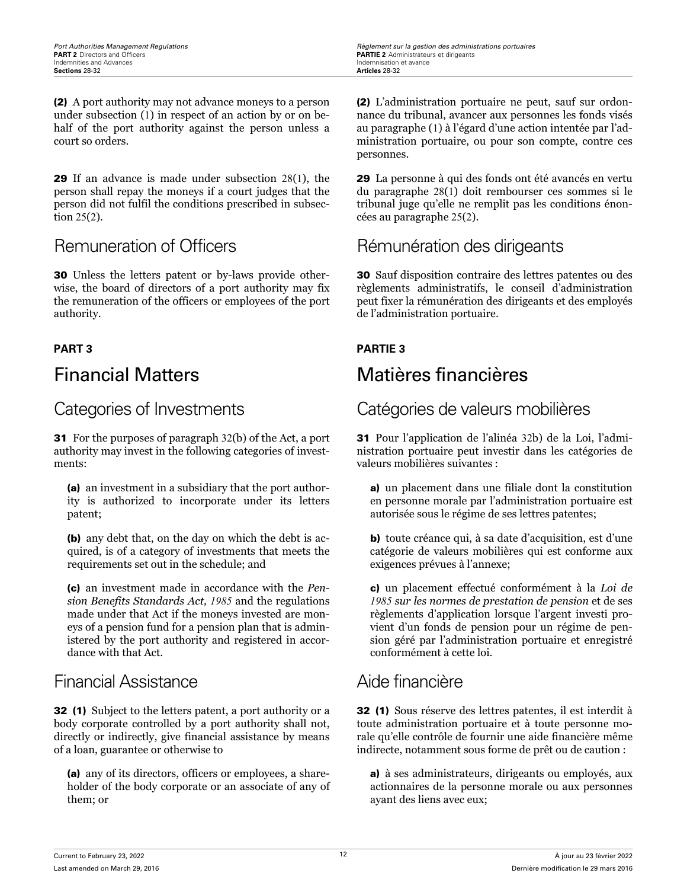**(2)** A port authority may not advance moneys to a person under subsection (1) in respect of an action by or on behalf of the port authority against the person unless a court so orders.

**29** If an advance is made under subsection 28(1), the person shall repay the moneys if a court judges that the person did not fulfil the conditions prescribed in subsection 25(2).

## Remuneration of Officers

**30** Unless the letters patent or by-laws provide otherwise, the board of directors of a port authority may fix the remuneration of the officers or employees of the port authority.

**PART 3**

# Financial Matters

## Categories of Investments

**31** For the purposes of paragraph 32(b) of the Act, a port authority may invest in the following categories of investments:

**(a)** an investment in a subsidiary that the port authority is authorized to incorporate under its letters patent;

**(b)** any debt that, on the day on which the debt is acquired, is of a category of investments that meets the requirements set out in the schedule; and

**(c)** an investment made in accordance with the *Pension Benefits Standards Act, 1985* and the regulations made under that Act if the moneys invested are moneys of a pension fund for a pension plan that is administered by the port authority and registered in accordance with that Act.

## Financial Assistance

**32 (1)** Subject to the letters patent, a port authority or a body corporate controlled by a port authority shall not, directly or indirectly, give financial assistance by means of a loan, guarantee or otherwise to

**(a)** any of its directors, officers or employees, a shareholder of the body corporate or an associate of any of them; or

**(2)** L'administration portuaire ne peut, sauf sur ordonnance du tribunal, avancer aux personnes les fonds visés au paragraphe (1) à l'égard d'une action intentée par l'administration portuaire, ou pour son compte, contre ces personnes.

**29** La personne à qui des fonds ont été avancés en vertu du paragraphe 28(1) doit rembourser ces sommes si le tribunal juge qu'elle ne remplit pas les conditions énoncées au paragraphe 25(2).

## Rémunération des dirigeants

**30** Sauf disposition contraire des lettres patentes ou des règlements administratifs, le conseil d'administration peut fixer la rémunération des dirigeants et des employés de l'administration portuaire.

**PARTIE 3**

# Matières financières

## Catégories de valeurs mobilières

**31** Pour l'application de l'alinéa 32b) de la Loi, l'administration portuaire peut investir dans les catégories de valeurs mobilières suivantes :

**a)** un placement dans une filiale dont la constitution en personne morale par l'administration portuaire est autorisée sous le régime de ses lettres patentes;

**b)** toute créance qui, à sa date d'acquisition, est d'une catégorie de valeurs mobilières qui est conforme aux exigences prévues à l'annexe;

**c)** un placement effectué conformément à la *Loi de 1985 sur les normes de prestation de pension* et de ses règlements d'application lorsque l'argent investi provient d'un fonds de pension pour un régime de pension géré par l'administration portuaire et enregistré conformément à cette loi.

## Aide financière

**32 (1)** Sous réserve des lettres patentes, il est interdit à toute administration portuaire et à toute personne morale qu'elle contrôle de fournir une aide financière même indirecte, notamment sous forme de prêt ou de caution :

**a)** à ses administrateurs, dirigeants ou employés, aux actionnaires de la personne morale ou aux personnes ayant des liens avec eux;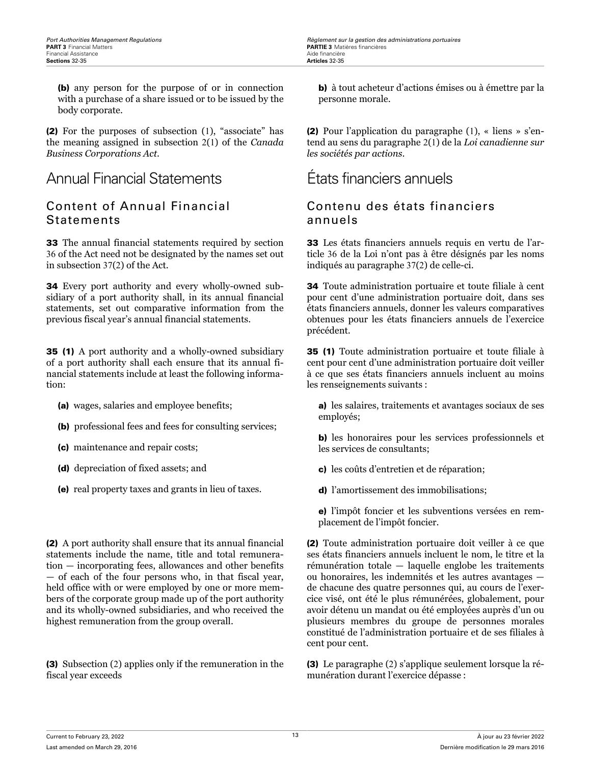**(b)** any person for the purpose of or in connection with a purchase of a share issued or to be issued by the body corporate.

**b)** à tout acheteur d'actions émises ou à émettre par la personne morale.

**(2)** For the purposes of subsection (1), "associate" has the meaning assigned in subsection 2(1) of the *Canada Business Corporations Act*.

**(2)** Pour l'application du paragraphe (1), « liens » s'entend au sens du paragraphe 2(1) de la *Loi canadienne sur les sociétés par actions*.

# Annual Financial Statements

# États financiers annuels

## Content of Annual Financial Statements

## Contenu des états financiers annuels

**33** The annual financial statements required by section 36 of the Act need not be designated by the names set out in subsection 37(2) of the Act.

**33** Les états financiers annuels requis en vertu de l'article 36 de la Loi n'ont pas à être désignés par les noms indiqués au paragraphe 37(2) de celle-ci.

**34** Every port authority and every wholly-owned subsidiary of a port authority shall, in its annual financial statements, set out comparative information from the previous fiscal year's annual financial statements.

**34** Toute administration portuaire et toute filiale à cent pour cent d'une administration portuaire doit, dans ses états financiers annuels, donner les valeurs comparatives obtenues pour les états financiers annuels de l'exercice précédent.

**35 (1)** A port authority and a wholly-owned subsidiary of a port authority shall each ensure that its annual financial statements include at least the following information:

**(a)** wages, salaries and employee benefits;

**(b)** professional fees and fees for consulting services;

**(c)** maintenance and repair costs;

**(d)** depreciation of fixed assets; and

**(e)** real property taxes and grants in lieu of taxes.

**35 (1)** Toute administration portuaire et toute filiale à cent pour cent d'une administration portuaire doit veiller à ce que ses états financiers annuels incluent au moins les renseignements suivants :

**a)** les salaires, traitements et avantages sociaux de ses employés;

**b)** les honoraires pour les services professionnels et les services de consultants;

**c)** les coûts d'entretien et de réparation;

**d)** l'amortissement des immobilisations;

**e)** l'impôt foncier et les subventions versées en remplacement de l'impôt foncier.

**(2)** A port authority shall ensure that its annual financial statements include the name, title and total remuneration — incorporating fees, allowances and other benefits — of each of the four persons who, in that fiscal year, held office with or were employed by one or more members of the corporate group made up of the port authority and its wholly-owned subsidiaries, and who received the highest remuneration from the group overall.

**(2)** Toute administration portuaire doit veiller à ce que ses états financiers annuels incluent le nom, le titre et la rémunération totale — laquelle englobe les traitements ou honoraires, les indemnités et les autres avantages — de chacune des quatre personnes qui, au cours de l'exercice visé, ont été le plus rémunérées, globalement, pour avoir détenu un mandat ou été employées auprès d'un ou plusieurs membres du groupe de personnes morales constitué de l'administration portuaire et de ses filiales à cent pour cent.

**(3)** Subsection (2) applies only if the remuneration in the fiscal year exceeds

**(3)** Le paragraphe (2) s'applique seulement lorsque la rémunération durant l'exercice dépasse :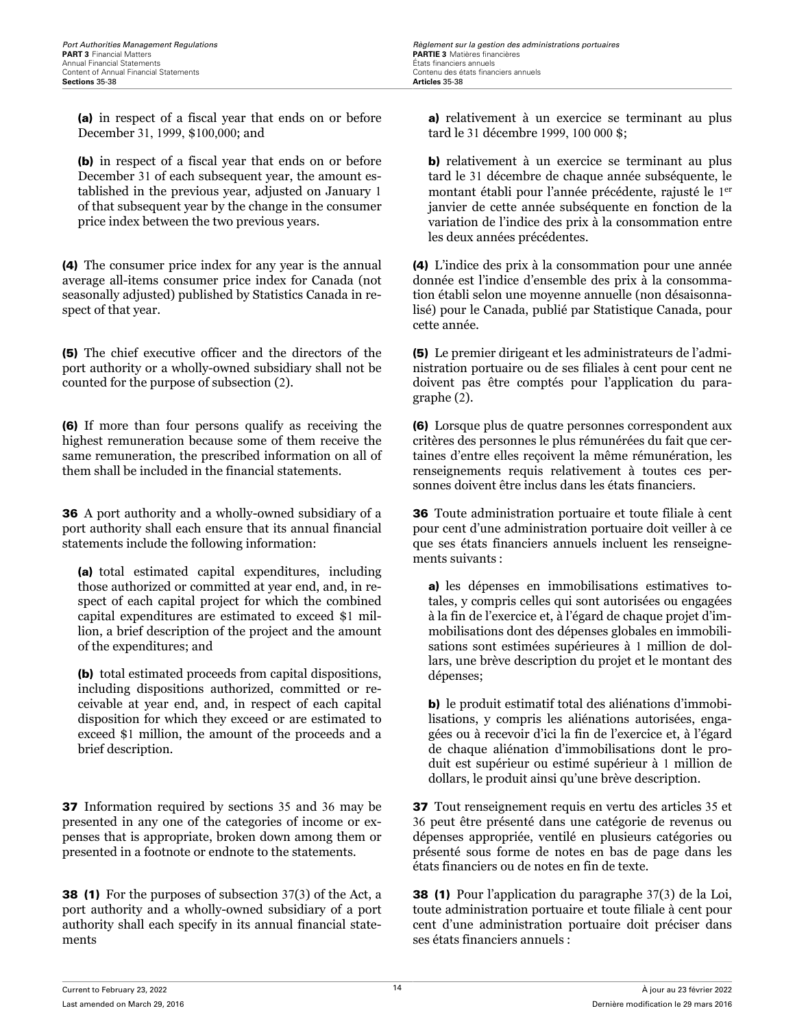**(a)** in respect of a fiscal year that ends on or before December 31, 1999, $100,000; and

**(b)** in respect of a fiscal year that ends on or before December 31 of each subsequent year, the amount established in the previous year, adjusted on January 1 of that subsequent year by the change in the consumer price index between the two previous years.

**(4)** The consumer price index for any year is the annual average all-items consumer price index for Canada (not seasonally adjusted) published by Statistics Canada in respect of that year.

**(5)** The chief executive officer and the directors of the port authority or a wholly-owned subsidiary shall not be counted for the purpose of subsection (2).

**(6)** If more than four persons qualify as receiving the highest remuneration because some of them receive the same remuneration, the prescribed information on all of them shall be included in the financial statements.

**36** A port authority and a wholly-owned subsidiary of a port authority shall each ensure that its annual financial statements include the following information:

**(a)** total estimated capital expenditures, including those authorized or committed at year end, and, in respect of each capital project for which the combined capital expenditures are estimated to exceed $1 million, a brief description of the project and the amount of the expenditures; and

**(b)** total estimated proceeds from capital dispositions, including dispositions authorized, committed or receivable at year end, and, in respect of each capital disposition for which they exceed or are estimated to exceed $1 million, the amount of the proceeds and a brief description.

**37** Information required by sections 35 and 36 may be presented in any one of the categories of income or expenses that is appropriate, broken down among them or presented in a footnote or endnote to the statements.

**38 (1)** For the purposes of subsection 37(3) of the Act, a port authority and a wholly-owned subsidiary of a port authority shall each specify in its annual financial statements

**a)** relativement à un exercice se terminant au plus tard le 31 décembre 1999, 100 000 $;

**b)** relativement à un exercice se terminant au plus tard le 31 décembre de chaque année subséquente, le montant établi pour l'année précédente, rajusté le 1er janvier de cette année subséquente en fonction de la variation de l'indice des prix à la consommation entre les deux années précédentes.

**(4)** L'indice des prix à la consommation pour une année donnée est l'indice d'ensemble des prix à la consommation établi selon une moyenne annuelle (non désaisonnalisé) pour le Canada, publié par Statistique Canada, pour cette année.

**(5)** Le premier dirigeant et les administrateurs de l'administration portuaire ou de ses filiales à cent pour cent ne doivent pas être comptés pour l'application du paragraphe (2).

**(6)** Lorsque plus de quatre personnes correspondent aux critères des personnes le plus rémunérées du fait que certaines d'entre elles reçoivent la même rémunération, les renseignements requis relativement à toutes ces personnes doivent être inclus dans les états financiers.

**36** Toute administration portuaire et toute filiale à cent pour cent d'une administration portuaire doit veiller à ce que ses états financiers annuels incluent les renseignements suivants :

**a)** les dépenses en immobilisations estimatives totales, y compris celles qui sont autorisées ou engagées à la fin de l'exercice et, à l'égard de chaque projet d'immobilisations dont des dépenses globales en immobilisations sont estimées supérieures à 1 million de dollars, une brève description du projet et le montant des dépenses;

**b)** le produit estimatif total des aliénations d'immobilisations, y compris les aliénations autorisées, engagées ou à recevoir d'ici la fin de l'exercice et, à l'égard de chaque aliénation d'immobilisations dont le produit est supérieur ou estimé supérieur à 1 million de dollars, le produit ainsi qu'une brève description.

**37** Tout renseignement requis en vertu des articles 35 et 36 peut être présenté dans une catégorie de revenus ou dépenses appropriée, ventilé en plusieurs catégories ou présenté sous forme de notes en bas de page dans les états financiers ou de notes en fin de texte.

**38 (1)** Pour l'application du paragraphe 37(3) de la Loi, toute administration portuaire et toute filiale à cent pour cent d'une administration portuaire doit préciser dans ses états financiers annuels :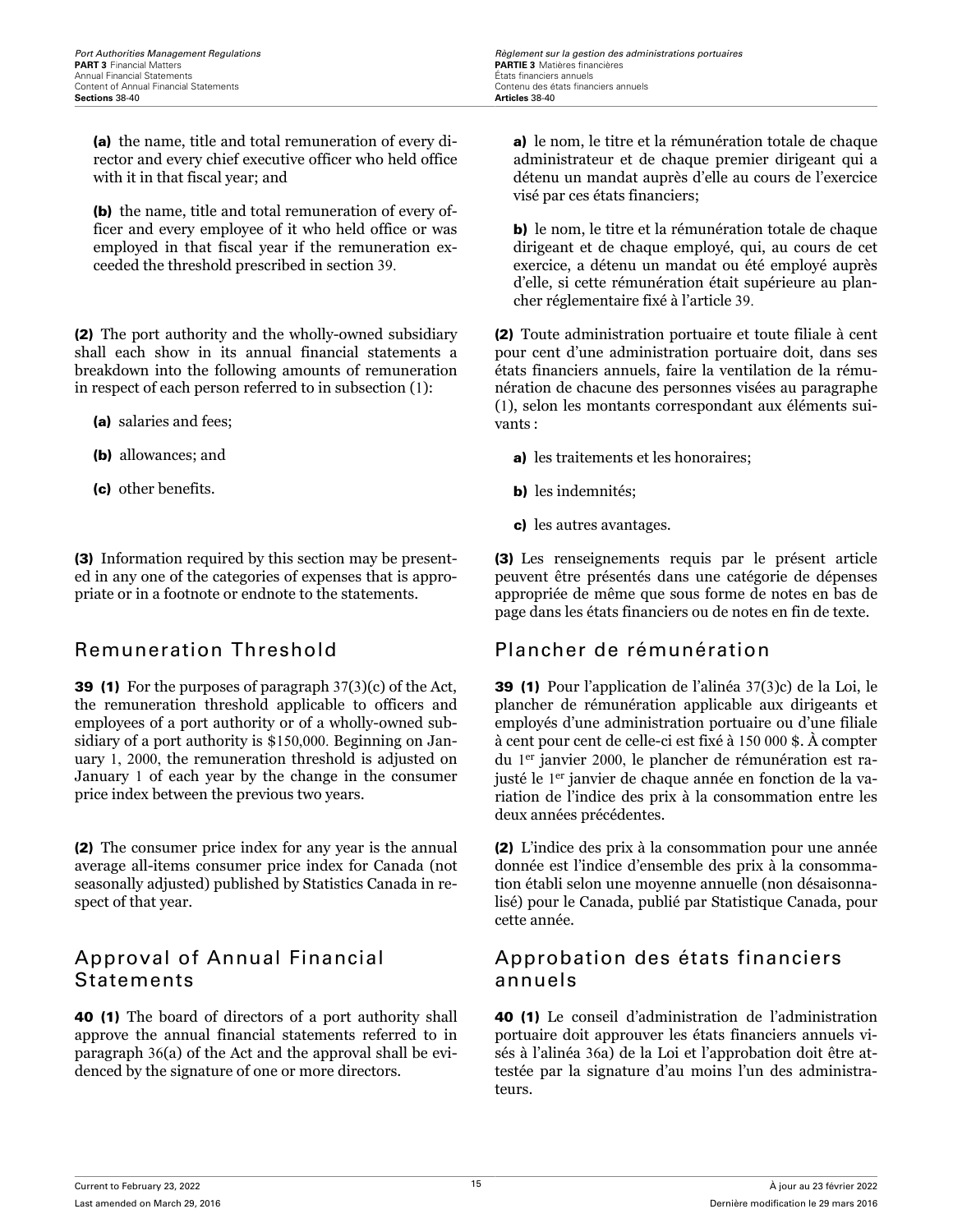**(a)** the name, title and total remuneration of every director and every chief executive officer who held office with it in that fiscal year; and

**(b)** the name, title and total remuneration of every officer and every employee of it who held office or was employed in that fiscal year if the remuneration exceeded the threshold prescribed in section 39.

**(2)** The port authority and the wholly-owned subsidiary shall each show in its annual financial statements a breakdown into the following amounts of remuneration in respect of each person referred to in subsection (1):

**(a)** salaries and fees;

**(b)** allowances; and

**(c)** other benefits.

**(3)** Information required by this section may be presented in any one of the categories of expenses that is appropriate or in a footnote or endnote to the statements.

## Remuneration Threshold

**39 (1)** For the purposes of paragraph 37(3)(c) of the Act, the remuneration threshold applicable to officers and employees of a port authority or of a wholly-owned subsidiary of a port authority is $150,000. Beginning on January 1, 2000, the remuneration threshold is adjusted on January 1 of each year by the change in the consumer price index between the previous two years.

**(2)** The consumer price index for any year is the annual average all-items consumer price index for Canada (not seasonally adjusted) published by Statistics Canada in respect of that year.

## Approval of Annual Financial Statements

**40 (1)** The board of directors of a port authority shall approve the annual financial statements referred to in paragraph 36(a) of the Act and the approval shall be evidenced by the signature of one or more directors.

**a)** le nom, le titre et la rémunération totale de chaque administrateur et de chaque premier dirigeant qui a détenu un mandat auprès d'elle au cours de l'exercice visé par ces états financiers;

**b)** le nom, le titre et la rémunération totale de chaque dirigeant et de chaque employé, qui, au cours de cet exercice, a détenu un mandat ou été employé auprès d'elle, si cette rémunération était supérieure au plancher réglementaire fixé à l'article 39.

**(2)** Toute administration portuaire et toute filiale à cent pour cent d'une administration portuaire doit, dans ses états financiers annuels, faire la ventilation de la rémunération de chacune des personnes visées au paragraphe (1), selon les montants correspondant aux éléments suivants :

**a)** les traitements et les honoraires;

**b)** les indemnités;

**c)** les autres avantages.

**(3)** Les renseignements requis par le présent article peuvent être présentés dans une catégorie de dépenses appropriée de même que sous forme de notes en bas de page dans les états financiers ou de notes en fin de texte.

## Plancher de rémunération

**39 (1)** Pour l'application de l'alinéa 37(3)c) de la Loi, le plancher de rémunération applicable aux dirigeants et employés d'une administration portuaire ou d'une filiale à cent pour cent de celle-ci est fixé à 150 000 $. À compter du 1er janvier 2000, le plancher de rémunération est rajusté le 1er janvier de chaque année en fonction de la variation de l'indice des prix à la consommation entre les deux années précédentes.

**(2)** L'indice des prix à la consommation pour une année donnée est l'indice d'ensemble des prix à la consommation établi selon une moyenne annuelle (non désaisonnalisé) pour le Canada, publié par Statistique Canada, pour cette année.

## Approbation des états financiers annuels

**40 (1)** Le conseil d'administration de l'administration portuaire doit approuver les états financiers annuels visés à l'alinéa 36a) de la Loi et l'approbation doit être attestée par la signature d'au moins l'un des administrateurs.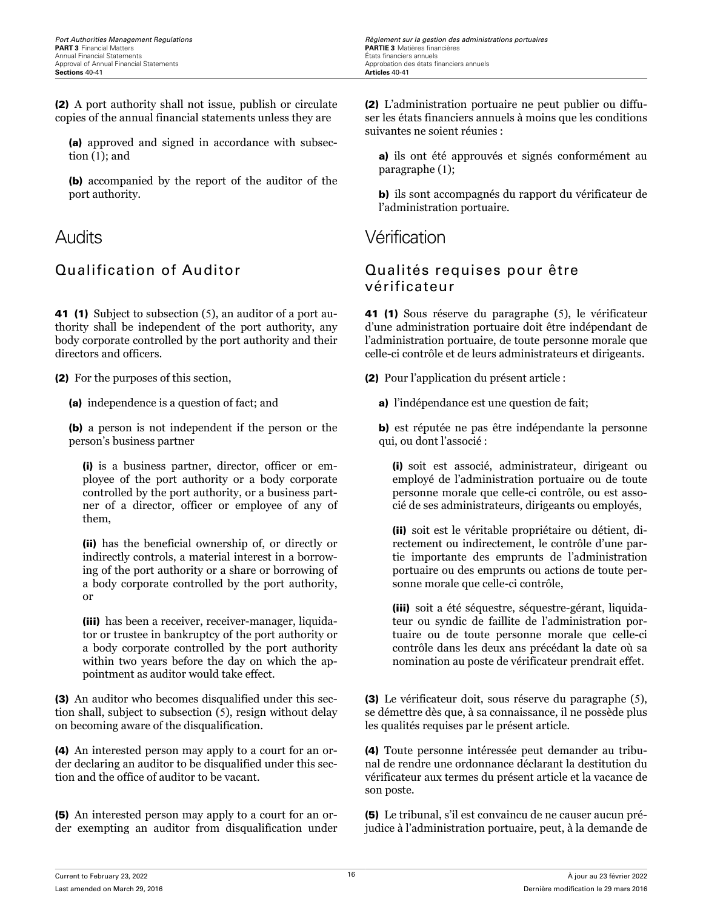(2) A port authority shall not issue, publish or circulate copies of the annual financial statements unless they are

(a) approved and signed in accordance with subsection (1); and

(b) accompanied by the report of the auditor of the port authority.

## Audits

### Qualification of Auditor

**41 (1)** Subject to subsection (5), an auditor of a port authority shall be independent of the port authority, any body corporate controlled by the port authority and their directors and officers.

**(2)** For the purposes of this section,

(a) independence is a question of fact; and

(b) a person is not independent if the person or the person's business partner

(i) is a business partner, director, officer or employee of the port authority or a body corporate controlled by the port authority, or a business partner of a director, officer or employee of any of them,

(ii) has the beneficial ownership of, or directly or indirectly controls, a material interest in a borrowing of the port authority or a share or borrowing of a body corporate controlled by the port authority, or

(iii) has been a receiver, receiver-manager, liquidator or trustee in bankruptcy of the port authority or a body corporate controlled by the port authority within two years before the day on which the appointment as auditor would take effect.

**(3)** An auditor who becomes disqualified under this section shall, subject to subsection (5), resign without delay on becoming aware of the disqualification.

**(4)** An interested person may apply to a court for an order declaring an auditor to be disqualified under this section and the office of auditor to be vacant.

**(5)** An interested person may apply to a court for an order exempting an auditor from disqualification under

(2) L'administration portuaire ne peut publier ou diffuser les états financiers annuels à moins que les conditions suivantes ne soient réunies :

a) ils ont été approuvés et signés conformément au paragraphe (1);

b) ils sont accompagnés du rapport du vérificateur de l'administration portuaire.

## Vérification

### Qualités requises pour être vérificateur

**41 (1)** Sous réserve du paragraphe (5), le vérificateur d'une administration portuaire doit être indépendant de l'administration portuaire, de toute personne morale que celle-ci contrôle et de leurs administrateurs et dirigeants.

**(2)** Pour l'application du présent article :

a) l'indépendance est une question de fait;

b) est réputée ne pas être indépendante la personne qui, ou dont l'associé :

(i) soit est associé, administrateur, dirigeant ou employé de l'administration portuaire ou de toute personne morale que celle-ci contrôle, ou est associé de ses administrateurs, dirigeants ou employés,

(ii) soit est le véritable propriétaire ou détient, directement ou indirectement, le contrôle d'une partie importante des emprunts de l'administration portuaire ou des emprunts ou actions de toute personne morale que celle-ci contrôle,

(iii) soit a été séquestre, séquestre-gérant, liquidateur ou syndic de faillite de l'administration portuaire ou de toute personne morale que celle-ci contrôle dans les deux ans précédant la date où sa nomination au poste de vérificateur prendrait effet.

**(3)** Le vérificateur doit, sous réserve du paragraphe (5), se démettre dès que, à sa connaissance, il ne possède plus les qualités requises par le présent article.

**(4)** Toute personne intéressée peut demander au tribunal de rendre une ordonnance déclarant la destitution du vérificateur aux termes du présent article et la vacance de son poste.

**(5)** Le tribunal, s'il est convaincu de ne causer aucun préjudice à l'administration portuaire, peut, à la demande de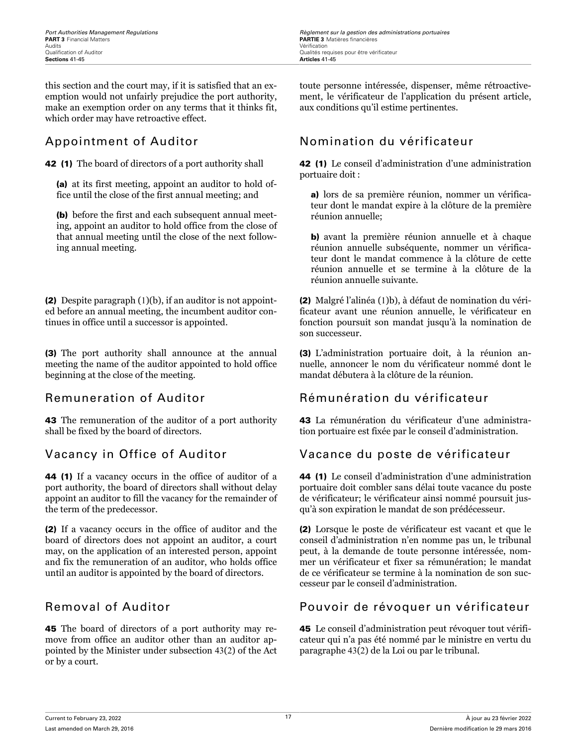this section and the court may, if it is satisfied that an exemption would not unfairly prejudice the port authority, make an exemption order on any terms that it thinks fit, which order may have retroactive effect.

toute personne intéressée, dispenser, même rétroactivement, le vérificateur de l'application du présent article, aux conditions qu'il estime pertinentes.

## Appointment of Auditor

**42 (1)** The board of directors of a port authority shall

**(a)** at its first meeting, appoint an auditor to hold office until the close of the first annual meeting; and

**(b)** before the first and each subsequent annual meeting, appoint an auditor to hold office from the close of that annual meeting until the close of the next following annual meeting.

**(2)** Despite paragraph (1)(b), if an auditor is not appointed before an annual meeting, the incumbent auditor continues in office until a successor is appointed.

**(3)** The port authority shall announce at the annual meeting the name of the auditor appointed to hold office beginning at the close of the meeting.

## Nomination du vérificateur

**42 (1)** Le conseil d'administration d'une administration portuaire doit :

**a)** lors de sa première réunion, nommer un vérificateur dont le mandat expire à la clôture de la première réunion annuelle;

**b)** avant la première réunion annuelle et à chaque réunion annuelle subséquente, nommer un vérificateur dont le mandat commence à la clôture de cette réunion annuelle et se termine à la clôture de la réunion annuelle suivante.

**(2)** Malgré l'alinéa (1)b), à défaut de nomination du vérificateur avant une réunion annuelle, le vérificateur en fonction poursuit son mandat jusqu'à la nomination de son successeur.

**(3)** L'administration portuaire doit, à la réunion annuelle, annoncer le nom du vérificateur nommé dont le mandat débutera à la clôture de la réunion.

## Remuneration of Auditor

**43** The remuneration of the auditor of a port authority shall be fixed by the board of directors.

## Rémunération du vérificateur

**43** La rémunération du vérificateur d'une administration portuaire est fixée par le conseil d'administration.

## Vacancy in Office of Auditor

**44 (1)** If a vacancy occurs in the office of auditor of a port authority, the board of directors shall without delay appoint an auditor to fill the vacancy for the remainder of the term of the predecessor.

**(2)** If a vacancy occurs in the office of auditor and the board of directors does not appoint an auditor, a court may, on the application of an interested person, appoint and fix the remuneration of an auditor, who holds office until an auditor is appointed by the board of directors.

## Vacance du poste de vérificateur

**44 (1)** Le conseil d'administration d'une administration portuaire doit combler sans délai toute vacance du poste de vérificateur; le vérificateur ainsi nommé poursuit jusqu'à son expiration le mandat de son prédécesseur.

**(2)** Lorsque le poste de vérificateur est vacant et que le conseil d'administration n'en nomme pas un, le tribunal peut, à la demande de toute personne intéressée, nommer un vérificateur et fixer sa rémunération; le mandat de ce vérificateur se termine à la nomination de son successeur par le conseil d'administration.

## Removal of Auditor

**45** The board of directors of a port authority may remove from office an auditor other than an auditor appointed by the Minister under subsection 43(2) of the Act or by a court.

## Pouvoir de révoquer un vérificateur

**45** Le conseil d'administration peut révoquer tout vérificateur qui n'a pas été nommé par le ministre en vertu du paragraphe 43(2) de la Loi ou par le tribunal.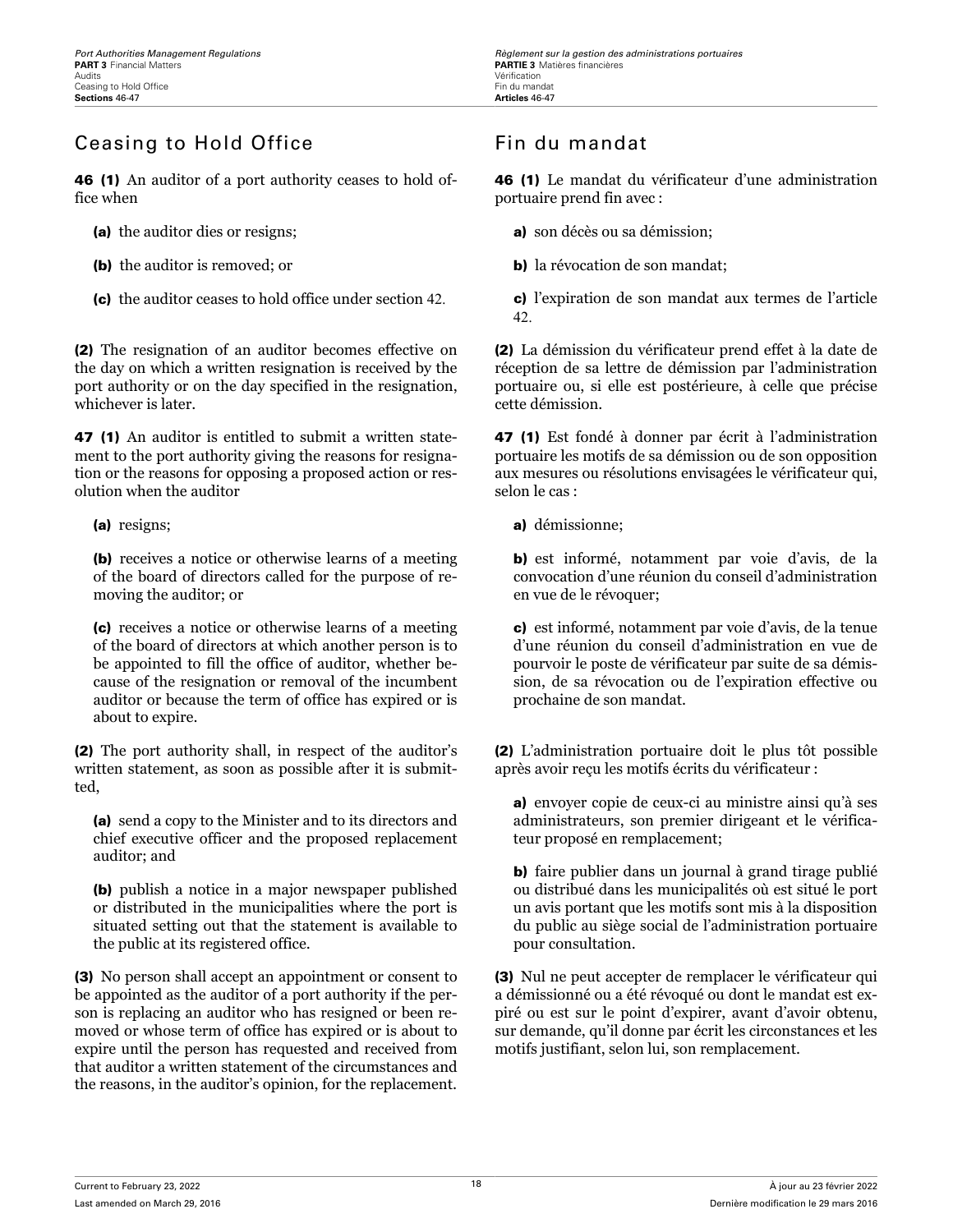## Ceasing to Hold Office

**46 (1)** An auditor of a port authority ceases to hold office when

- **(a)** the auditor dies or resigns;
- **(b)** the auditor is removed; or
- **(c)** the auditor ceases to hold office under section 42.

**(2)** The resignation of an auditor becomes effective on the day on which a written resignation is received by the port authority or on the day specified in the resignation, whichever is later.

**47 (1)** An auditor is entitled to submit a written statement to the port authority giving the reasons for resignation or the reasons for opposing a proposed action or resolution when the auditor

- **(a)** resigns;
- **(b)** receives a notice or otherwise learns of a meeting of the board of directors called for the purpose of removing the auditor; or
- **(c)** receives a notice or otherwise learns of a meeting of the board of directors at which another person is to be appointed to fill the office of auditor, whether because of the resignation or removal of the incumbent auditor or because the term of office has expired or is about to expire.

**(2)** The port authority shall, in respect of the auditor's written statement, as soon as possible after it is submitted,

- **(a)** send a copy to the Minister and to its directors and chief executive officer and the proposed replacement auditor; and
- **(b)** publish a notice in a major newspaper published or distributed in the municipalities where the port is situated setting out that the statement is available to the public at its registered office.

**(3)** No person shall accept an appointment or consent to be appointed as the auditor of a port authority if the person is replacing an auditor who has resigned or been removed or whose term of office has expired or is about to expire until the person has requested and received from that auditor a written statement of the circumstances and the reasons, in the auditor's opinion, for the replacement.

## Fin du mandat

**46 (1)** Le mandat du vérificateur d'une administration portuaire prend fin avec :

- **a)** son décès ou sa démission;
- **b)** la révocation de son mandat;
- **c)** l'expiration de son mandat aux termes de l'article 42.

**(2)** La démission du vérificateur prend effet à la date de réception de sa lettre de démission par l'administration portuaire ou, si elle est postérieure, à celle que précise cette démission.

**47 (1)** Est fondé à donner par écrit à l'administration portuaire les motifs de sa démission ou de son opposition aux mesures ou résolutions envisagées le vérificateur qui, selon le cas :

- **a)** démissionne;
- **b)** est informé, notamment par voie d'avis, de la convocation d'une réunion du conseil d'administration en vue de le révoquer;
- **c)** est informé, notamment par voie d'avis, de la tenue d'une réunion du conseil d'administration en vue de pourvoir le poste de vérificateur par suite de sa démission, de sa révocation ou de l'expiration effective ou prochaine de son mandat.

**(2)** L'administration portuaire doit le plus tôt possible après avoir reçu les motifs écrits du vérificateur :

- **a)** envoyer copie de ceux-ci au ministre ainsi qu'à ses administrateurs, son premier dirigeant et le vérificateur proposé en remplacement;
- **b)** faire publier dans un journal à grand tirage publié ou distribué dans les municipalités où est situé le port un avis portant que les motifs sont mis à la disposition du public au siège social de l'administration portuaire pour consultation.

**(3)** Nul ne peut accepter de remplacer le vérificateur qui a démissionné ou a été révoqué ou dont le mandat est expiré ou est sur le point d'expirer, avant d'avoir obtenu, sur demande, qu'il donne par écrit les circonstances et les motifs justifiant, selon lui, son remplacement.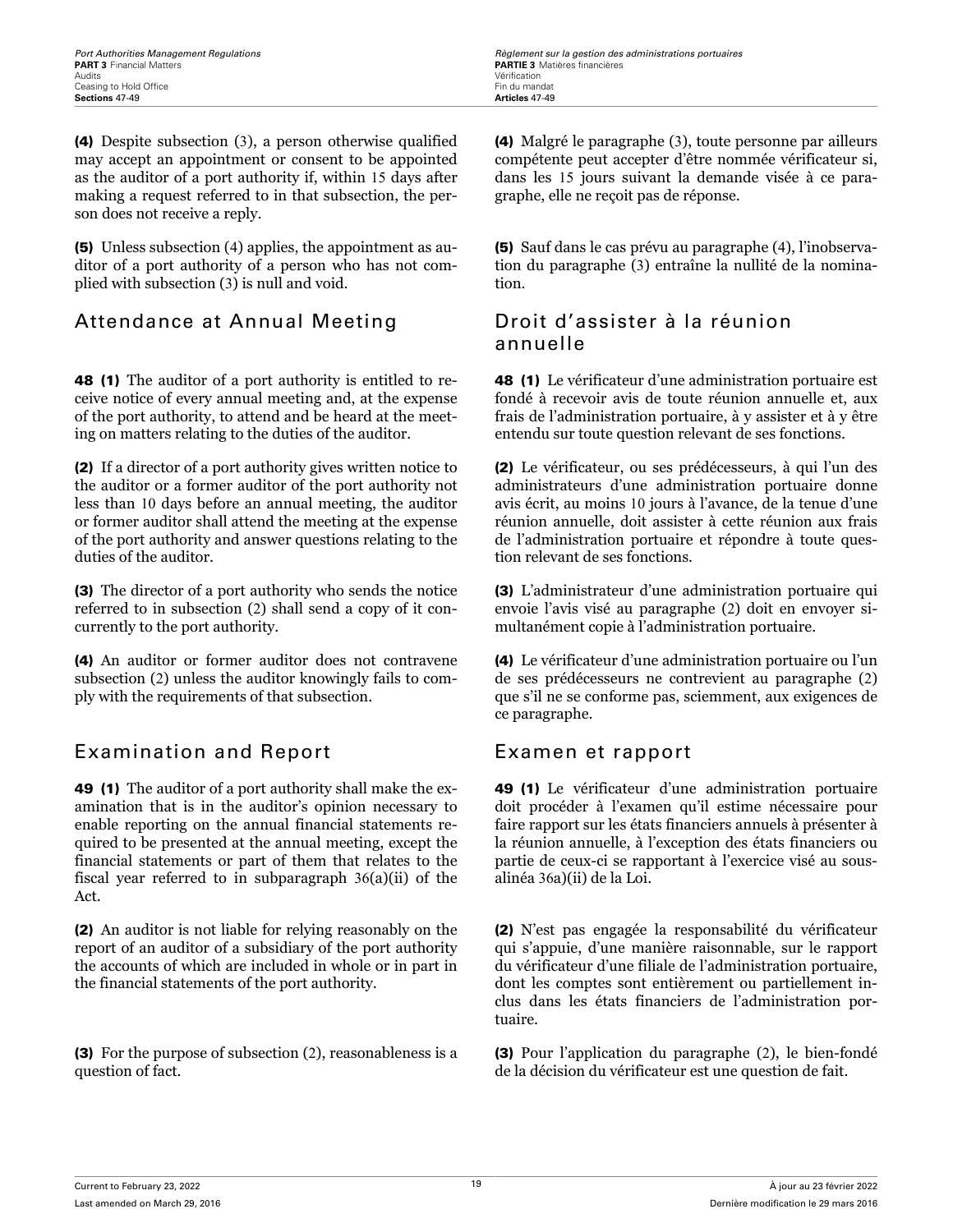**(4)** Despite subsection (3), a person otherwise qualified may accept an appointment or consent to be appointed as the auditor of a port authority if, within 15 days after making a request referred to in that subsection, the person does not receive a reply.

**(5)** Unless subsection (4) applies, the appointment as auditor of a port authority of a person who has not complied with subsection (3) is null and void.

## Attendance at Annual Meeting

**48 (1)** The auditor of a port authority is entitled to receive notice of every annual meeting and, at the expense of the port authority, to attend and be heard at the meeting on matters relating to the duties of the auditor.

**(2)** If a director of a port authority gives written notice to the auditor or a former auditor of the port authority not less than 10 days before an annual meeting, the auditor or former auditor shall attend the meeting at the expense of the port authority and answer questions relating to the duties of the auditor.

**(3)** The director of a port authority who sends the notice referred to in subsection (2) shall send a copy of it concurrently to the port authority.

**(4)** An auditor or former auditor does not contravene subsection (2) unless the auditor knowingly fails to comply with the requirements of that subsection.

## Examination and Report

**49 (1)** The auditor of a port authority shall make the examination that is in the auditor's opinion necessary to enable reporting on the annual financial statements required to be presented at the annual meeting, except the financial statements or part of them that relates to the fiscal year referred to in subparagraph 36(a)(ii) of the Act.

**(2)** An auditor is not liable for relying reasonably on the report of an auditor of a subsidiary of the port authority the accounts of which are included in whole or in part in the financial statements of the port authority.

**(3)** For the purpose of subsection (2), reasonableness is a question of fact.

**(4)** Malgré le paragraphe (3), toute personne par ailleurs compétente peut accepter d'être nommée vérificateur si, dans les 15 jours suivant la demande visée à ce paragraphe, elle ne reçoit pas de réponse.

**(5)** Sauf dans le cas prévu au paragraphe (4), l'inobservation du paragraphe (3) entraîne la nullité de la nomination.

## Droit d'assister à la réunion annuelle

**48 (1)** Le vérificateur d'une administration portuaire est fondé à recevoir avis de toute réunion annuelle et, aux frais de l'administration portuaire, à y assister et à y être entendu sur toute question relevant de ses fonctions.

**(2)** Le vérificateur, ou ses prédécesseurs, à qui l'un des administrateurs d'une administration portuaire donne avis écrit, au moins 10 jours à l'avance, de la tenue d'une réunion annuelle, doit assister à cette réunion aux frais de l'administration portuaire et répondre à toute question relevant de ses fonctions.

**(3)** L'administrateur d'une administration portuaire qui envoie l'avis visé au paragraphe (2) doit en envoyer simultanément copie à l'administration portuaire.

**(4)** Le vérificateur d'une administration portuaire ou l'un de ses prédécesseurs ne contrevient au paragraphe (2) que s'il ne se conforme pas, sciemment, aux exigences de ce paragraphe.

## Examen et rapport

**49 (1)** Le vérificateur d'une administration portuaire doit procéder à l'examen qu'il estime nécessaire pour faire rapport sur les états financiers annuels à présenter à la réunion annuelle, à l'exception des états financiers ou partie de ceux-ci se rapportant à l'exercice visé au sous-alinéa 36a)(ii) de la Loi.

**(2)** N'est pas engagée la responsabilité du vérificateur qui s'appuie, d'une manière raisonnable, sur le rapport du vérificateur d'une filiale de l'administration portuaire, dont les comptes sont entièrement ou partiellement inclus dans les états financiers de l'administration portuaire.

**(3)** Pour l'application du paragraphe (2), le bien-fondé de la décision du vérificateur est une question de fait.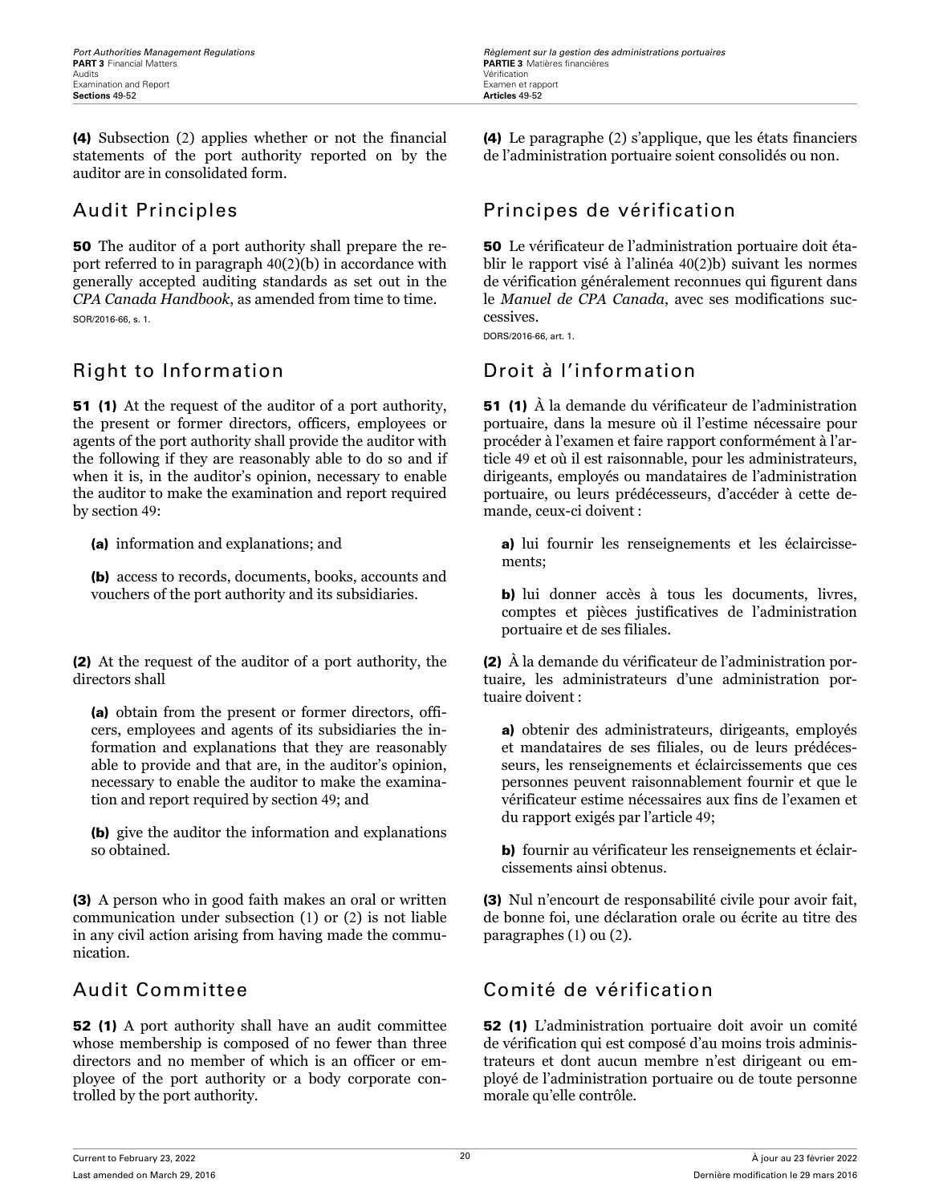**(4)** Subsection (2) applies whether or not the financial statements of the port authority reported on by the auditor are in consolidated form.

## Audit Principles

**50** The auditor of a port authority shall prepare the report referred to in paragraph 40(2)(b) in accordance with generally accepted auditing standards as set out in the *CPA Canada Handbook*, as amended from time to time.

SOR/2016-66, s. 1.

## Right to Information

**51 (1)** At the request of the auditor of a port authority, the present or former directors, officers, employees or agents of the port authority shall provide the auditor with the following if they are reasonably able to do so and if when it is, in the auditor's opinion, necessary to enable the auditor to make the examination and report required by section 49:

**(a)** information and explanations; and

**(b)** access to records, documents, books, accounts and vouchers of the port authority and its subsidiaries.

**(2)** At the request of the auditor of a port authority, the directors shall

**(a)** obtain from the present or former directors, officers, employees and agents of its subsidiaries the information and explanations that they are reasonably able to provide and that are, in the auditor's opinion, necessary to enable the auditor to make the examination and report required by section 49; and

**(b)** give the auditor the information and explanations so obtained.

**(3)** A person who in good faith makes an oral or written communication under subsection (1) or (2) is not liable in any civil action arising from having made the communication.

## Audit Committee

**52 (1)** A port authority shall have an audit committee whose membership is composed of no fewer than three directors and no member of which is an officer or employee of the port authority or a body corporate controlled by the port authority.

**(4)** Le paragraphe (2) s'applique, que les états financiers de l'administration portuaire soient consolidés ou non.

## Principes de vérification

**50** Le vérificateur de l'administration portuaire doit établir le rapport visé à l'alinéa 40(2)b) suivant les normes de vérification généralement reconnues qui figurent dans le *Manuel de CPA Canada*, avec ses modifications successives.

DORS/2016-66, art. 1.

## Droit à l'information

**51 (1)** À la demande du vérificateur de l'administration portuaire, dans la mesure où il l'estime nécessaire pour procéder à l'examen et faire rapport conformément à l'article 49 et où il est raisonnable, pour les administrateurs, dirigeants, employés ou mandataires de l'administration portuaire, ou leurs prédécesseurs, d'accéder à cette demande, ceux-ci doivent :

**a)** lui fournir les renseignements et les éclaircissements;

**b)** lui donner accès à tous les documents, livres, comptes et pièces justificatives de l'administration portuaire et de ses filiales.

**(2)** À la demande du vérificateur de l'administration portuaire, les administrateurs d'une administration portuaire doivent :

**a)** obtenir des administrateurs, dirigeants, employés et mandataires de ses filiales, ou de leurs prédécesseurs, les renseignements et éclaircissements que ces personnes peuvent raisonnablement fournir et que le vérificateur estime nécessaires aux fins de l'examen et du rapport exigés par l'article 49;

**b)** fournir au vérificateur les renseignements et éclaircissements ainsi obtenus.

**(3)** Nul n'encourt de responsabilité civile pour avoir fait, de bonne foi, une déclaration orale ou écrite au titre des paragraphes (1) ou (2).

## Comité de vérification

**52 (1)** L'administration portuaire doit avoir un comité de vérification qui est composé d'au moins trois administrateurs et dont aucun membre n'est dirigeant ou employé de l'administration portuaire ou de toute personne morale qu'elle contrôle.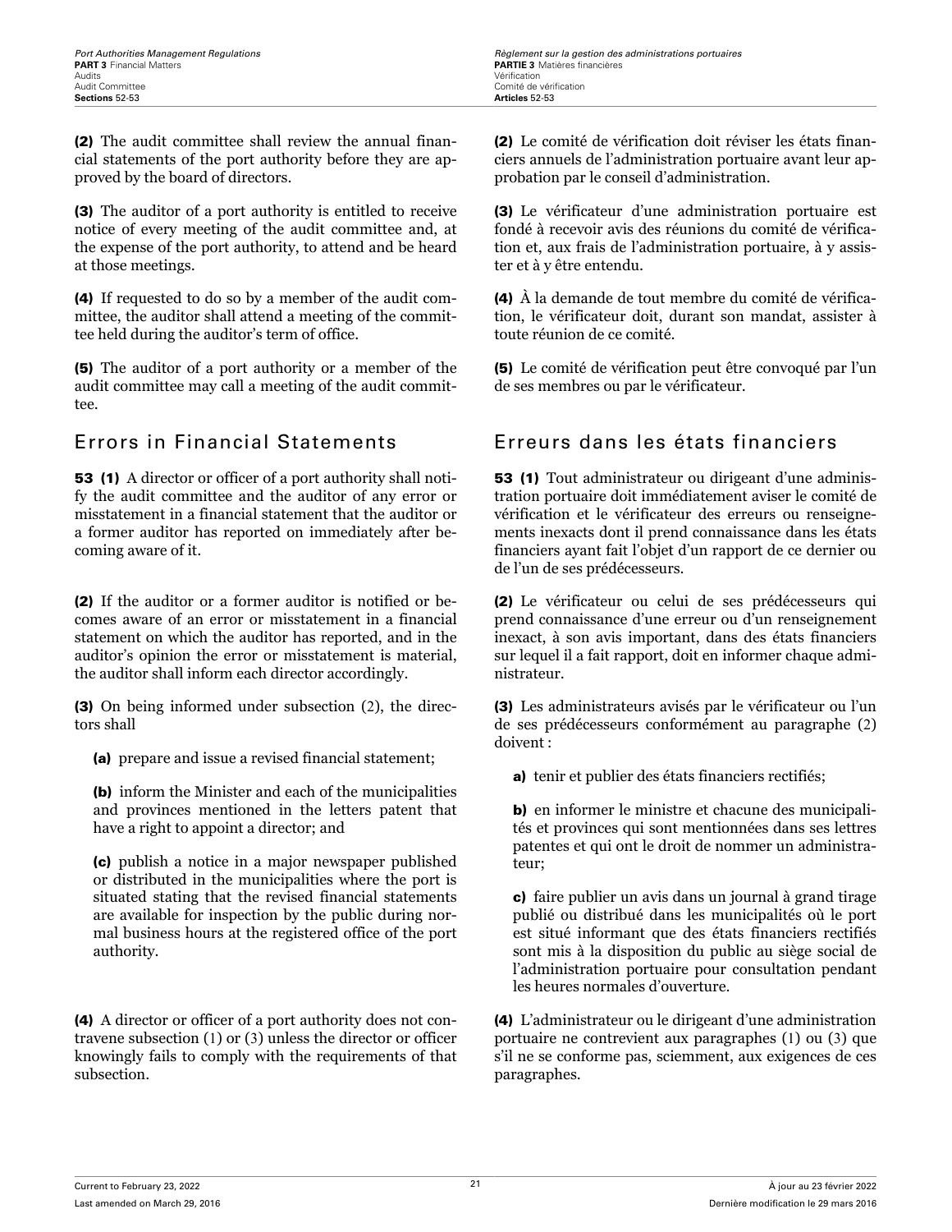**(2)** The audit committee shall review the annual financial statements of the port authority before they are approved by the board of directors.

**(3)** The auditor of a port authority is entitled to receive notice of every meeting of the audit committee and, at the expense of the port authority, to attend and be heard at those meetings.

**(4)** If requested to do so by a member of the audit committee, the auditor shall attend a meeting of the committee held during the auditor's term of office.

**(5)** The auditor of a port authority or a member of the audit committee may call a meeting of the audit committee.

## Errors in Financial Statements

**53 (1)** A director or officer of a port authority shall notify the audit committee and the auditor of any error or misstatement in a financial statement that the auditor or a former auditor has reported on immediately after becoming aware of it.

**(2)** If the auditor or a former auditor is notified or becomes aware of an error or misstatement in a financial statement on which the auditor has reported, and in the auditor's opinion the error or misstatement is material, the auditor shall inform each director accordingly.

**(3)** On being informed under subsection (2), the directors shall

**(a)** prepare and issue a revised financial statement;

**(b)** inform the Minister and each of the municipalities and provinces mentioned in the letters patent that have a right to appoint a director; and

**(c)** publish a notice in a major newspaper published or distributed in the municipalities where the port is situated stating that the revised financial statements are available for inspection by the public during normal business hours at the registered office of the port authority.

**(4)** A director or officer of a port authority does not contravene subsection (1) or (3) unless the director or officer knowingly fails to comply with the requirements of that subsection.

**(2)** Le comité de vérification doit réviser les états financiers annuels de l'administration portuaire avant leur approbation par le conseil d'administration.

**(3)** Le vérificateur d'une administration portuaire est fondé à recevoir avis des réunions du comité de vérification et, aux frais de l'administration portuaire, à y assister et à y être entendu.

**(4)** À la demande de tout membre du comité de vérification, le vérificateur doit, durant son mandat, assister à toute réunion de ce comité.

**(5)** Le comité de vérification peut être convoqué par l'un de ses membres ou par le vérificateur.

## Erreurs dans les états financiers

**53 (1)** Tout administrateur ou dirigeant d'une administration portuaire doit immédiatement aviser le comité de vérification et le vérificateur des erreurs ou renseignements inexacts dont il prend connaissance dans les états financiers ayant fait l'objet d'un rapport de ce dernier ou de l'un de ses prédécesseurs.

**(2)** Le vérificateur ou celui de ses prédécesseurs qui prend connaissance d'une erreur ou d'un renseignement inexact, à son avis important, dans des états financiers sur lequel il a fait rapport, doit en informer chaque administrateur.

**(3)** Les administrateurs avisés par le vérificateur ou l'un de ses prédécesseurs conformément au paragraphe (2) doivent :

**a)** tenir et publier des états financiers rectifiés;

**b)** en informer le ministre et chacune des municipalités et provinces qui sont mentionnées dans ses lettres patentes et qui ont le droit de nommer un administrateur;

**c)** faire publier un avis dans un journal à grand tirage publié ou distribué dans les municipalités où le port est situé informant que des états financiers rectifiés sont mis à la disposition du public au siège social de l'administration portuaire pour consultation pendant les heures normales d'ouverture.

**(4)** L'administrateur ou le dirigeant d'une administration portuaire ne contrevient aux paragraphes (1) ou (3) que s'il ne se conforme pas, sciemment, aux exigences de ces paragraphes.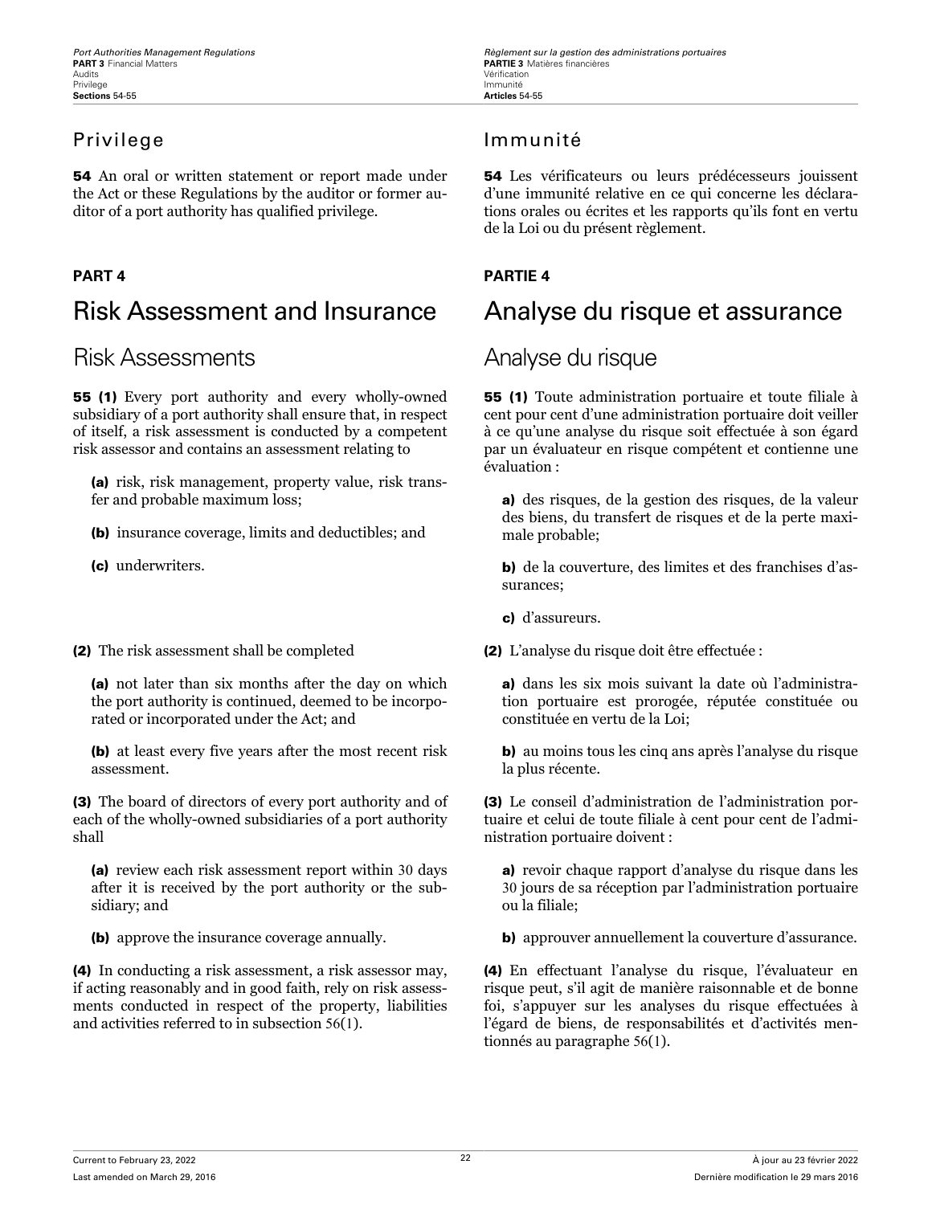## Privilege

**54** An oral or written statement or report made under the Act or these Regulations by the auditor or former auditor of a port authority has qualified privilege.

## Immunité

**54** Les vérificateurs ou leurs prédécesseurs jouissent d'une immunité relative en ce qui concerne les déclarations orales ou écrites et les rapports qu'ils font en vertu de la Loi ou du présent règlement.

**PART 4**

# Risk Assessment and Insurance

## Risk Assessments

**55 (1)** Every port authority and every wholly-owned subsidiary of a port authority shall ensure that, in respect of itself, a risk assessment is conducted by a competent risk assessor and contains an assessment relating to

**(a)** risk, risk management, property value, risk transfer and probable maximum loss;

**(b)** insurance coverage, limits and deductibles; and

**(c)** underwriters.

**(2)** The risk assessment shall be completed

**(a)** not later than six months after the day on which the port authority is continued, deemed to be incorporated or incorporated under the Act; and

**(b)** at least every five years after the most recent risk assessment.

**(3)** The board of directors of every port authority and of each of the wholly-owned subsidiaries of a port authority shall

**(a)** review each risk assessment report within 30 days after it is received by the port authority or the subsidiary; and

**(b)** approve the insurance coverage annually.

**(4)** In conducting a risk assessment, a risk assessor may, if acting reasonably and in good faith, rely on risk assessments conducted in respect of the property, liabilities and activities referred to in subsection 56(1).

**PARTIE 4**

# Analyse du risque et assurance

## Analyse du risque

**55 (1)** Toute administration portuaire et toute filiale à cent pour cent d'une administration portuaire doit veiller à ce qu'une analyse du risque soit effectuée à son égard par un évaluateur en risque compétent et contienne une évaluation :

**a)** des risques, de la gestion des risques, de la valeur des biens, du transfert de risques et de la perte maximale probable;

**b)** de la couverture, des limites et des franchises d'assurances;

**c)** d'assureurs.

**(2)** L'analyse du risque doit être effectuée :

**a)** dans les six mois suivant la date où l'administration portuaire est prorogée, réputée constituée ou constituée en vertu de la Loi;

**b)** au moins tous les cinq ans après l'analyse du risque la plus récente.

**(3)** Le conseil d'administration de l'administration portuaire et celui de toute filiale à cent pour cent de l'administration portuaire doivent :

**a)** revoir chaque rapport d'analyse du risque dans les 30 jours de sa réception par l'administration portuaire ou la filiale;

**b)** approuver annuellement la couverture d'assurance.

**(4)** En effectuant l'analyse du risque, l'évaluateur en risque peut, s'il agit de manière raisonnable et de bonne foi, s'appuyer sur les analyses du risque effectuées à l'égard de biens, de responsabilités et d'activités mentionnés au paragraphe 56(1).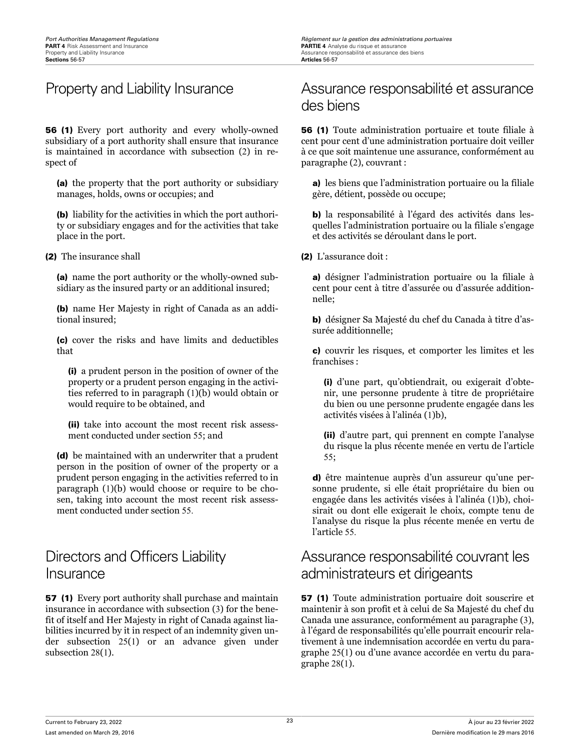## Property and Liability Insurance

**56 (1)** Every port authority and every wholly-owned subsidiary of a port authority shall ensure that insurance is maintained in accordance with subsection (2) in respect of

**(a)** the property that the port authority or subsidiary manages, holds, owns or occupies; and

**(b)** liability for the activities in which the port authority or subsidiary engages and for the activities that take place in the port.

**(2)** The insurance shall

**(a)** name the port authority or the wholly-owned subsidiary as the insured party or an additional insured;

**(b)** name Her Majesty in right of Canada as an additional insured;

**(c)** cover the risks and have limits and deductibles that

**(i)** a prudent person in the position of owner of the property or a prudent person engaging in the activities referred to in paragraph (1)(b) would obtain or would require to be obtained, and

**(ii)** take into account the most recent risk assessment conducted under section 55; and

**(d)** be maintained with an underwriter that a prudent person in the position of owner of the property or a prudent person engaging in the activities referred to in paragraph (1)(b) would choose or require to be chosen, taking into account the most recent risk assessment conducted under section 55.

## Directors and Officers Liability Insurance

**57 (1)** Every port authority shall purchase and maintain insurance in accordance with subsection (3) for the benefit of itself and Her Majesty in right of Canada against liabilities incurred by it in respect of an indemnity given under subsection 25(1) or an advance given under subsection 28(1).

## Assurance responsabilité et assurance des biens

**56 (1)** Toute administration portuaire et toute filiale à cent pour cent d'une administration portuaire doit veiller à ce que soit maintenue une assurance, conformément au paragraphe (2), couvrant :

**a)** les biens que l'administration portuaire ou la filiale gère, détient, possède ou occupe;

**b)** la responsabilité à l'égard des activités dans lesquelles l'administration portuaire ou la filiale s'engage et des activités se déroulant dans le port.

**(2)** L'assurance doit :

**a)** désigner l'administration portuaire ou la filiale à cent pour cent à titre d'assurée ou d'assurée additionnelle;

**b)** désigner Sa Majesté du chef du Canada à titre d'assurée additionnelle;

**c)** couvrir les risques, et comporter les limites et les franchises :

**(i)** d'une part, qu'obtiendrait, ou exigerait d'obtenir, une personne prudente à titre de propriétaire du bien ou une personne prudente engagée dans les activités visées à l'alinéa (1)b),

**(ii)** d'autre part, qui prennent en compte l'analyse du risque la plus récente menée en vertu de l'article 55;

**d)** être maintenue auprès d'un assureur qu'une personne prudente, si elle était propriétaire du bien ou engagée dans les activités visées à l'alinéa (1)b), choisirait ou dont elle exigerait le choix, compte tenu de l'analyse du risque la plus récente menée en vertu de l'article 55.

## Assurance responsabilité couvrant les administrateurs et dirigeants

**57 (1)** Toute administration portuaire doit souscrire et maintenir à son profit et à celui de Sa Majesté du chef du Canada une assurance, conformément au paragraphe (3), à l'égard de responsabilités qu'elle pourrait encourir relativement à une indemnisation accordée en vertu du paragraphe 25(1) ou d'une avance accordée en vertu du paragraphe 28(1).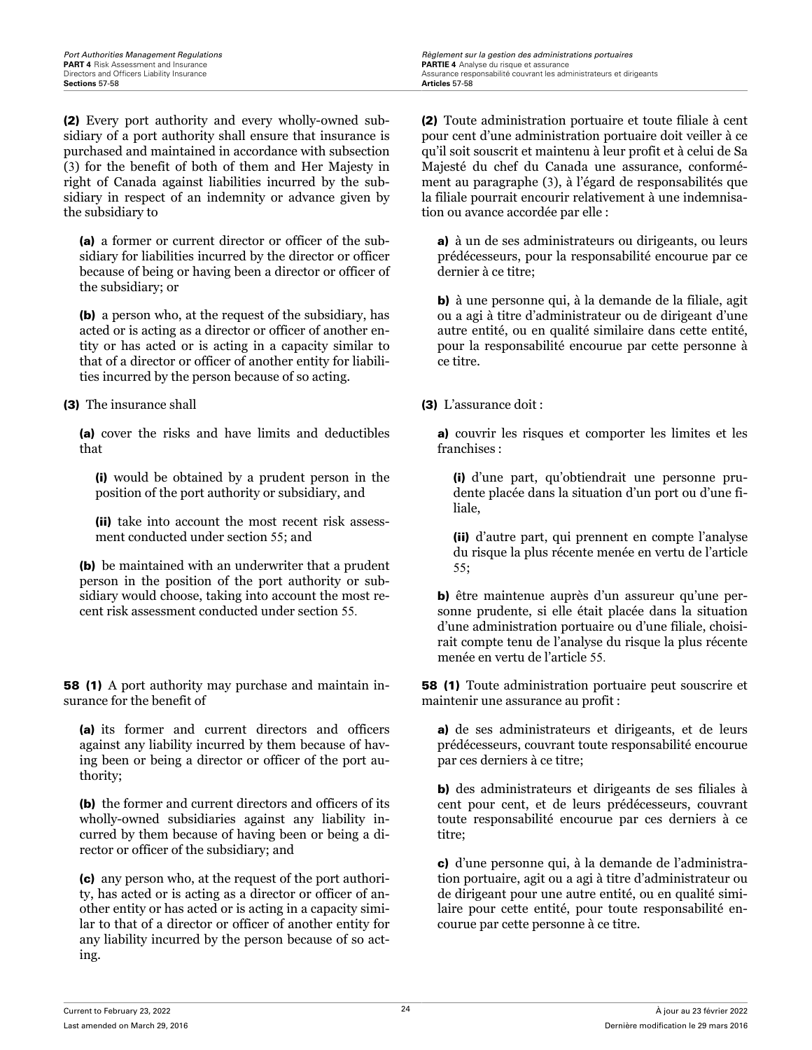**(2)** Every port authority and every wholly-owned subsidiary of a port authority shall ensure that insurance is purchased and maintained in accordance with subsection (3) for the benefit of both of them and Her Majesty in right of Canada against liabilities incurred by the subsidiary in respect of an indemnity or advance given by the subsidiary to

**(a)** a former or current director or officer of the subsidiary for liabilities incurred by the director or officer because of being or having been a director or officer of the subsidiary; or

**(b)** a person who, at the request of the subsidiary, has acted or is acting as a director or officer of another entity or has acted or is acting in a capacity similar to that of a director or officer of another entity for liabilities incurred by the person because of so acting.

**(3)** The insurance shall

**(a)** cover the risks and have limits and deductibles that

**(i)** would be obtained by a prudent person in the position of the port authority or subsidiary, and

**(ii)** take into account the most recent risk assessment conducted under section 55; and

**(b)** be maintained with an underwriter that a prudent person in the position of the port authority or subsidiary would choose, taking into account the most recent risk assessment conducted under section 55.

**58 (1)** A port authority may purchase and maintain insurance for the benefit of

**(a)** its former and current directors and officers against any liability incurred by them because of having been or being a director or officer of the port authority;

**(b)** the former and current directors and officers of its wholly-owned subsidiaries against any liability incurred by them because of having been or being a director or officer of the subsidiary; and

**(c)** any person who, at the request of the port authority, has acted or is acting as a director or officer of another entity or has acted or is acting in a capacity similar to that of a director or officer of another entity for any liability incurred by the person because of so acting.

**(2)** Toute administration portuaire et toute filiale à cent pour cent d'une administration portuaire doit veiller à ce qu'il soit souscrit et maintenu à leur profit et à celui de Sa Majesté du chef du Canada une assurance, conformément au paragraphe (3), à l'égard de responsabilités que la filiale pourrait encourir relativement à une indemnisation ou avance accordée par elle :

**a)** à un de ses administrateurs ou dirigeants, ou leurs prédécesseurs, pour la responsabilité encourue par ce dernier à ce titre;

**b)** à une personne qui, à la demande de la filiale, agit ou a agi à titre d'administrateur ou de dirigeant d'une autre entité, ou en qualité similaire dans cette entité, pour la responsabilité encourue par cette personne à ce titre.

**(3)** L'assurance doit :

**a)** couvrir les risques et comporter les limites et les franchises :

**(i)** d'une part, qu'obtiendrait une personne prudente placée dans la situation d'un port ou d'une filiale,

**(ii)** d'autre part, qui prennent en compte l'analyse du risque la plus récente menée en vertu de l'article 55;

**b)** être maintenue auprès d'un assureur qu'une personne prudente, si elle était placée dans la situation d'une administration portuaire ou d'une filiale, choisirait compte tenu de l'analyse du risque la plus récente menée en vertu de l'article 55.

**58 (1)** Toute administration portuaire peut souscrire et maintenir une assurance au profit :

**a)** de ses administrateurs et dirigeants, et de leurs prédécesseurs, couvrant toute responsabilité encourue par ces derniers à ce titre;

**b)** des administrateurs et dirigeants de ses filiales à cent pour cent, et de leurs prédécesseurs, couvrant toute responsabilité encourue par ces derniers à ce titre;

**c)** d'une personne qui, à la demande de l'administration portuaire, agit ou a agi à titre d'administrateur ou de dirigeant pour une autre entité, ou en qualité similaire pour cette entité, pour toute responsabilité encourue par cette personne à ce titre.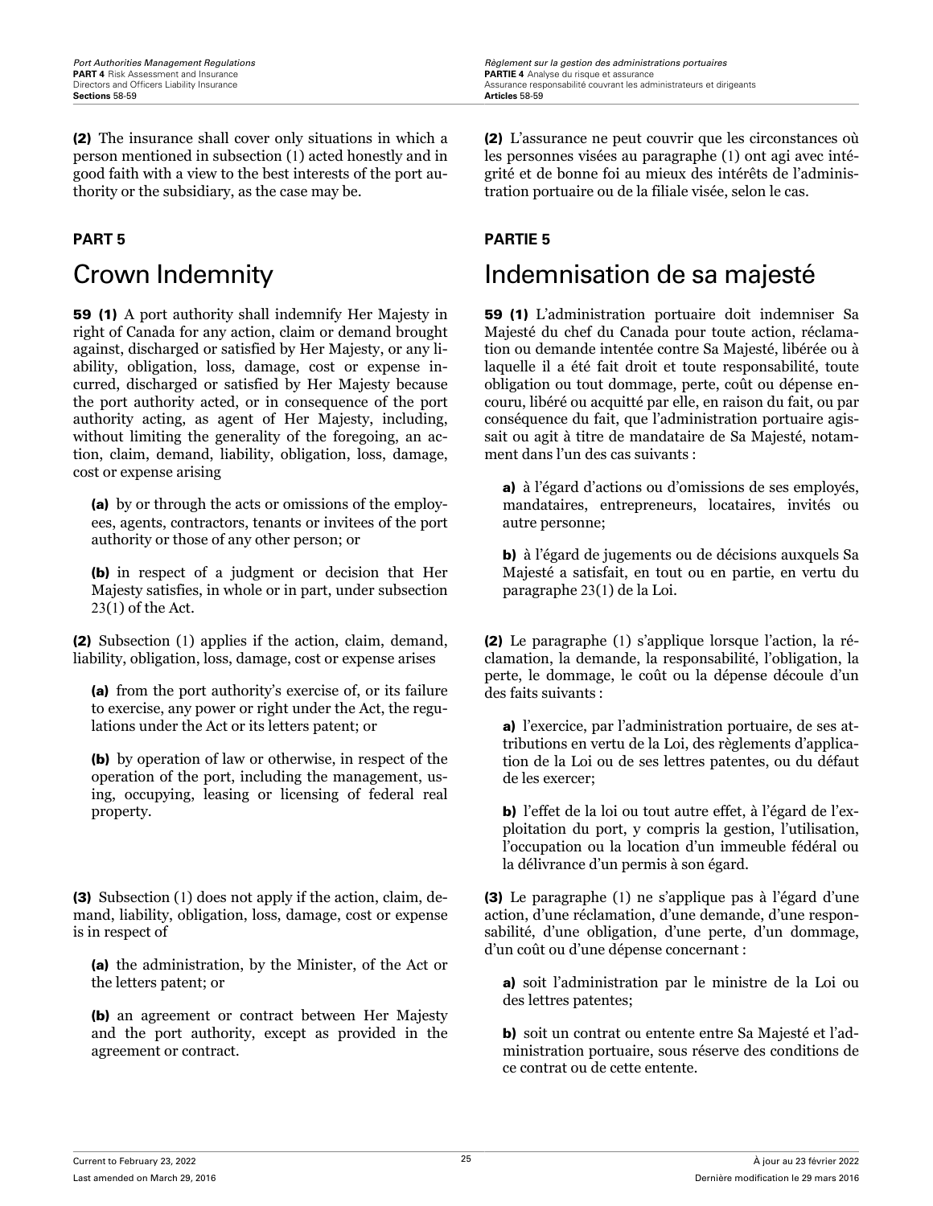**(2)** The insurance shall cover only situations in which a person mentioned in subsection (1) acted honestly and in good faith with a view to the best interests of the port authority or the subsidiary, as the case may be.

**PART 5**

# Crown Indemnity

**59 (1)** A port authority shall indemnify Her Majesty in right of Canada for any action, claim or demand brought against, discharged or satisfied by Her Majesty, or any liability, obligation, loss, damage, cost or expense incurred, discharged or satisfied by Her Majesty because the port authority acted, or in consequence of the port authority acting, as agent of Her Majesty, including, without limiting the generality of the foregoing, an action, claim, demand, liability, obligation, loss, damage, cost or expense arising

**(a)** by or through the acts or omissions of the employees, agents, contractors, tenants or invitees of the port authority or those of any other person; or

**(b)** in respect of a judgment or decision that Her Majesty satisfies, in whole or in part, under subsection 23(1) of the Act.

**(2)** Subsection (1) applies if the action, claim, demand, liability, obligation, loss, damage, cost or expense arises

**(a)** from the port authority's exercise of, or its failure to exercise, any power or right under the Act, the regulations under the Act or its letters patent; or

**(b)** by operation of law or otherwise, in respect of the operation of the port, including the management, using, occupying, leasing or licensing of federal real property.

**(3)** Subsection (1) does not apply if the action, claim, demand, liability, obligation, loss, damage, cost or expense is in respect of

**(a)** the administration, by the Minister, of the Act or the letters patent; or

**(b)** an agreement or contract between Her Majesty and the port authority, except as provided in the agreement or contract.

**(2)** L'assurance ne peut couvrir que les circonstances où les personnes visées au paragraphe (1) ont agi avec intégrité et de bonne foi au mieux des intérêts de l'administration portuaire ou de la filiale visée, selon le cas.

**PARTIE 5**

# Indemnisation de sa majesté

**59 (1)** L'administration portuaire doit indemniser Sa Majesté du chef du Canada pour toute action, réclamation ou demande intentée contre Sa Majesté, libérée ou à laquelle il a été fait droit et toute responsabilité, toute obligation ou tout dommage, perte, coût ou dépense encouru, libéré ou acquitté par elle, en raison du fait, ou par conséquence du fait, que l'administration portuaire agissait ou agit à titre de mandataire de Sa Majesté, notamment dans l'un des cas suivants :

**a)** à l'égard d'actions ou d'omissions de ses employés, mandataires, entrepreneurs, locataires, invités ou autre personne;

**b)** à l'égard de jugements ou de décisions auxquels Sa Majesté a satisfait, en tout ou en partie, en vertu du paragraphe 23(1) de la Loi.

**(2)** Le paragraphe (1) s'applique lorsque l'action, la réclamation, la demande, la responsabilité, l'obligation, la perte, le dommage, le coût ou la dépense découle d'un des faits suivants :

**a)** l'exercice, par l'administration portuaire, de ses attributions en vertu de la Loi, des règlements d'application de la Loi ou de ses lettres patentes, ou du défaut de les exercer;

**b)** l'effet de la loi ou tout autre effet, à l'égard de l'exploitation du port, y compris la gestion, l'utilisation, l'occupation ou la location d'un immeuble fédéral ou la délivrance d'un permis à son égard.

**(3)** Le paragraphe (1) ne s'applique pas à l'égard d'une action, d'une réclamation, d'une demande, d'une responsabilité, d'une obligation, d'une perte, d'un dommage, d'un coût ou d'une dépense concernant :

**a)** soit l'administration par le ministre de la Loi ou des lettres patentes;

**b)** soit un contrat ou entente entre Sa Majesté et l'administration portuaire, sous réserve des conditions de ce contrat ou de cette entente.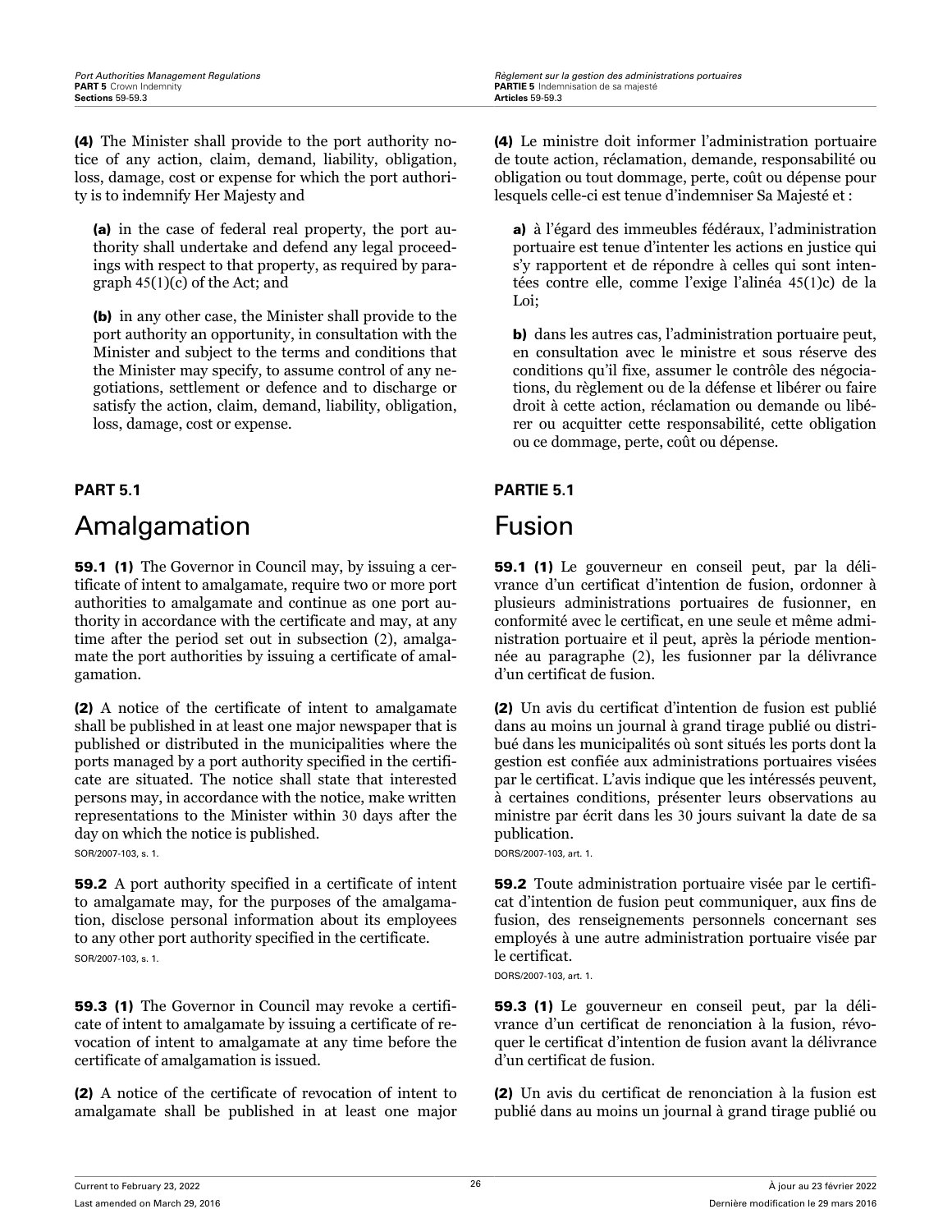**(4)** The Minister shall provide to the port authority notice of any action, claim, demand, liability, obligation, loss, damage, cost or expense for which the port authority is to indemnify Her Majesty and

**(a)** in the case of federal real property, the port authority shall undertake and defend any legal proceedings with respect to that property, as required by paragraph 45(1)(c) of the Act; and

**(b)** in any other case, the Minister shall provide to the port authority an opportunity, in consultation with the Minister and subject to the terms and conditions that the Minister may specify, to assume control of any negotiations, settlement or defence and to discharge or satisfy the action, claim, demand, liability, obligation, loss, damage, cost or expense.

**(4)** Le ministre doit informer l'administration portuaire de toute action, réclamation, demande, responsabilité ou obligation ou tout dommage, perte, coût ou dépense pour lesquels celle-ci est tenue d'indemniser Sa Majesté et :

**a)** à l'égard des immeubles fédéraux, l'administration portuaire est tenue d'intenter les actions en justice qui s'y rapportent et de répondre à celles qui sont intentées contre elle, comme l'exige l'alinéa 45(1)c) de la Loi;

**b)** dans les autres cas, l'administration portuaire peut, en consultation avec le ministre et sous réserve des conditions qu'il fixe, assumer le contrôle des négociations, du règlement ou de la défense et libérer ou faire droit à cette action, réclamation ou demande ou libérer ou acquitter cette responsabilité, cette obligation ou ce dommage, perte, coût ou dépense.

**PART 5.1**

# Amalgamation

**59.1 (1)** The Governor in Council may, by issuing a certificate of intent to amalgamate, require two or more port authorities to amalgamate and continue as one port authority in accordance with the certificate and may, at any time after the period set out in subsection (2), amalgamate the port authorities by issuing a certificate of amalgamation.

**(2)** A notice of the certificate of intent to amalgamate shall be published in at least one major newspaper that is published or distributed in the municipalities where the ports managed by a port authority specified in the certificate are situated. The notice shall state that interested persons may, in accordance with the notice, make written representations to the Minister within 30 days after the day on which the notice is published.

SOR/2007-103, s. 1.

**59.2** A port authority specified in a certificate of intent to amalgamate may, for the purposes of the amalgamation, disclose personal information about its employees to any other port authority specified in the certificate.

SOR/2007-103, s. 1.

**59.3 (1)** The Governor in Council may revoke a certificate of intent to amalgamate by issuing a certificate of revocation of intent to amalgamate at any time before the certificate of amalgamation is issued.

**(2)** A notice of the certificate of revocation of intent to amalgamate shall be published in at least one major

**PARTIE 5.1**

# Fusion

**59.1 (1)** Le gouverneur en conseil peut, par la délivrance d'un certificat d'intention de fusion, ordonner à plusieurs administrations portuaires de fusionner, en conformité avec le certificat, en une seule et même administration portuaire et il peut, après la période mentionnée au paragraphe (2), les fusionner par la délivrance d'un certificat de fusion.

**(2)** Un avis du certificat d'intention de fusion est publié dans au moins un journal à grand tirage publié ou distribué dans les municipalités où sont situés les ports dont la gestion est confiée aux administrations portuaires visées par le certificat. L'avis indique que les intéressés peuvent, à certaines conditions, présenter leurs observations au ministre par écrit dans les 30 jours suivant la date de sa publication.

DORS/2007-103, art. 1.

**59.2** Toute administration portuaire visée par le certificat d'intention de fusion peut communiquer, aux fins de fusion, des renseignements personnels concernant ses employés à une autre administration portuaire visée par le certificat.

DORS/2007-103, art. 1.

**59.3 (1)** Le gouverneur en conseil peut, par la délivrance d'un certificat de renonciation à la fusion, révoquer le certificat d'intention de fusion avant la délivrance d'un certificat de fusion.

**(2)** Un avis du certificat de renonciation à la fusion est publié dans au moins un journal à grand tirage publié ou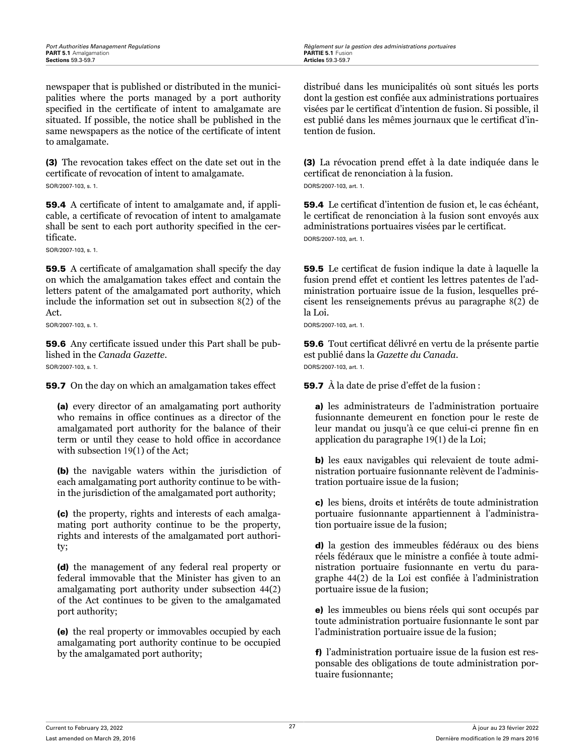newspaper that is published or distributed in the municipalities where the ports managed by a port authority specified in the certificate of intent to amalgamate are situated. If possible, the notice shall be published in the same newspapers as the notice of the certificate of intent to amalgamate.

**(3)** The revocation takes effect on the date set out in the certificate of revocation of intent to amalgamate.

SOR/2007-103, s. 1.

**59.4** A certificate of intent to amalgamate and, if applicable, a certificate of revocation of intent to amalgamate shall be sent to each port authority specified in the certificate.

SOR/2007-103, s. 1.

**59.5** A certificate of amalgamation shall specify the day on which the amalgamation takes effect and contain the letters patent of the amalgamated port authority, which include the information set out in subsection 8(2) of the Act.

SOR/2007-103, s. 1.

**59.6** Any certificate issued under this Part shall be published in the *Canada Gazette*.

SOR/2007-103, s. 1.

**59.7** On the day on which an amalgamation takes effect

**(a)** every director of an amalgamating port authority who remains in office continues as a director of the amalgamated port authority for the balance of their term or until they cease to hold office in accordance with subsection 19(1) of the Act;

**(b)** the navigable waters within the jurisdiction of each amalgamating port authority continue to be within the jurisdiction of the amalgamated port authority;

**(c)** the property, rights and interests of each amalgamating port authority continue to be the property, rights and interests of the amalgamated port authority;

**(d)** the management of any federal real property or federal immovable that the Minister has given to an amalgamating port authority under subsection 44(2) of the Act continues to be given to the amalgamated port authority;

**(e)** the real property or immovables occupied by each amalgamating port authority continue to be occupied by the amalgamated port authority;

distribué dans les municipalités où sont situés les ports dont la gestion est confiée aux administrations portuaires visées par le certificat d'intention de fusion. Si possible, il est publié dans les mêmes journaux que le certificat d'intention de fusion.

**(3)** La révocation prend effet à la date indiquée dans le certificat de renonciation à la fusion.

DORS/2007-103, art. 1.

**59.4** Le certificat d'intention de fusion et, le cas échéant, le certificat de renonciation à la fusion sont envoyés aux administrations portuaires visées par le certificat.

DORS/2007-103, art. 1.

**59.5** Le certificat de fusion indique la date à laquelle la fusion prend effet et contient les lettres patentes de l'administration portuaire issue de la fusion, lesquelles précisent les renseignements prévus au paragraphe 8(2) de la Loi.

DORS/2007-103, art. 1.

**59.6** Tout certificat délivré en vertu de la présente partie est publié dans la *Gazette du Canada*.

DORS/2007-103, art. 1.

**59.7** À la date de prise d'effet de la fusion :

**a)** les administrateurs de l'administration portuaire fusionnante demeurent en fonction pour le reste de leur mandat ou jusqu'à ce que celui-ci prenne fin en application du paragraphe 19(1) de la Loi;

**b)** les eaux navigables qui relevaient de toute administration portuaire fusionnante relèvent de l'administration portuaire issue de la fusion;

**c)** les biens, droits et intérêts de toute administration portuaire fusionnante appartiennent à l'administration portuaire issue de la fusion;

**d)** la gestion des immeubles fédéraux ou des biens réels fédéraux que le ministre a confiée à toute administration portuaire fusionnante en vertu du paragraphe 44(2) de la Loi est confiée à l'administration portuaire issue de la fusion;

**e)** les immeubles ou biens réels qui sont occupés par toute administration portuaire fusionnante le sont par l'administration portuaire issue de la fusion;

**f)** l'administration portuaire issue de la fusion est responsable des obligations de toute administration portuaire fusionnante;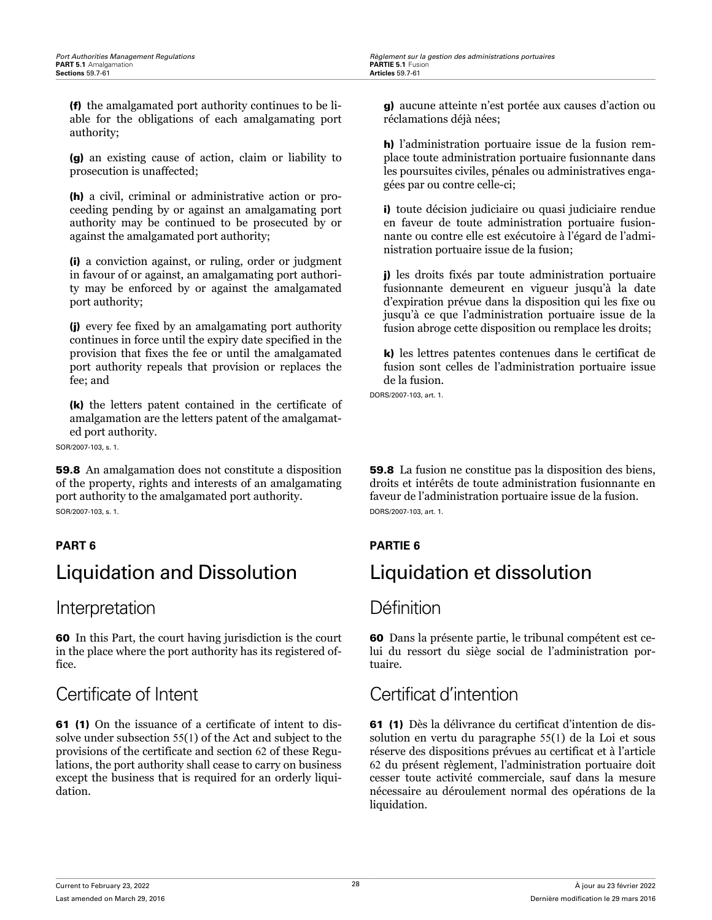**(f)** the amalgamated port authority continues to be liable for the obligations of each amalgamating port authority;

**(g)** an existing cause of action, claim or liability to prosecution is unaffected;

**(h)** a civil, criminal or administrative action or proceeding pending by or against an amalgamating port authority may be continued to be prosecuted by or against the amalgamated port authority;

**(i)** a conviction against, or ruling, order or judgment in favour of or against, an amalgamating port authority may be enforced by or against the amalgamated port authority;

**(j)** every fee fixed by an amalgamating port authority continues in force until the expiry date specified in the provision that fixes the fee or until the amalgamated port authority repeals that provision or replaces the fee; and

**(k)** the letters patent contained in the certificate of amalgamation are the letters patent of the amalgamated port authority.

SOR/2007-103, s. 1.

**g)** aucune atteinte n'est portée aux causes d'action ou réclamations déjà nées;

**h)** l'administration portuaire issue de la fusion remplace toute administration portuaire fusionnante dans les poursuites civiles, pénales ou administratives engagées par ou contre celle-ci;

**i)** toute décision judiciaire ou quasi judiciaire rendue en faveur de toute administration portuaire fusionnante ou contre elle est exécutoire à l'égard de l'administration portuaire issue de la fusion;

**j)** les droits fixés par toute administration portuaire fusionnante demeurent en vigueur jusqu'à la date d'expiration prévue dans la disposition qui les fixe ou jusqu'à ce que l'administration portuaire issue de la fusion abroge cette disposition ou remplace les droits;

**k)** les lettres patentes contenues dans le certificat de fusion sont celles de l'administration portuaire issue de la fusion.

DORS/2007-103, art. 1.

**59.8** An amalgamation does not constitute a disposition of the property, rights and interests of an amalgamating port authority to the amalgamated port authority.

SOR/2007-103, s. 1.

**59.8** La fusion ne constitue pas la disposition des biens, droits et intérêts de toute administration portuaire fusionnante en faveur de l'administration portuaire issue de la fusion.

DORS/2007-103, art. 1.

**PART 6**

# Liquidation and Dissolution

## Interpretation

**60** In this Part, the court having jurisdiction is the court in the place where the port authority has its registered office.

## Certificate of Intent

**61 (1)** On the issuance of a certificate of intent to dissolve under subsection 55(1) of the Act and subject to the provisions of the certificate and section 62 of these Regulations, the port authority shall cease to carry on business except the business that is required for an orderly liquidation.

**PARTIE 6**

# Liquidation et dissolution

## Définition

**60** Dans la présente partie, le tribunal compétent est celui du ressort du siège social de l'administration portuaire.

## Certificat d'intention

**61 (1)** Dès la délivrance du certificat d'intention de dissolution en vertu du paragraphe 55(1) de la Loi et sous réserve des dispositions prévues au certificat et à l'article 62 du présent règlement, l'administration portuaire doit cesser toute activité commerciale, sauf dans la mesure nécessaire au déroulement normal des opérations de la liquidation.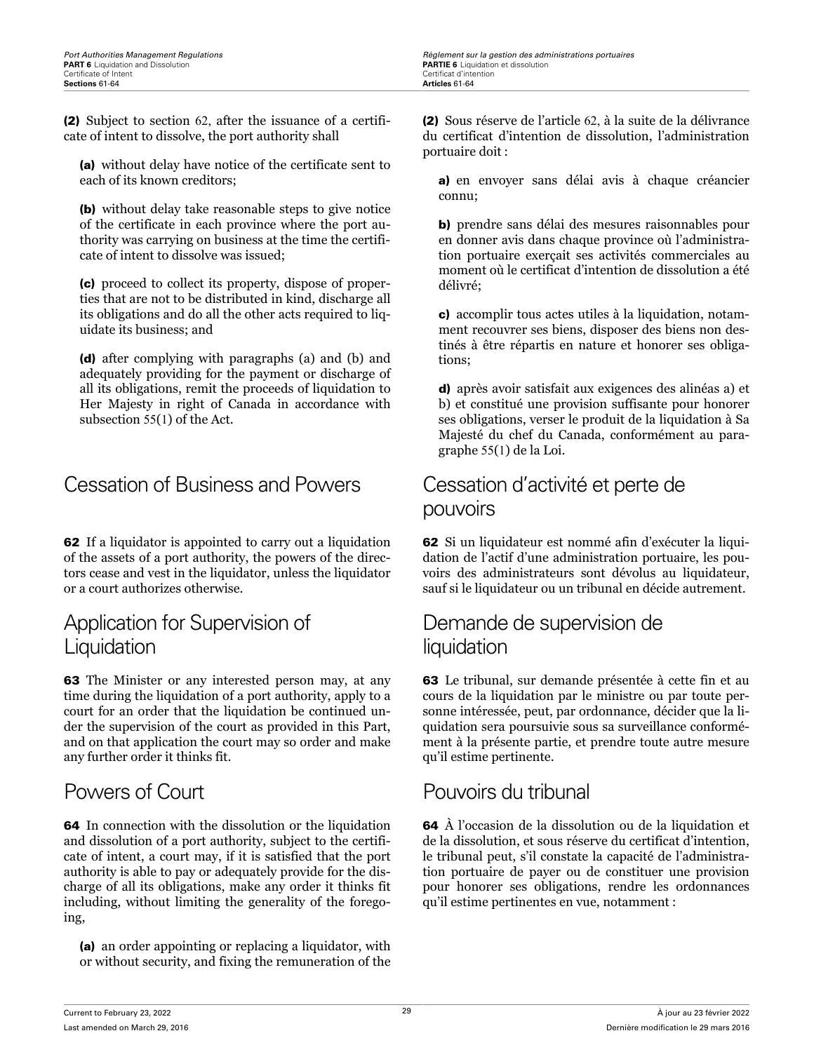**(2)** Subject to section 62, after the issuance of a certificate of intent to dissolve, the port authority shall

**(a)** without delay have notice of the certificate sent to each of its known creditors;

**(b)** without delay take reasonable steps to give notice of the certificate in each province where the port authority was carrying on business at the time the certificate of intent to dissolve was issued;

**(c)** proceed to collect its property, dispose of properties that are not to be distributed in kind, discharge all its obligations and do all the other acts required to liquidate its business; and

**(d)** after complying with paragraphs (a) and (b) and adequately providing for the payment or discharge of all its obligations, remit the proceeds of liquidation to Her Majesty in right of Canada in accordance with subsection 55(1) of the Act.

**(2)** Sous réserve de l'article 62, à la suite de la délivrance du certificat d'intention de dissolution, l'administration portuaire doit :

**a)** en envoyer sans délai avis à chaque créancier connu;

**b)** prendre sans délai des mesures raisonnables pour en donner avis dans chaque province où l'administration portuaire exerçait ses activités commerciales au moment où le certificat d'intention de dissolution a été délivré;

**c)** accomplir tous actes utiles à la liquidation, notamment recouvrer ses biens, disposer des biens non destinés à être répartis en nature et honorer ses obligations;

**d)** après avoir satisfait aux exigences des alinéas a) et b) et constitué une provision suffisante pour honorer ses obligations, verser le produit de la liquidation à Sa Majesté du chef du Canada, conformément au paragraphe 55(1) de la Loi.

## Cessation of Business and Powers

## Cessation d'activité et perte de pouvoirs

**62** If a liquidator is appointed to carry out a liquidation of the assets of a port authority, the powers of the directors cease and vest in the liquidator, unless the liquidator or a court authorizes otherwise.

**62** Si un liquidateur est nommé afin d'exécuter la liquidation de l'actif d'une administration portuaire, les pouvoirs des administrateurs sont dévolus au liquidateur, sauf si le liquidateur ou un tribunal en décide autrement.

## Application for Supervision of Liquidation

## Demande de supervision de liquidation

**63** The Minister or any interested person may, at any time during the liquidation of a port authority, apply to a court for an order that the liquidation be continued under the supervision of the court as provided in this Part, and on that application the court may so order and make any further order it thinks fit.

**63** Le tribunal, sur demande présentée à cette fin et au cours de la liquidation par le ministre ou par toute personne intéressée, peut, par ordonnance, décider que la liquidation sera poursuivie sous sa surveillance conformément à la présente partie, et prendre toute autre mesure qu'il estime pertinente.

## Powers of Court

## Pouvoirs du tribunal

**64** In connection with the dissolution or the liquidation and dissolution of a port authority, subject to the certificate of intent, a court may, if it is satisfied that the port authority is able to pay or adequately provide for the discharge of all its obligations, make any order it thinks fit including, without limiting the generality of the foregoing,

**(a)** an order appointing or replacing a liquidator, with or without security, and fixing the remuneration of the

**64** À l'occasion de la dissolution ou de la liquidation et de la dissolution, et sous réserve du certificat d'intention, le tribunal peut, s'il constate la capacité de l'administration portuaire de payer ou de constituer une provision pour honorer ses obligations, rendre les ordonnances qu'il estime pertinentes en vue, notamment :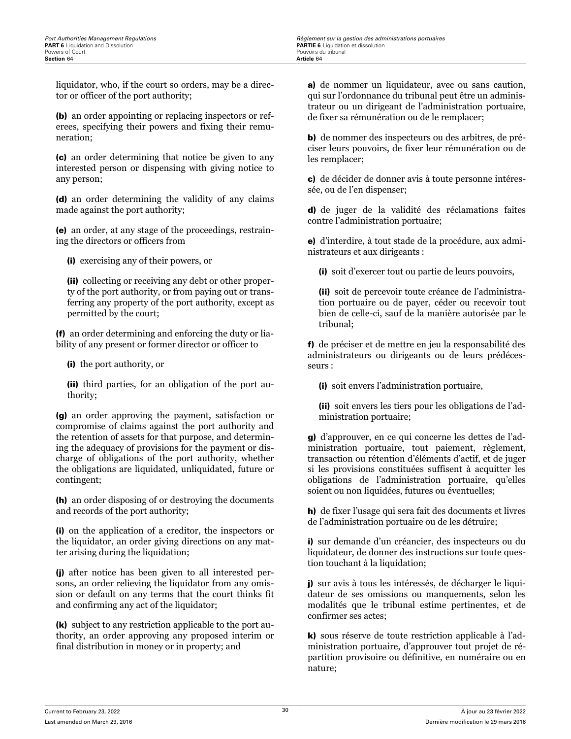liquidator, who, if the court so orders, may be a director or officer of the port authority;

**(b)** an order appointing or replacing inspectors or referees, specifying their powers and fixing their remuneration;

**(c)** an order determining that notice be given to any interested person or dispensing with giving notice to any person;

**(d)** an order determining the validity of any claims made against the port authority;

**(e)** an order, at any stage of the proceedings, restraining the directors or officers from

**(i)** exercising any of their powers, or

**(ii)** collecting or receiving any debt or other property of the port authority, or from paying out or transferring any property of the port authority, except as permitted by the court;

**(f)** an order determining and enforcing the duty or liability of any present or former director or officer to

**(i)** the port authority, or

**(ii)** third parties, for an obligation of the port authority;

**(g)** an order approving the payment, satisfaction or compromise of claims against the port authority and the retention of assets for that purpose, and determining the adequacy of provisions for the payment or discharge of obligations of the port authority, whether the obligations are liquidated, unliquidated, future or contingent;

**(h)** an order disposing of or destroying the documents and records of the port authority;

**(i)** on the application of a creditor, the inspectors or the liquidator, an order giving directions on any matter arising during the liquidation;

**(j)** after notice has been given to all interested persons, an order relieving the liquidator from any omission or default on any terms that the court thinks fit and confirming any act of the liquidator;

**(k)** subject to any restriction applicable to the port authority, an order approving any proposed interim or final distribution in money or in property; and

**a)** de nommer un liquidateur, avec ou sans caution, qui sur l'ordonnance du tribunal peut être un administrateur ou un dirigeant de l'administration portuaire, de fixer sa rémunération ou de le remplacer;

**b)** de nommer des inspecteurs ou des arbitres, de préciser leurs pouvoirs, de fixer leur rémunération ou de les remplacer;

**c)** de décider de donner avis à toute personne intéressée, ou de l'en dispenser;

**d)** de juger de la validité des réclamations faites contre l'administration portuaire;

**e)** d'interdire, à tout stade de la procédure, aux administrateurs et aux dirigeants :

**(i)** soit d'exercer tout ou partie de leurs pouvoirs,

**(ii)** soit de percevoir toute créance de l'administration portuaire ou de payer, céder ou recevoir tout bien de celle-ci, sauf de la manière autorisée par le tribunal;

**f)** de préciser et de mettre en jeu la responsabilité des administrateurs ou dirigeants ou de leurs prédécesseurs :

**(i)** soit envers l'administration portuaire,

**(ii)** soit envers les tiers pour les obligations de l'administration portuaire;

**g)** d'approuver, en ce qui concerne les dettes de l'administration portuaire, tout paiement, règlement, transaction ou rétention d'éléments d'actif, et de juger si les provisions constituées suffisent à acquitter les obligations de l'administration portuaire, qu'elles soient ou non liquidées, futures ou éventuelles;

**h)** de fixer l'usage qui sera fait des documents et livres de l'administration portuaire ou de les détruire;

**i)** sur demande d'un créancier, des inspecteurs ou du liquidateur, de donner des instructions sur toute question touchant à la liquidation;

**j)** sur avis à tous les intéressés, de décharger le liquidateur de ses omissions ou manquements, selon les modalités que le tribunal estime pertinentes, et de confirmer ses actes;

**k)** sous réserve de toute restriction applicable à l'administration portuaire, d'approuver tout projet de répartition provisoire ou définitive, en numéraire ou en nature;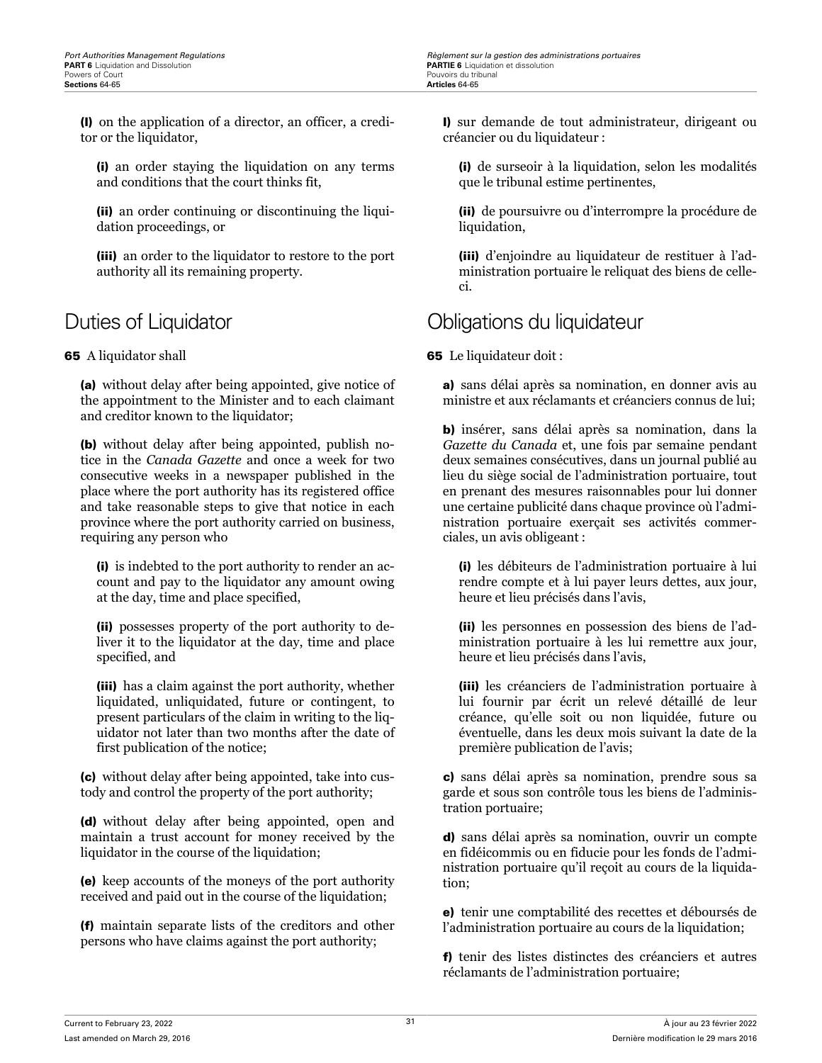**(l)** on the application of a director, an officer, a creditor or the liquidator,

**(i)** an order staying the liquidation on any terms and conditions that the court thinks fit,

**(ii)** an order continuing or discontinuing the liquidation proceedings, or

**(iii)** an order to the liquidator to restore to the port authority all its remaining property.

## Duties of Liquidator

**65** A liquidator shall

**(a)** without delay after being appointed, give notice of the appointment to the Minister and to each claimant and creditor known to the liquidator;

**(b)** without delay after being appointed, publish notice in the *Canada Gazette* and once a week for two consecutive weeks in a newspaper published in the place where the port authority has its registered office and take reasonable steps to give that notice in each province where the port authority carried on business, requiring any person who

**(i)** is indebted to the port authority to render an account and pay to the liquidator any amount owing at the day, time and place specified,

**(ii)** possesses property of the port authority to deliver it to the liquidator at the day, time and place specified, and

**(iii)** has a claim against the port authority, whether liquidated, unliquidated, future or contingent, to present particulars of the claim in writing to the liquidator not later than two months after the date of first publication of the notice;

**(c)** without delay after being appointed, take into custody and control the property of the port authority;

**(d)** without delay after being appointed, open and maintain a trust account for money received by the liquidator in the course of the liquidation;

**(e)** keep accounts of the moneys of the port authority received and paid out in the course of the liquidation;

**(f)** maintain separate lists of the creditors and other persons who have claims against the port authority;

**l)** sur demande de tout administrateur, dirigeant ou créancier ou du liquidateur :

**(i)** de surseoir à la liquidation, selon les modalités que le tribunal estime pertinentes,

**(ii)** de poursuivre ou d'interrompre la procédure de liquidation,

**(iii)** d'enjoindre au liquidateur de restituer à l'administration portuaire le reliquat des biens de celle-ci.

## Obligations du liquidateur

**65** Le liquidateur doit :

**a)** sans délai après sa nomination, en donner avis au ministre et aux réclamants et créanciers connus de lui;

**b)** insérer, sans délai après sa nomination, dans la *Gazette du Canada* et, une fois par semaine pendant deux semaines consécutives, dans un journal publié au lieu du siège social de l'administration portuaire, tout en prenant des mesures raisonnables pour lui donner une certaine publicité dans chaque province où l'administration portuaire exerçait ses activités commerciales, un avis obligeant :

**(i)** les débiteurs de l'administration portuaire à lui rendre compte et à lui payer leurs dettes, aux jour, heure et lieu précisés dans l'avis,

**(ii)** les personnes en possession des biens de l'administration portuaire à les lui remettre aux jour, heure et lieu précisés dans l'avis,

**(iii)** les créanciers de l'administration portuaire à lui fournir par écrit un relevé détaillé de leur créance, qu'elle soit ou non liquidée, future ou éventuelle, dans les deux mois suivant la date de la première publication de l'avis;

**c)** sans délai après sa nomination, prendre sous sa garde et sous son contrôle tous les biens de l'administration portuaire;

**d)** sans délai après sa nomination, ouvrir un compte en fidéicommis ou en fiducie pour les fonds de l'administration portuaire qu'il reçoit au cours de la liquidation;

**e)** tenir une comptabilité des recettes et déboursés de l'administration portuaire au cours de la liquidation;

**f)** tenir des listes distinctes des créanciers et autres réclamants de l'administration portuaire;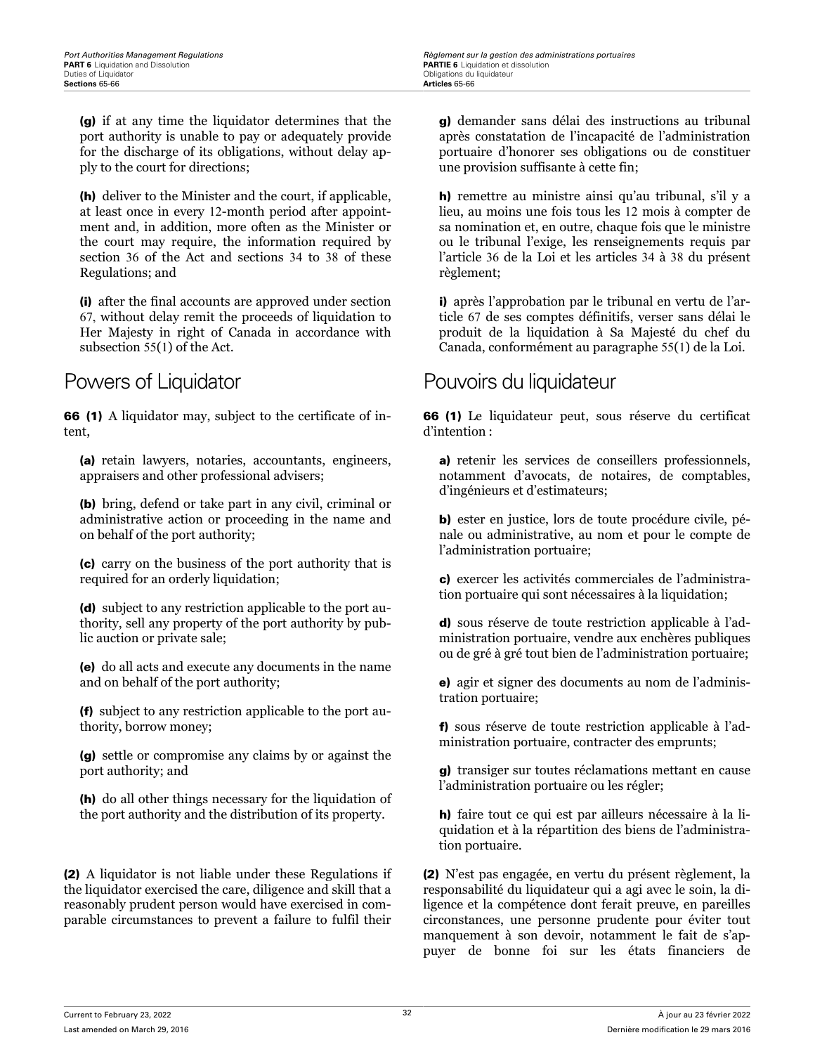**(g)** if at any time the liquidator determines that the port authority is unable to pay or adequately provide for the discharge of its obligations, without delay apply to the court for directions;

**(h)** deliver to the Minister and the court, if applicable, at least once in every 12-month period after appointment and, in addition, more often as the Minister or the court may require, the information required by section 36 of the Act and sections 34 to 38 of these Regulations; and

**(i)** after the final accounts are approved under section 67, without delay remit the proceeds of liquidation to Her Majesty in right of Canada in accordance with subsection 55(1) of the Act.

## Powers of Liquidator

**66 (1)** A liquidator may, subject to the certificate of intent,

**(a)** retain lawyers, notaries, accountants, engineers, appraisers and other professional advisers;

**(b)** bring, defend or take part in any civil, criminal or administrative action or proceeding in the name and on behalf of the port authority;

**(c)** carry on the business of the port authority that is required for an orderly liquidation;

**(d)** subject to any restriction applicable to the port authority, sell any property of the port authority by public auction or private sale;

**(e)** do all acts and execute any documents in the name and on behalf of the port authority;

**(f)** subject to any restriction applicable to the port authority, borrow money;

**(g)** settle or compromise any claims by or against the port authority; and

**(h)** do all other things necessary for the liquidation of the port authority and the distribution of its property.

**(2)** A liquidator is not liable under these Regulations if the liquidator exercised the care, diligence and skill that a reasonably prudent person would have exercised in comparable circumstances to prevent a failure to fulfil their

**g)** demander sans délai des instructions au tribunal après constatation de l'incapacité de l'administration portuaire d'honorer ses obligations ou de constituer une provision suffisante à cette fin;

**h)** remettre au ministre ainsi qu'au tribunal, s'il y a lieu, au moins une fois tous les 12 mois à compter de sa nomination et, en outre, chaque fois que le ministre ou le tribunal l'exige, les renseignements requis par l'article 36 de la Loi et les articles 34 à 38 du présent règlement;

**i)** après l'approbation par le tribunal en vertu de l'article 67 de ses comptes définitifs, verser sans délai le produit de la liquidation à Sa Majesté du chef du Canada, conformément au paragraphe 55(1) de la Loi.

## Pouvoirs du liquidateur

**66 (1)** Le liquidateur peut, sous réserve du certificat d'intention :

**a)** retenir les services de conseillers professionnels, notamment d'avocats, de notaires, de comptables, d'ingénieurs et d'estimateurs;

**b)** ester en justice, lors de toute procédure civile, pénale ou administrative, au nom et pour le compte de l'administration portuaire;

**c)** exercer les activités commerciales de l'administration portuaire qui sont nécessaires à la liquidation;

**d)** sous réserve de toute restriction applicable à l'administration portuaire, vendre aux enchères publiques ou de gré à gré tout bien de l'administration portuaire;

**e)** agir et signer des documents au nom de l'administration portuaire;

**f)** sous réserve de toute restriction applicable à l'administration portuaire, contracter des emprunts;

**g)** transiger sur toutes réclamations mettant en cause l'administration portuaire ou les régler;

**h)** faire tout ce qui est par ailleurs nécessaire à la liquidation et à la répartition des biens de l'administration portuaire.

**(2)** N'est pas engagée, en vertu du présent règlement, la responsabilité du liquidateur qui a agi avec le soin, la diligence et la compétence dont ferait preuve, en pareilles circonstances, une personne prudente pour éviter tout manquement à son devoir, notamment le fait de s'appuyer de bonne foi sur les états financiers de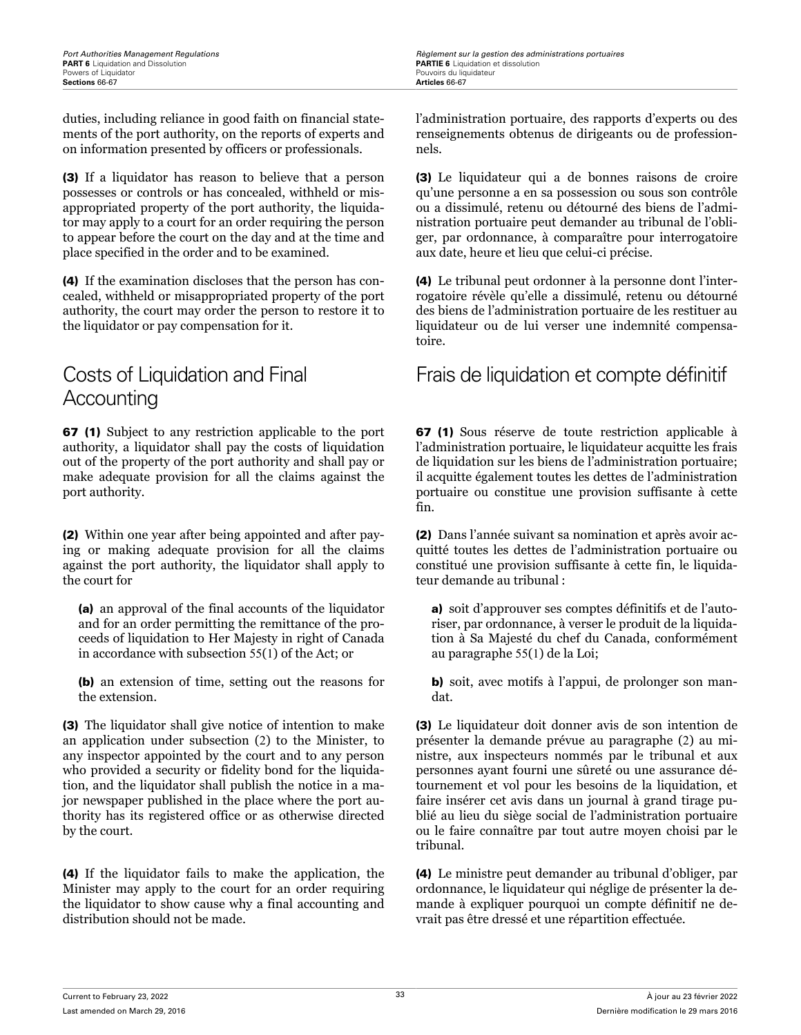duties, including reliance in good faith on financial statements of the port authority, on the reports of experts and on information presented by officers or professionals.

**(3)** If a liquidator has reason to believe that a person possesses or controls or has concealed, withheld or misappropriated property of the port authority, the liquidator may apply to a court for an order requiring the person to appear before the court on the day and at the time and place specified in the order and to be examined.

**(4)** If the examination discloses that the person has concealed, withheld or misappropriated property of the port authority, the court may order the person to restore it to the liquidator or pay compensation for it.

## Costs of Liquidation and Final Accounting

**67 (1)** Subject to any restriction applicable to the port authority, a liquidator shall pay the costs of liquidation out of the property of the port authority and shall pay or make adequate provision for all the claims against the port authority.

**(2)** Within one year after being appointed and after paying or making adequate provision for all the claims against the port authority, the liquidator shall apply to the court for

**(a)** an approval of the final accounts of the liquidator and for an order permitting the remittance of the proceeds of liquidation to Her Majesty in right of Canada in accordance with subsection 55(1) of the Act; or

**(b)** an extension of time, setting out the reasons for the extension.

**(3)** The liquidator shall give notice of intention to make an application under subsection (2) to the Minister, to any inspector appointed by the court and to any person who provided a security or fidelity bond for the liquidation, and the liquidator shall publish the notice in a major newspaper published in the place where the port authority has its registered office or as otherwise directed by the court.

**(4)** If the liquidator fails to make the application, the Minister may apply to the court for an order requiring the liquidator to show cause why a final accounting and distribution should not be made.

l'administration portuaire, des rapports d'experts ou des renseignements obtenus de dirigeants ou de professionnels.

**(3)** Le liquidateur qui a de bonnes raisons de croire qu'une personne a en sa possession ou sous son contrôle ou a dissimulé, retenu ou détourné des biens de l'administration portuaire peut demander au tribunal de l'obliger, par ordonnance, à comparaître pour interrogatoire aux date, heure et lieu que celui-ci précise.

**(4)** Le tribunal peut ordonner à la personne dont l'interrogatoire révèle qu'elle a dissimulé, retenu ou détourné des biens de l'administration portuaire de les restituer au liquidateur ou de lui verser une indemnité compensatoire.

## Frais de liquidation et compte définitif

**67 (1)** Sous réserve de toute restriction applicable à l'administration portuaire, le liquidateur acquitte les frais de liquidation sur les biens de l'administration portuaire; il acquitte également toutes les dettes de l'administration portuaire ou constitue une provision suffisante à cette fin.

**(2)** Dans l'année suivant sa nomination et après avoir acquitté toutes les dettes de l'administration portuaire ou constitué une provision suffisante à cette fin, le liquidateur demande au tribunal :

**a)** soit d'approuver ses comptes définitifs et de l'autoriser, par ordonnance, à verser le produit de la liquidation à Sa Majesté du chef du Canada, conformément au paragraphe 55(1) de la Loi;

**b)** soit, avec motifs à l'appui, de prolonger son mandat.

**(3)** Le liquidateur doit donner avis de son intention de présenter la demande prévue au paragraphe (2) au ministre, aux inspecteurs nommés par le tribunal et aux personnes ayant fourni une sûreté ou une assurance détournement et vol pour les besoins de la liquidation, et faire insérer cet avis dans un journal à grand tirage publié au lieu du siège social de l'administration portuaire ou le faire connaître par tout autre moyen choisi par le tribunal.

**(4)** Le ministre peut demander au tribunal d'obliger, par ordonnance, le liquidateur qui néglige de présenter la demande à expliquer pourquoi un compte définitif ne devrait pas être dressé et une répartition effectuée.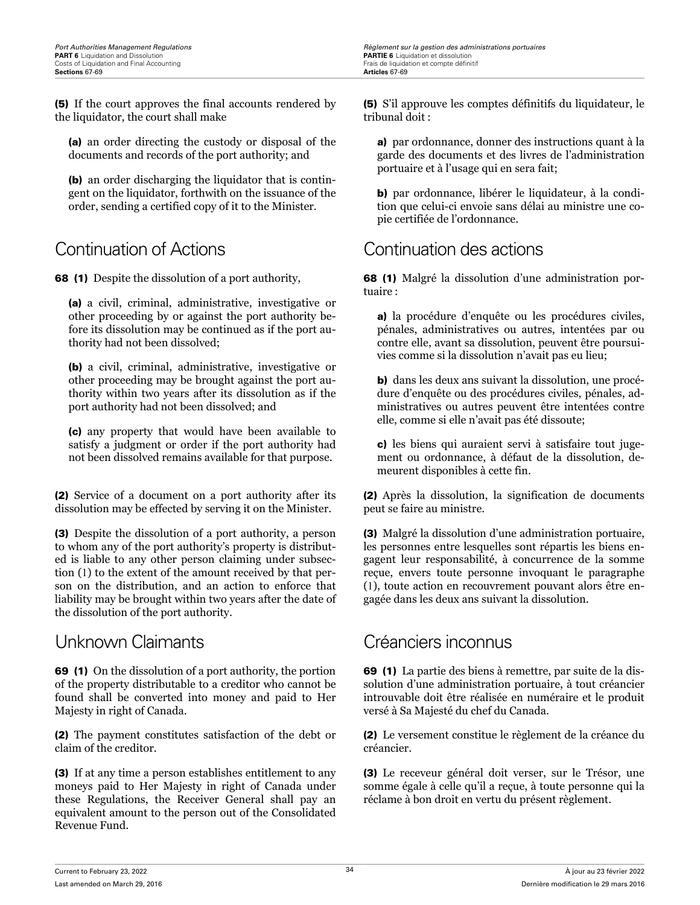**(5)** If the court approves the final accounts rendered by the liquidator, the court shall make

**(a)** an order directing the custody or disposal of the documents and records of the port authority; and

**(b)** an order discharging the liquidator that is contingent on the liquidator, forthwith on the issuance of the order, sending a certified copy of it to the Minister.

## Continuation of Actions

**68 (1)** Despite the dissolution of a port authority,

**(a)** a civil, criminal, administrative, investigative or other proceeding by or against the port authority before its dissolution may be continued as if the port authority had not been dissolved;

**(b)** a civil, criminal, administrative, investigative or other proceeding may be brought against the port authority within two years after its dissolution as if the port authority had not been dissolved; and

**(c)** any property that would have been available to satisfy a judgment or order if the port authority had not been dissolved remains available for that purpose.

**(2)** Service of a document on a port authority after its dissolution may be effected by serving it on the Minister.

**(3)** Despite the dissolution of a port authority, a person to whom any of the port authority's property is distributed is liable to any other person claiming under subsection (1) to the extent of the amount received by that person on the distribution, and an action to enforce that liability may be brought within two years after the date of the dissolution of the port authority.

## Unknown Claimants

**69 (1)** On the dissolution of a port authority, the portion of the property distributable to a creditor who cannot be found shall be converted into money and paid to Her Majesty in right of Canada.

**(2)** The payment constitutes satisfaction of the debt or claim of the creditor.

**(3)** If at any time a person establishes entitlement to any moneys paid to Her Majesty in right of Canada under these Regulations, the Receiver General shall pay an equivalent amount to the person out of the Consolidated Revenue Fund.

**(5)** S'il approuve les comptes définitifs du liquidateur, le tribunal doit :

**a)** par ordonnance, donner des instructions quant à la garde des documents et des livres de l'administration portuaire et à l'usage qui en sera fait;

**b)** par ordonnance, libérer le liquidateur, à la condition que celui-ci envoie sans délai au ministre une copie certifiée de l'ordonnance.

## Continuation des actions

**68 (1)** Malgré la dissolution d'une administration portuaire :

**a)** la procédure d'enquête ou les procédures civiles, pénales, administratives ou autres, intentées par ou contre elle, avant sa dissolution, peuvent être poursuivies comme si la dissolution n'avait pas eu lieu;

**b)** dans les deux ans suivant la dissolution, une procédure d'enquête ou des procédures civiles, pénales, administratives ou autres peuvent être intentées contre elle, comme si elle n'avait pas été dissoute;

**c)** les biens qui auraient servi à satisfaire tout jugement ou ordonnance, à défaut de la dissolution, demeurent disponibles à cette fin.

**(2)** Après la dissolution, la signification de documents peut se faire au ministre.

**(3)** Malgré la dissolution d'une administration portuaire, les personnes entre lesquelles sont répartis les biens engagent leur responsabilité, à concurrence de la somme reçue, envers toute personne invoquant le paragraphe (1), toute action en recouvrement pouvant alors être engagée dans les deux ans suivant la dissolution.

## Créanciers inconnus

**69 (1)** La partie des biens à remettre, par suite de la dissolution d'une administration portuaire, à tout créancier introuvable doit être réalisée en numéraire et le produit versé à Sa Majesté du chef du Canada.

**(2)** Le versement constitue le règlement de la créance du créancier.

**(3)** Le receveur général doit verser, sur le Trésor, une somme égale à celle qu'il a reçue, à toute personne qui la réclame à bon droit en vertu du présent règlement.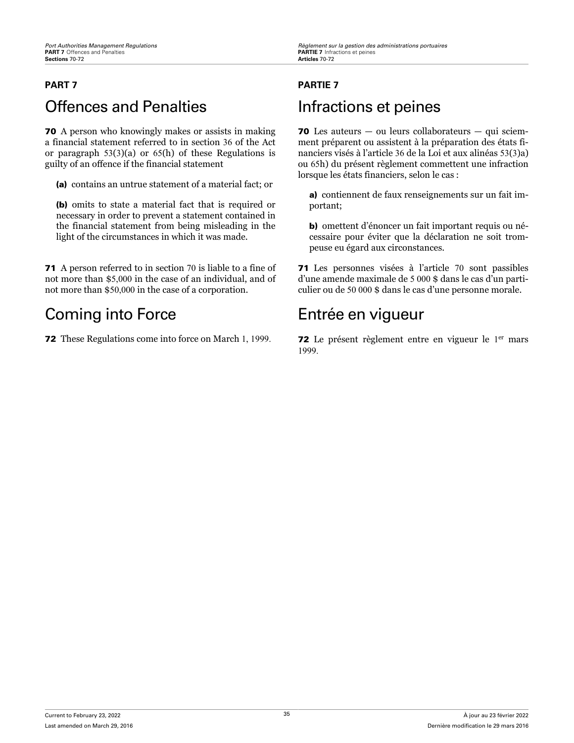## PART 7

# Offences and Penalties

**70** A person who knowingly makes or assists in making a financial statement referred to in section 36 of the Act or paragraph 53(3)(a) or 65(h) of these Regulations is guilty of an offence if the financial statement

**(a)** contains an untrue statement of a material fact; or

**(b)** omits to state a material fact that is required or necessary in order to prevent a statement contained in the financial statement from being misleading in the light of the circumstances in which it was made.

**71** A person referred to in section 70 is liable to a fine of not more than $5,000 in the case of an individual, and of not more than $50,000 in the case of a corporation.

# Coming into Force

**72** These Regulations come into force on March 1, 1999.

## PARTIE 7

# Infractions et peines

**70** Les auteurs — ou leurs collaborateurs — qui sciemment préparent ou assistent à la préparation des états financiers visés à l'article 36 de la Loi et aux alinéas 53(3)a) ou 65h) du présent règlement commettent une infraction lorsque les états financiers, selon le cas :

**a)** contiennent de faux renseignements sur un fait important;

**b)** omettent d'énoncer un fait important requis ou nécessaire pour éviter que la déclaration ne soit trompeuse eu égard aux circonstances.

**71** Les personnes visées à l'article 70 sont passibles d'une amende maximale de 5 000 $ dans le cas d'un particulier ou de 50 000 $ dans le cas d'une personne morale.

# Entrée en vigueur

**72** Le présent règlement entre en vigueur le 1er mars 1999.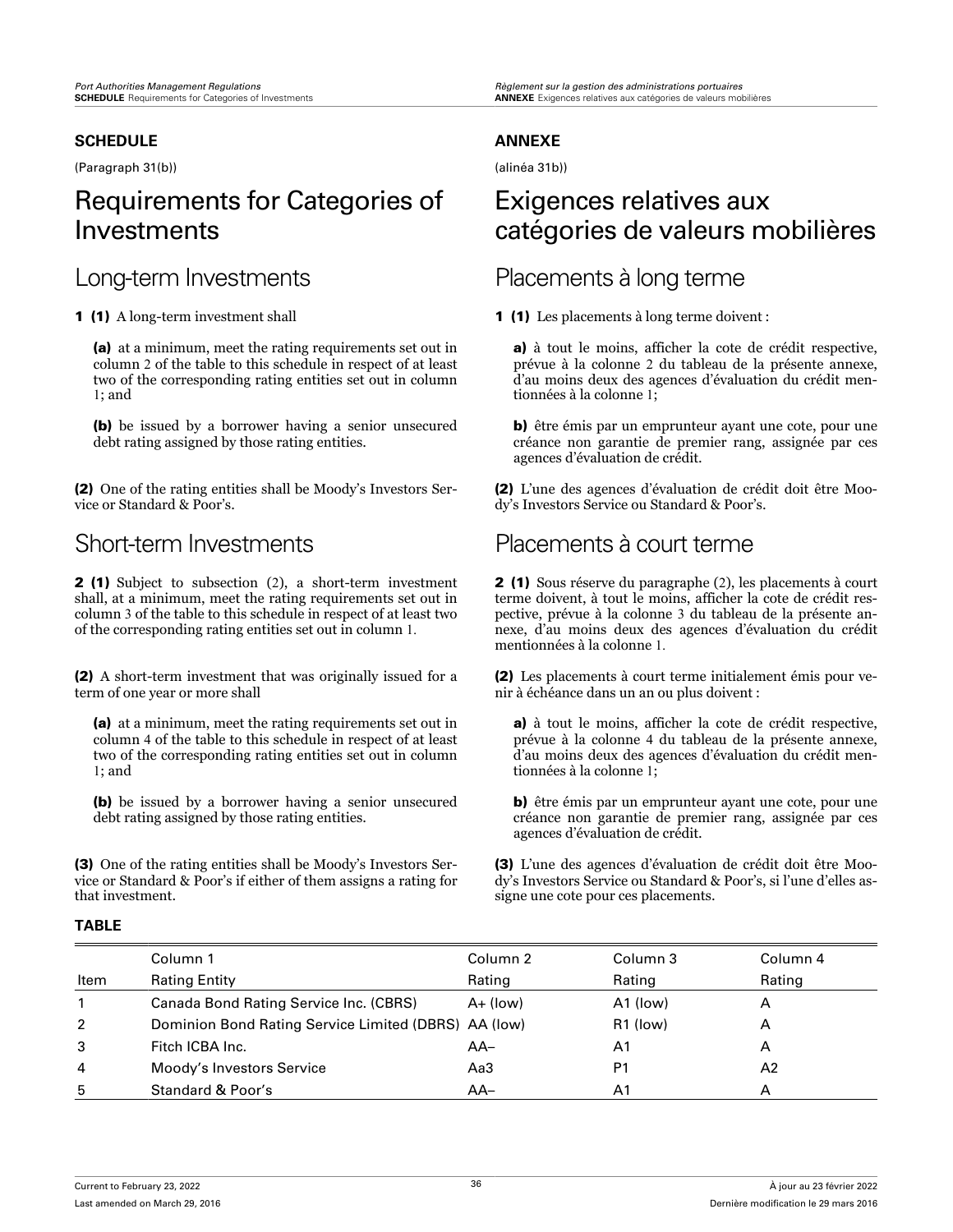## SCHEDULE

(Paragraph 31(b))

# Requirements for Categories of Investments

## Long-term Investments

**1 (1)** A long-term investment shall

**(a)** at a minimum, meet the rating requirements set out in column 2 of the table to this schedule in respect of at least two of the corresponding rating entities set out in column 1; and

**(b)** be issued by a borrower having a senior unsecured debt rating assigned by those rating entities.

**(2)** One of the rating entities shall be Moody's Investors Service or Standard & Poor's.

## Short-term Investments

**2 (1)** Subject to subsection (2), a short-term investment shall, at a minimum, meet the rating requirements set out in column 3 of the table to this schedule in respect of at least two of the corresponding rating entities set out in column 1.

**(2)** A short-term investment that was originally issued for a term of one year or more shall

**(a)** at a minimum, meet the rating requirements set out in column 4 of the table to this schedule in respect of at least two of the corresponding rating entities set out in column 1; and

**(b)** be issued by a borrower having a senior unsecured debt rating assigned by those rating entities.

**(3)** One of the rating entities shall be Moody's Investors Service or Standard & Poor's if either of them assigns a rating for that investment.

## ANNEXE

(alinéa 31b))

# Exigences relatives aux catégories de valeurs mobilières

## Placements à long terme

**1 (1)** Les placements à long terme doivent :

**a)** à tout le moins, afficher la cote de crédit respective, prévue à la colonne 2 du tableau de la présente annexe, d'au moins deux des agences d'évaluation du crédit mentionnées à la colonne 1;

**b)** être émis par un emprunteur ayant une cote, pour une créance non garantie de premier rang, assignée par ces agences d'évaluation de crédit.

**(2)** L'une des agences d'évaluation de crédit doit être Moody's Investors Service ou Standard & Poor's.

## Placements à court terme

**2 (1)** Sous réserve du paragraphe (2), les placements à court terme doivent, à tout le moins, afficher la cote de crédit respective, prévue à la colonne 3 du tableau de la présente annexe, d'au moins deux des agences d'évaluation du crédit mentionnées à la colonne 1.

**(2)** Les placements à court terme initialement émis pour venir à échéance dans un an ou plus doivent :

**a)** à tout le moins, afficher la cote de crédit respective, prévue à la colonne 4 du tableau de la présente annexe, d'au moins deux des agences d'évaluation du crédit mentionnées à la colonne 1;

**b)** être émis par un emprunteur ayant une cote, pour une créance non garantie de premier rang, assignée par ces agences d'évaluation de crédit.

**(3)** L'une des agences d'évaluation de crédit doit être Moody's Investors Service ou Standard & Poor's, si l'une d'elles assigne une cote pour ces placements.

**TABLE**

| Item | Column 1<br>Rating Entity | Column 2<br>Rating | Column 3<br>Rating | Column 4<br>Rating |
|---|---|---|---|---|
| 1 | Canada Bond Rating Service Inc. (CBRS) | A+ (low) | A1 (low) | A |
| 2 | Dominion Bond Rating Service Limited (DBRS) | AA (low) | R1 (low) | A |
| 3 | Fitch ICBA Inc. | AA– | A1 | A |
| 4 | Moody's Investors Service | Aa3 | P1 | A2 |
| 5 | Standard & Poor's | AA– | A1 | A |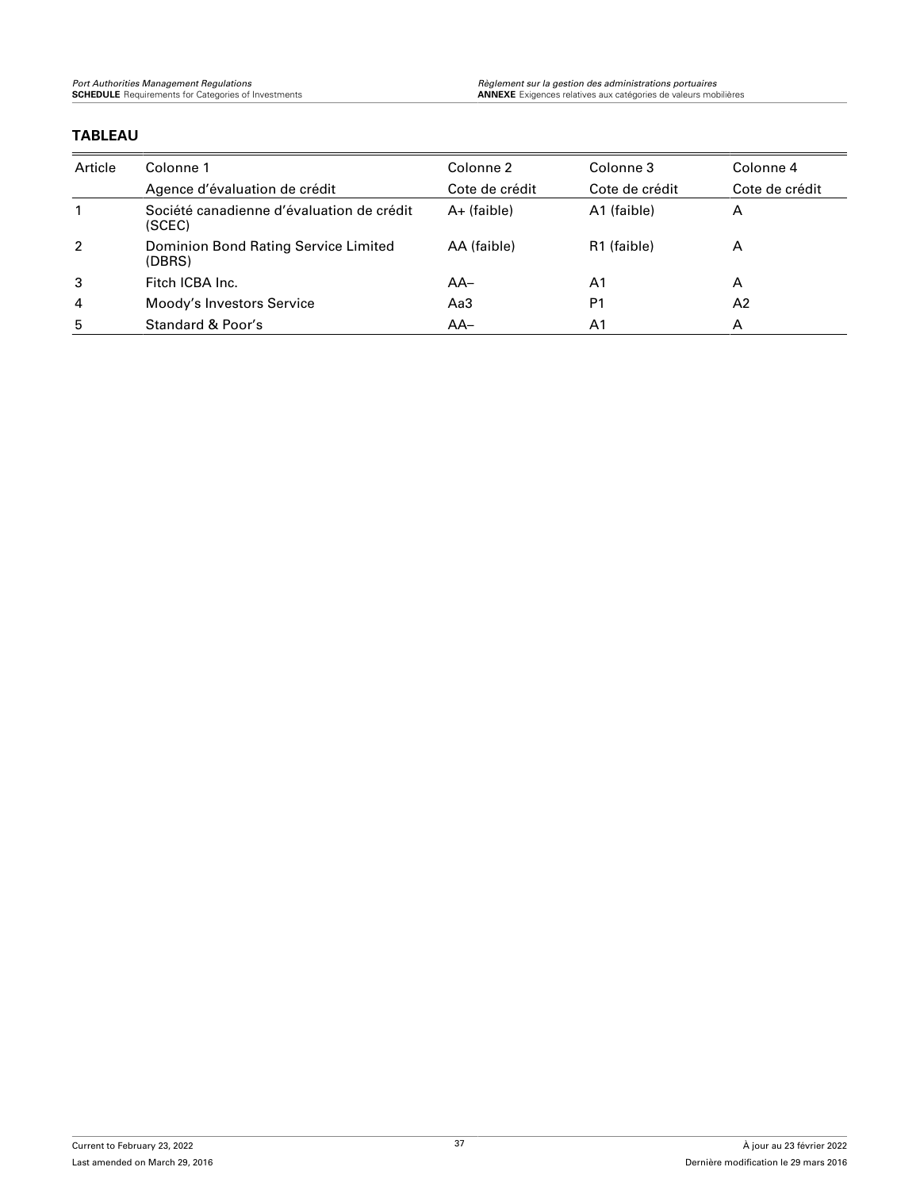**TABLEAU**

| Article | Colonne 1 | Colonne 2 | Colonne 3 | Colonne 4 |
| --- | --- | --- | --- | --- |
| | Agence d'évaluation de crédit | Cote de crédit | Cote de crédit | Cote de crédit |
| 1 | Société canadienne d'évaluation de crédit (SCEC) | A+ (faible) | A1 (faible) | A |
| 2 | Dominion Bond Rating Service Limited (DBRS) | AA (faible) | R1 (faible) | A |
| 3 | Fitch ICBA Inc. | AA– | A1 | A |
| 4 | Moody's Investors Service | Aa3 | P1 | A2 |
| 5 | Standard & Poor's | AA– | A1 | A |